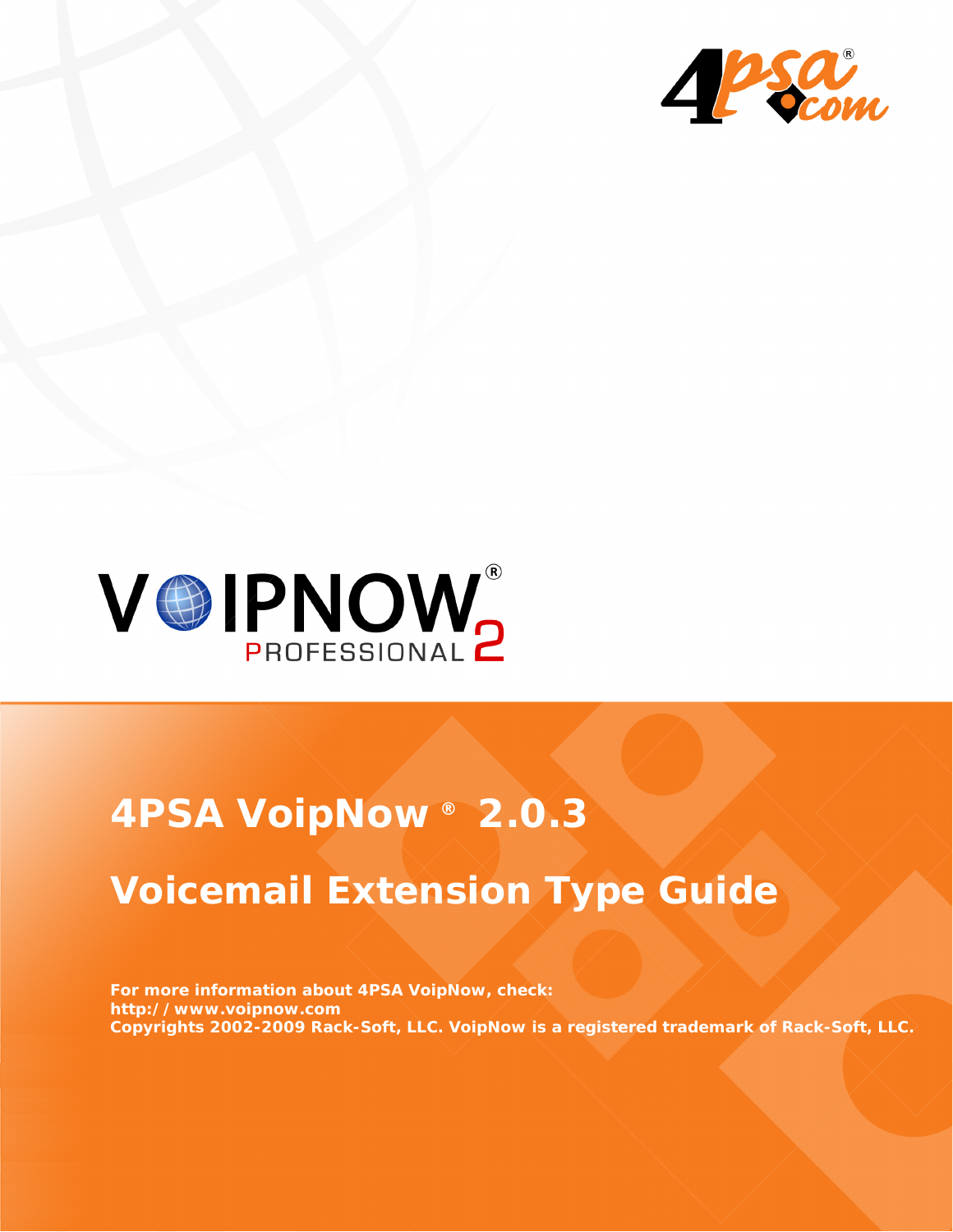# 4PSA VoipNow ® 2.0.3

## Voicemail Extension Type Guide

**For more information about 4PSA VoipNow, check:**
**http://www.voipnow.com**
**Copyrights 2002-2009 Rack-Soft, LLC. VoipNow is a registered trademark of Rack-Soft, LLC.**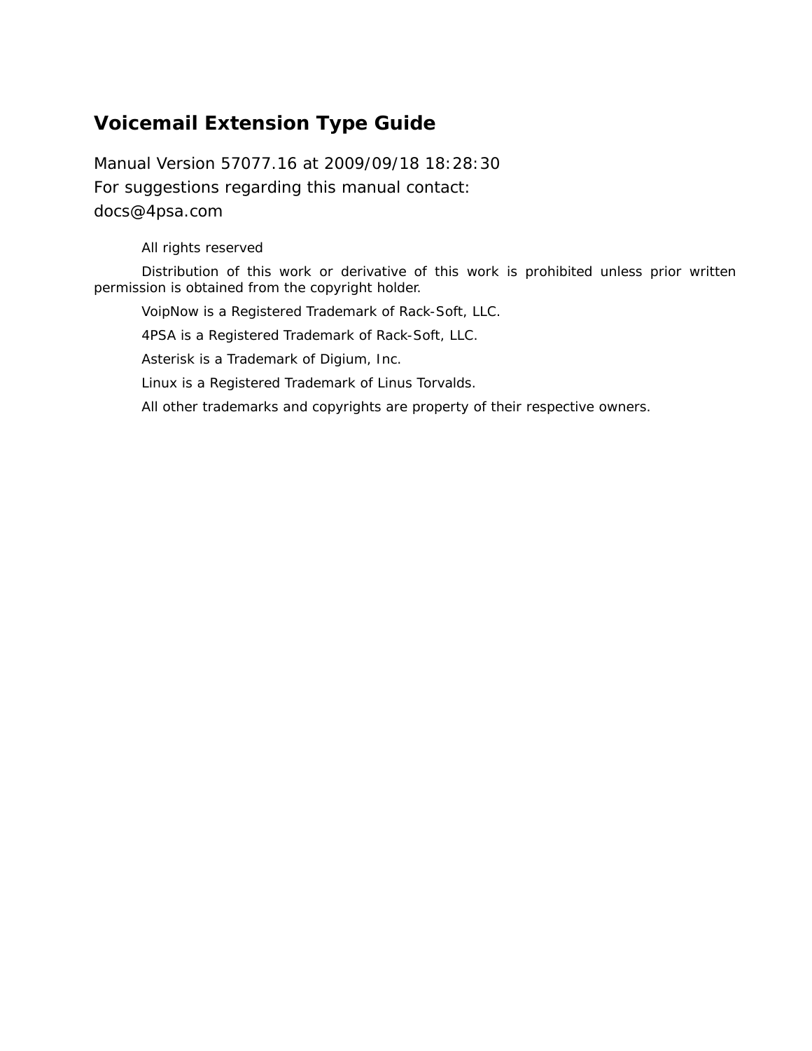# Voicemail Extension Type Guide

Manual Version 57077.16 at 2009/09/18 18:28:30
For suggestions regarding this manual contact:
docs@4psa.com

All rights reserved

Distribution of this work or derivative of this work is prohibited unless prior written permission is obtained from the copyright holder.

VoipNow is a Registered Trademark of Rack-Soft, LLC.

4PSA is a Registered Trademark of Rack-Soft, LLC.

Asterisk is a Trademark of Digium, Inc.

Linux is a Registered Trademark of Linus Torvalds.

All other trademarks and copyrights are property of their respective owners.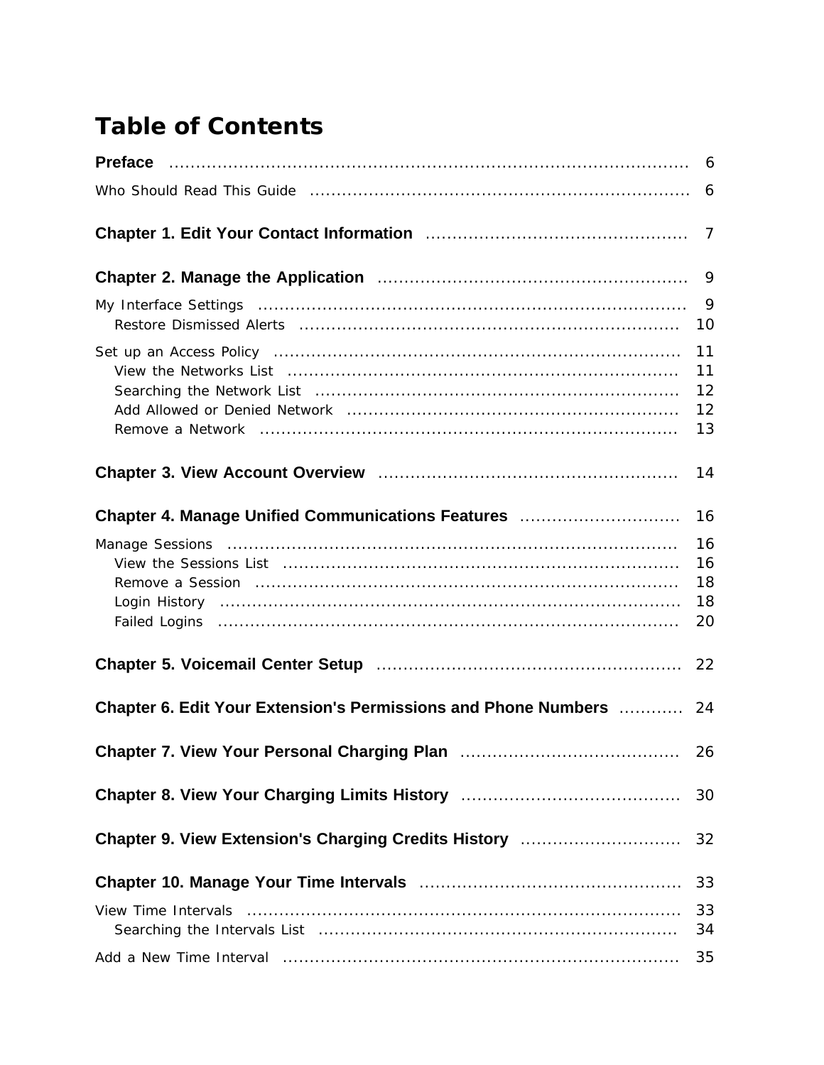# Table of Contents

**Preface** ........ 6

Who Should Read This Guide ........ 6

**Chapter 1. Edit Your Contact Information** ........ 7

**Chapter 2. Manage the Application** ........ 9

My Interface Settings ........ 9

- Restore Dismissed Alerts ........ 10

Set up an Access Policy ........ 11

- View the Networks List ........ 11
- Searching the Network List ........ 12
- Add Allowed or Denied Network ........ 12
- Remove a Network ........ 13

**Chapter 3. View Account Overview** ........ 14

**Chapter 4. Manage Unified Communications Features** ........ 16

Manage Sessions ........ 16

- View the Sessions List ........ 16
- Remove a Session ........ 18
- Login History ........ 18
- Failed Logins ........ 20

**Chapter 5. Voicemail Center Setup** ........ 22

**Chapter 6. Edit Your Extension's Permissions and Phone Numbers** ........ 24

**Chapter 7. View Your Personal Charging Plan** ........ 26

**Chapter 8. View Your Charging Limits History** ........ 30

**Chapter 9. View Extension's Charging Credits History** ........ 32

**Chapter 10. Manage Your Time Intervals** ........ 33

View Time Intervals ........ 33

- Searching the Intervals List ........ 34

Add a New Time Interval ........ 35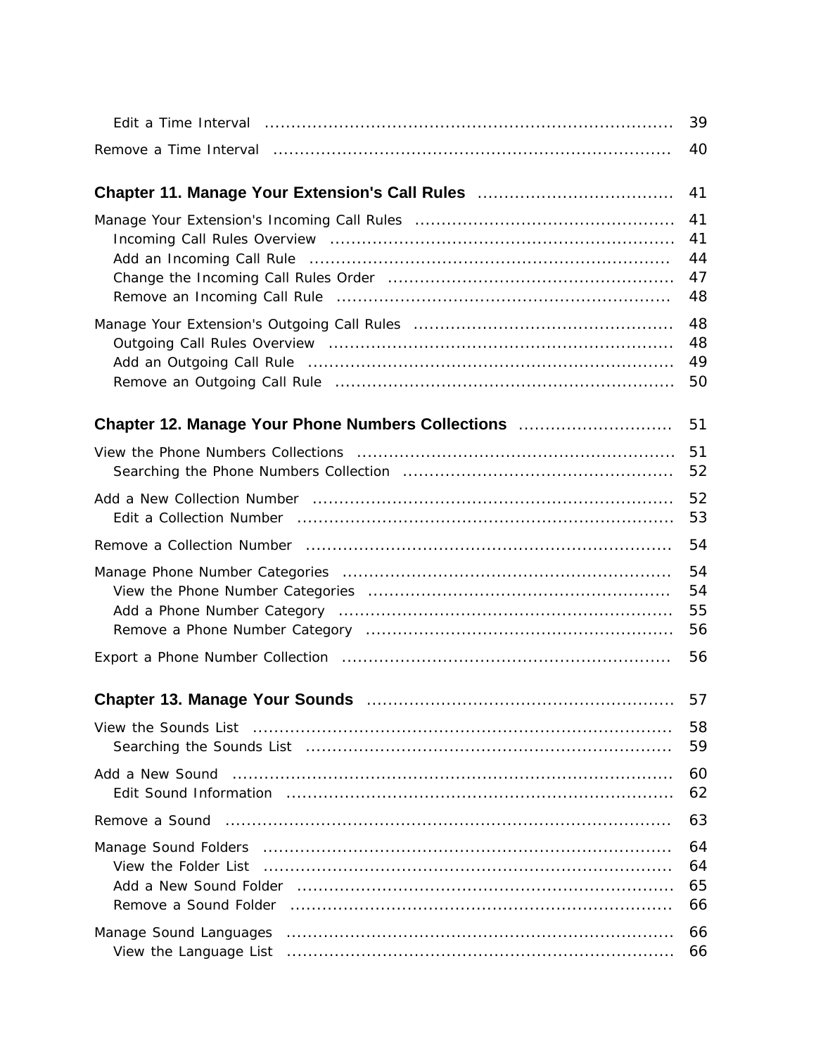Edit a Time Interval ........................................................................ 39

Remove a Time Interval ........................................................................ 40

**Chapter 11. Manage Your Extension's Call Rules** .................................... 41

Manage Your Extension's Incoming Call Rules ............................................. 41
- Incoming Call Rules Overview ............................................................ 41
- Add an Incoming Call Rule ................................................................ 44
- Change the Incoming Call Rules Order ................................................. 47
- Remove an Incoming Call Rule ........................................................... 48

Manage Your Extension's Outgoing Call Rules ............................................. 48
- Outgoing Call Rules Overview ............................................................ 48
- Add an Outgoing Call Rule ................................................................ 49
- Remove an Outgoing Call Rule ........................................................... 50

**Chapter 12. Manage Your Phone Numbers Collections** ............................ 51

View the Phone Numbers Collections ........................................................ 51
- Searching the Phone Numbers Collection .............................................. 52

Add a New Collection Number ................................................................ 52
- Edit a Collection Number .................................................................. 53

Remove a Collection Number ................................................................. 54

Manage Phone Number Categories ........................................................... 54
- View the Phone Number Categories ..................................................... 54
- Add a Phone Number Category ........................................................... 55
- Remove a Phone Number Category ..................................................... 56

Export a Phone Number Collection ........................................................... 56

**Chapter 13. Manage Your Sounds** ......................................................... 57

View the Sounds List ........................................................................... 58
- Searching the Sounds List ................................................................. 59

Add a New Sound ............................................................................... 60
- Edit Sound Information ..................................................................... 62

Remove a Sound ................................................................................. 63

Manage Sound Folders ......................................................................... 64
- View the Folder List ......................................................................... 64
- Add a New Sound Folder ................................................................... 65
- Remove a Sound Folder .................................................................... 66

Manage Sound Languages ..................................................................... 66
- View the Language List ..................................................................... 66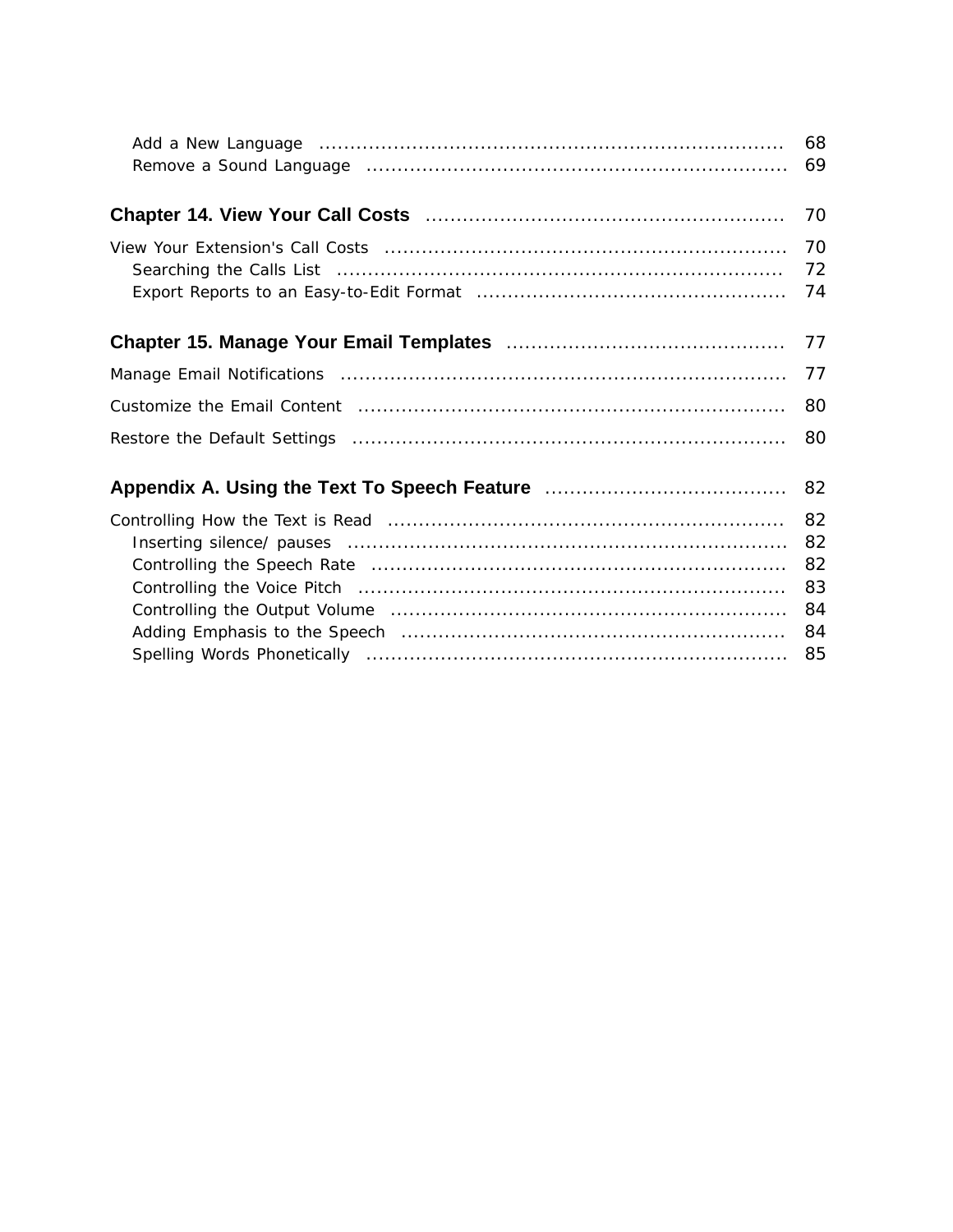Add a New Language .......................................................................... 68
Remove a Sound Language .................................................................. 69

**Chapter 14. View Your Call Costs** ........................................................ 70

View Your Extension's Call Costs ............................................................... 70
Searching the Calls List ...................................................................... 72
Export Reports to an Easy-to-Edit Format ................................................ 74

**Chapter 15. Manage Your Email Templates** ........................................... 77

Manage Email Notifications ...................................................................... 77

Customize the Email Content ................................................................... 80

Restore the Default Settings .................................................................... 80

**Appendix A. Using the Text To Speech Feature** ...................................... 82

Controlling How the Text is Read .............................................................. 82
Inserting silence/ pauses ..................................................................... 82
Controlling the Speech Rate ................................................................. 82
Controlling the Voice Pitch ................................................................... 83
Controlling the Output Volume .............................................................. 84
Adding Emphasis to the Speech ............................................................ 84
Spelling Words Phonetically .................................................................. 85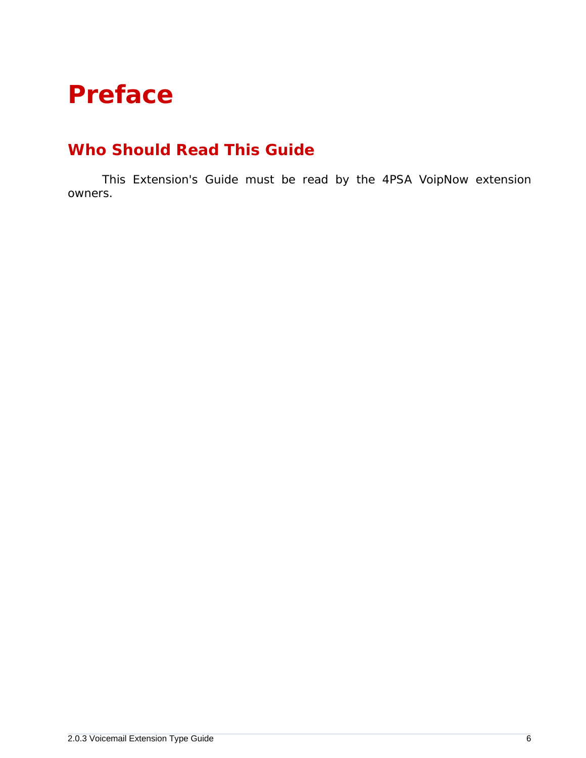# Preface

## Who Should Read This Guide

This Extension's Guide must be read by the 4PSA VoipNow extension owners.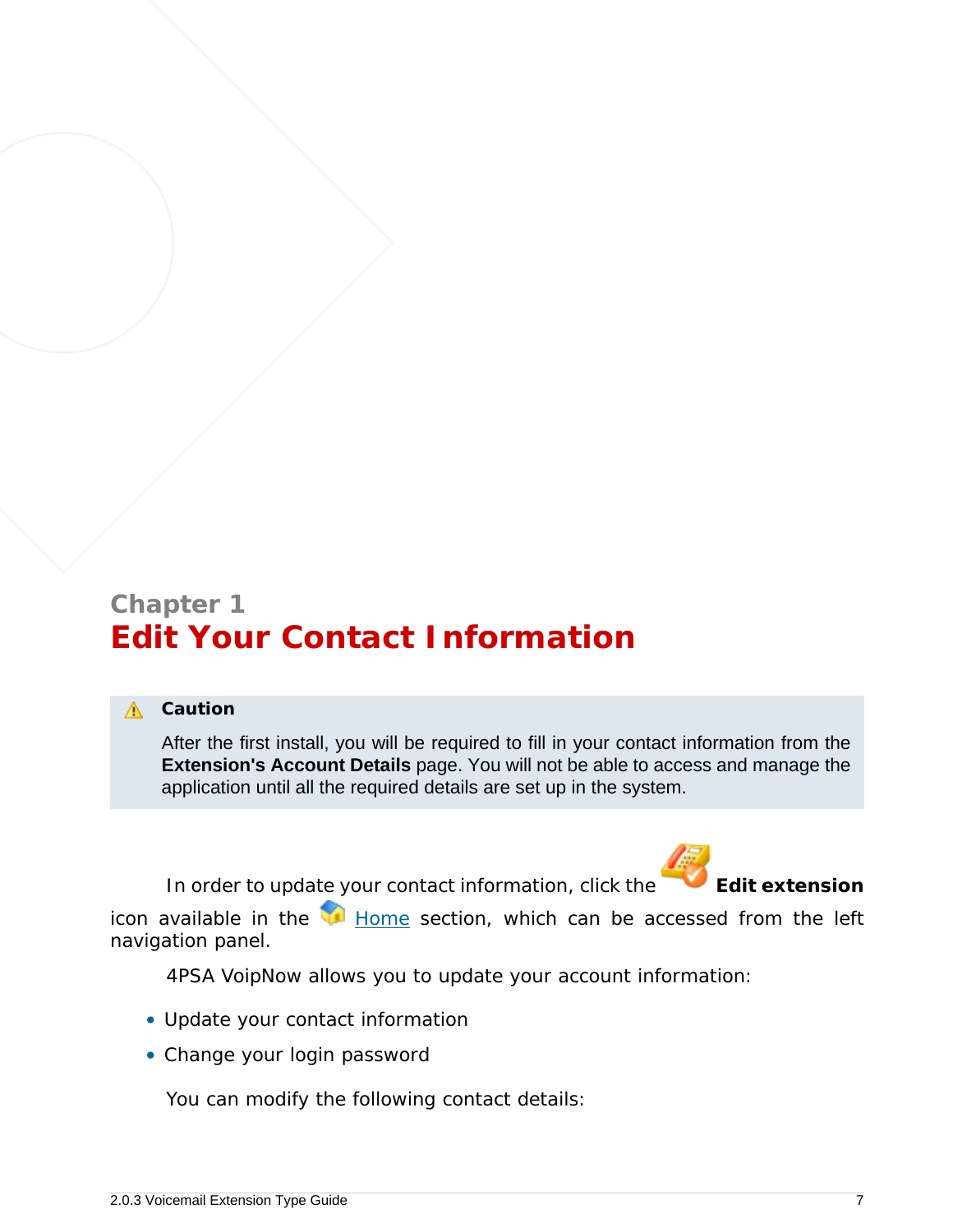# Chapter 1
# Edit Your Contact Information

> **Caution**
>
> After the first install, you will be required to fill in your contact information from the **Extension's Account Details** page. You will not be able to access and manage the application until all the required details are set up in the system.

In order to update your contact information, click the **Edit extension** icon available in the Home section, which can be accessed from the left navigation panel.

4PSA VoipNow allows you to update your account information:

- Update your contact information
- Change your login password

You can modify the following contact details: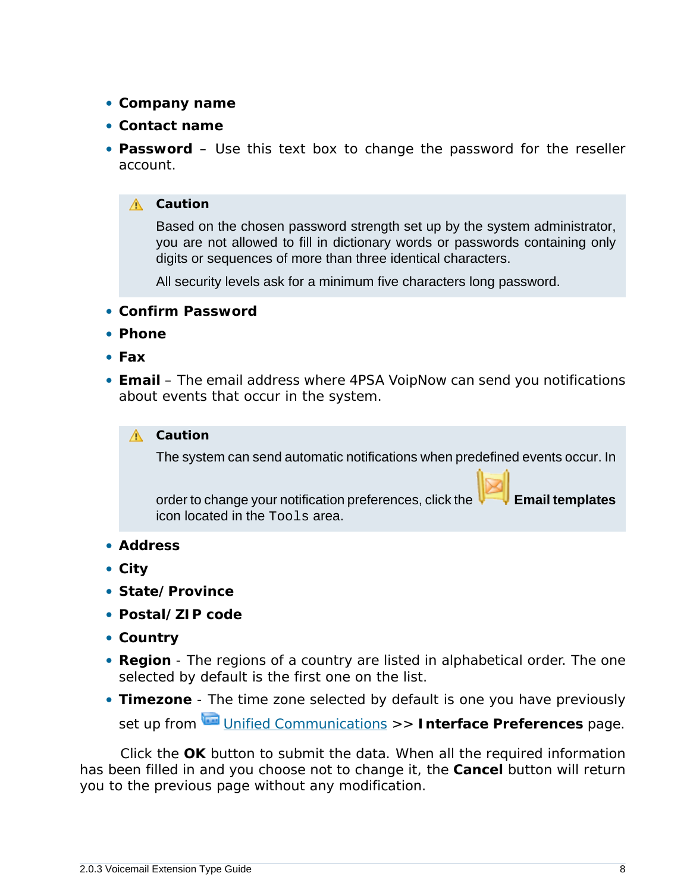- **Company name**
- **Contact name**
- **Password** – Use this text box to change the password for the reseller account.

> **Caution**
>
> Based on the chosen password strength set up by the system administrator, you are not allowed to fill in dictionary words or passwords containing only digits or sequences of more than three identical characters.
>
> All security levels ask for a minimum five characters long password.

- **Confirm Password**
- **Phone**
- **Fax**
- **Email** – The email address where 4PSA VoipNow can send you notifications about events that occur in the system.

> **Caution**
>
> The system can send automatic notifications when predefined events occur. In order to change your notification preferences, click the **Email templates** icon located in the `Tools` area.

- **Address**
- **City**
- **State/Province**
- **Postal/ZIP code**
- **Country**
- **Region** - The regions of a country are listed in alphabetical order. The one selected by default is the first one on the list.
- **Timezone** - The time zone selected by default is one you have previously set up from Unified Communications >> **Interface Preferences** page.

Click the **OK** button to submit the data. When all the required information has been filled in and you choose not to change it, the **Cancel** button will return you to the previous page without any modification.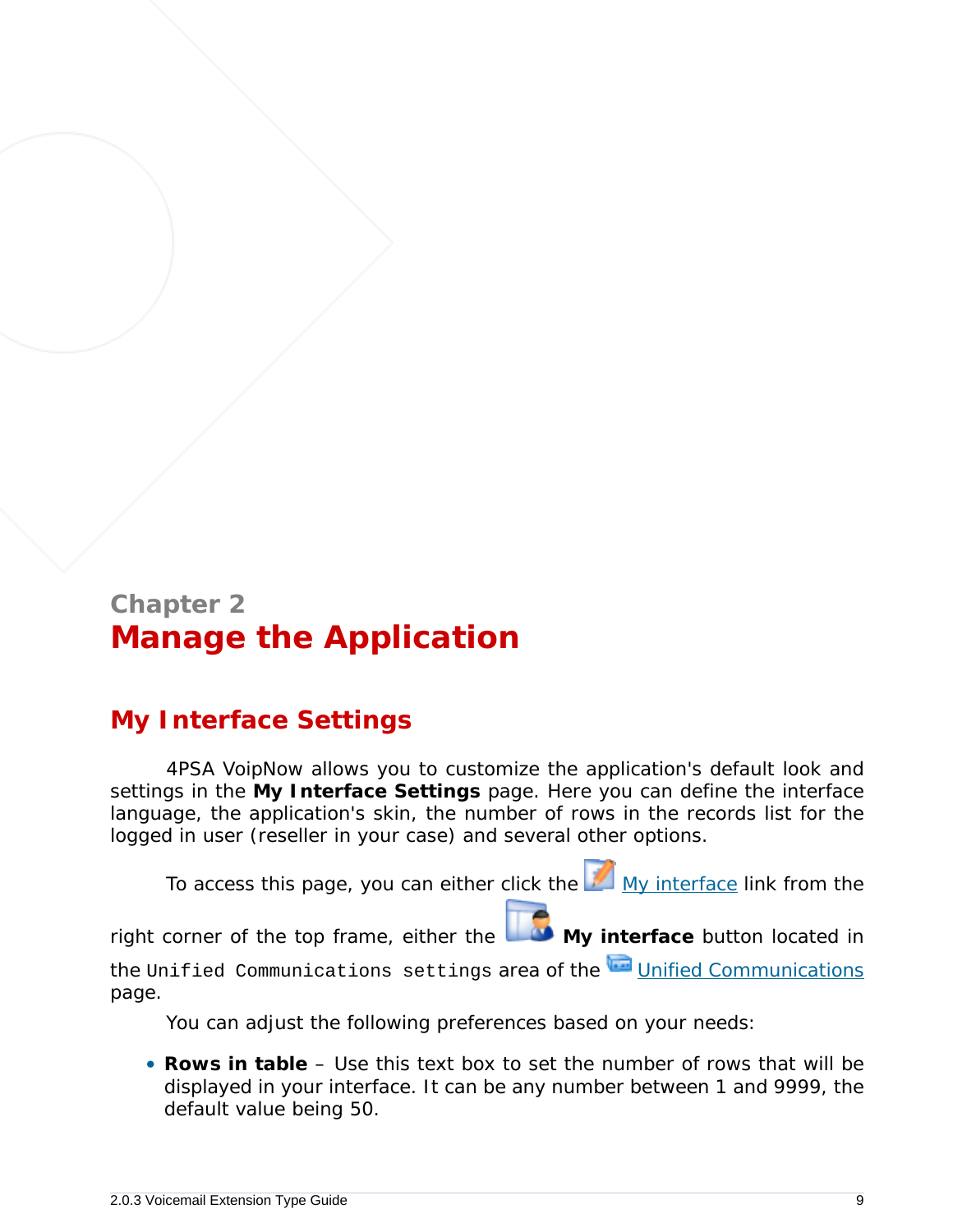# Chapter 2 Manage the Application

## My Interface Settings

4PSA VoipNow allows you to customize the application's default look and settings in the **My Interface Settings** page. Here you can define the interface language, the application's skin, the number of rows in the records list for the logged in user (reseller in your case) and several other options.

To access this page, you can either click the My interface link from the right corner of the top frame, either the **My interface** button located in the `Unified Communications settings` area of the Unified Communications page.

You can adjust the following preferences based on your needs:

- **Rows in table** – Use this text box to set the number of rows that will be displayed in your interface. It can be any number between 1 and 9999, the default value being 50.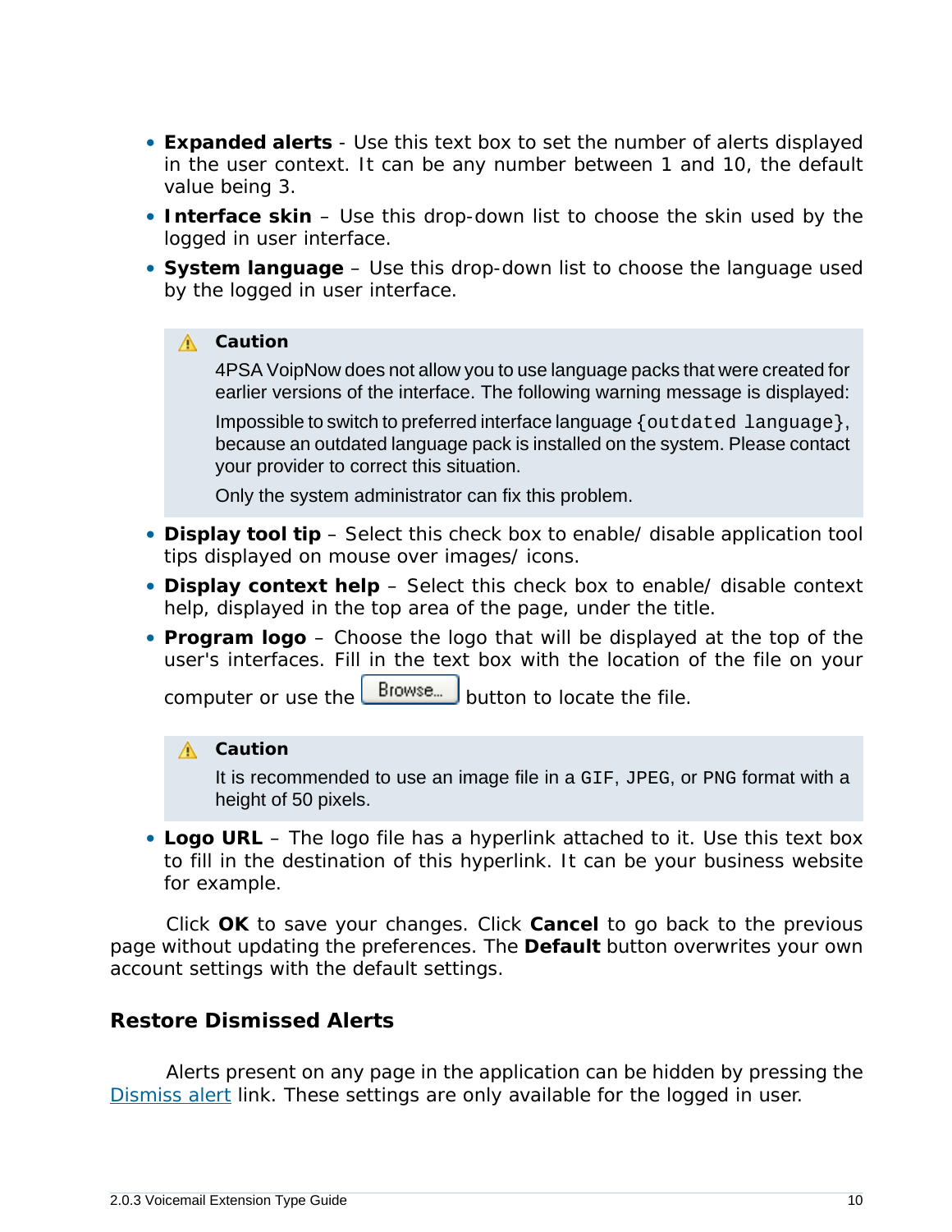- **Expanded alerts** - Use this text box to set the number of alerts displayed in the user context. It can be any number between 1 and 10, the default value being 3.
- **Interface skin** – Use this drop-down list to choose the skin used by the logged in user interface.
- **System language** – Use this drop-down list to choose the language used by the logged in user interface.

> **Caution**
>
> 4PSA VoipNow does not allow you to use language packs that were created for earlier versions of the interface. The following warning message is displayed:
>
> Impossible to switch to preferred interface language `{outdated language}`, because an outdated language pack is installed on the system. Please contact your provider to correct this situation.
>
> Only the system administrator can fix this problem.

- **Display tool tip** – Select this check box to enable/ disable application tool tips displayed on mouse over images/ icons.
- **Display context help** – Select this check box to enable/ disable context help, displayed in the top area of the page, under the title.
- **Program logo** – Choose the logo that will be displayed at the top of the user's interfaces. Fill in the text box with the location of the file on your computer or use the Browse... button to locate the file.

> **Caution**
>
> It is recommended to use an image file in a `GIF`, `JPEG`, or `PNG` format with a height of 50 pixels.

- **Logo URL** – The logo file has a hyperlink attached to it. Use this text box to fill in the destination of this hyperlink. It can be your business website for example.

Click **OK** to save your changes. Click **Cancel** to go back to the previous page without updating the preferences. The **Default** button overwrites your own account settings with the default settings.

## Restore Dismissed Alerts

Alerts present on any page in the application can be hidden by pressing the Dismiss alert link. These settings are only available for the logged in user.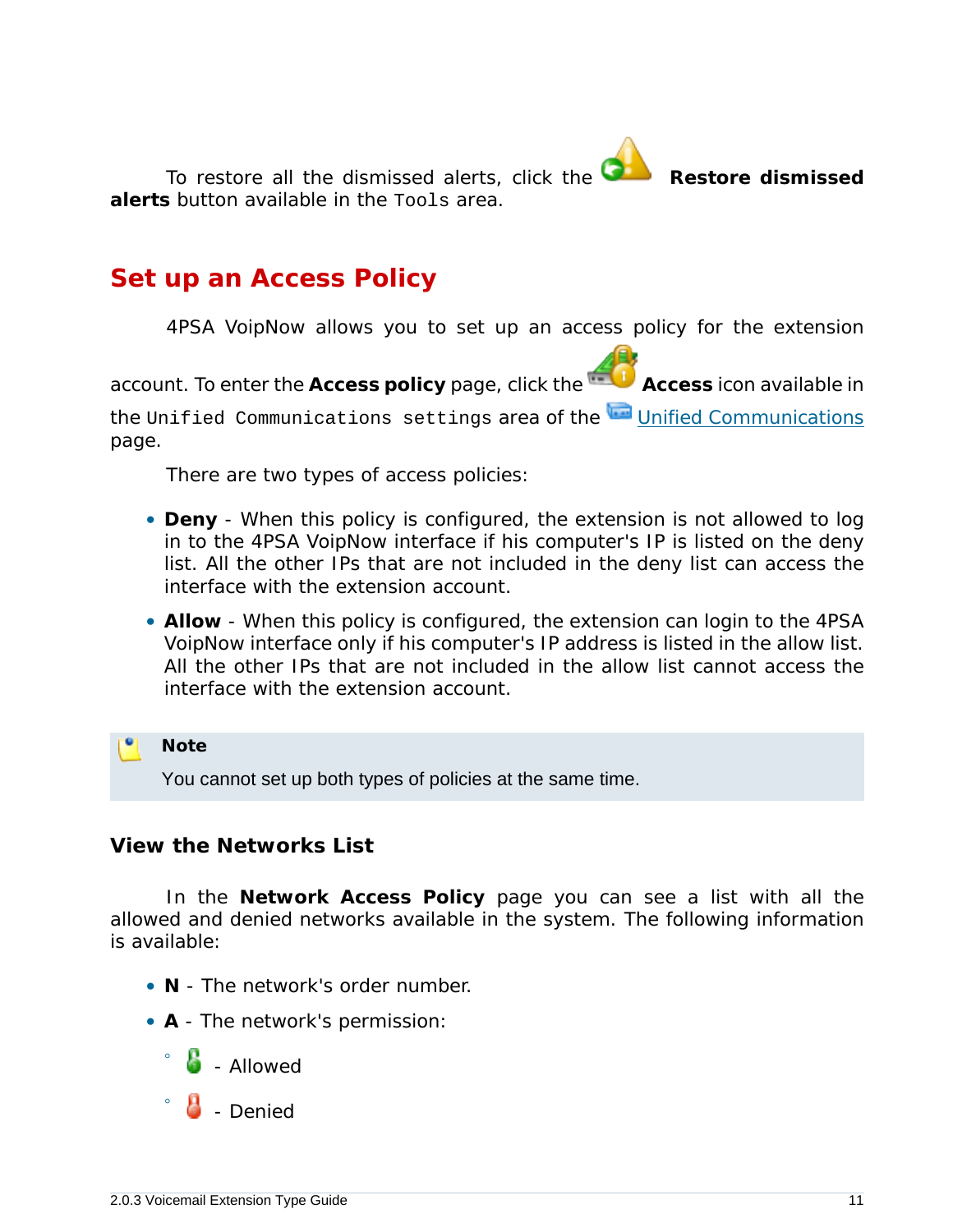To restore all the dismissed alerts, click the **Restore dismissed alerts** button available in the `Tools` area.

## Set up an Access Policy

4PSA VoipNow allows you to set up an access policy for the extension account. To enter the **Access policy** page, click the **Access** icon available in the `Unified Communications settings` area of the Unified Communications page.

There are two types of access policies:

- **Deny** - When this policy is configured, the extension is not allowed to log in to the 4PSA VoipNow interface if his computer's IP is listed on the deny list. All the other IPs that are not included in the deny list can access the interface with the extension account.
- **Allow** - When this policy is configured, the extension can login to the 4PSA VoipNow interface only if his computer's IP address is listed in the allow list. All the other IPs that are not included in the allow list cannot access the interface with the extension account.

> **Note**
>
> You cannot set up both types of policies at the same time.

### View the Networks List

In the **Network Access Policy** page you can see a list with all the allowed and denied networks available in the system. The following information is available:

- **N** - The network's order number.
- **A** - The network's permission:
  - - Allowed
  - - Denied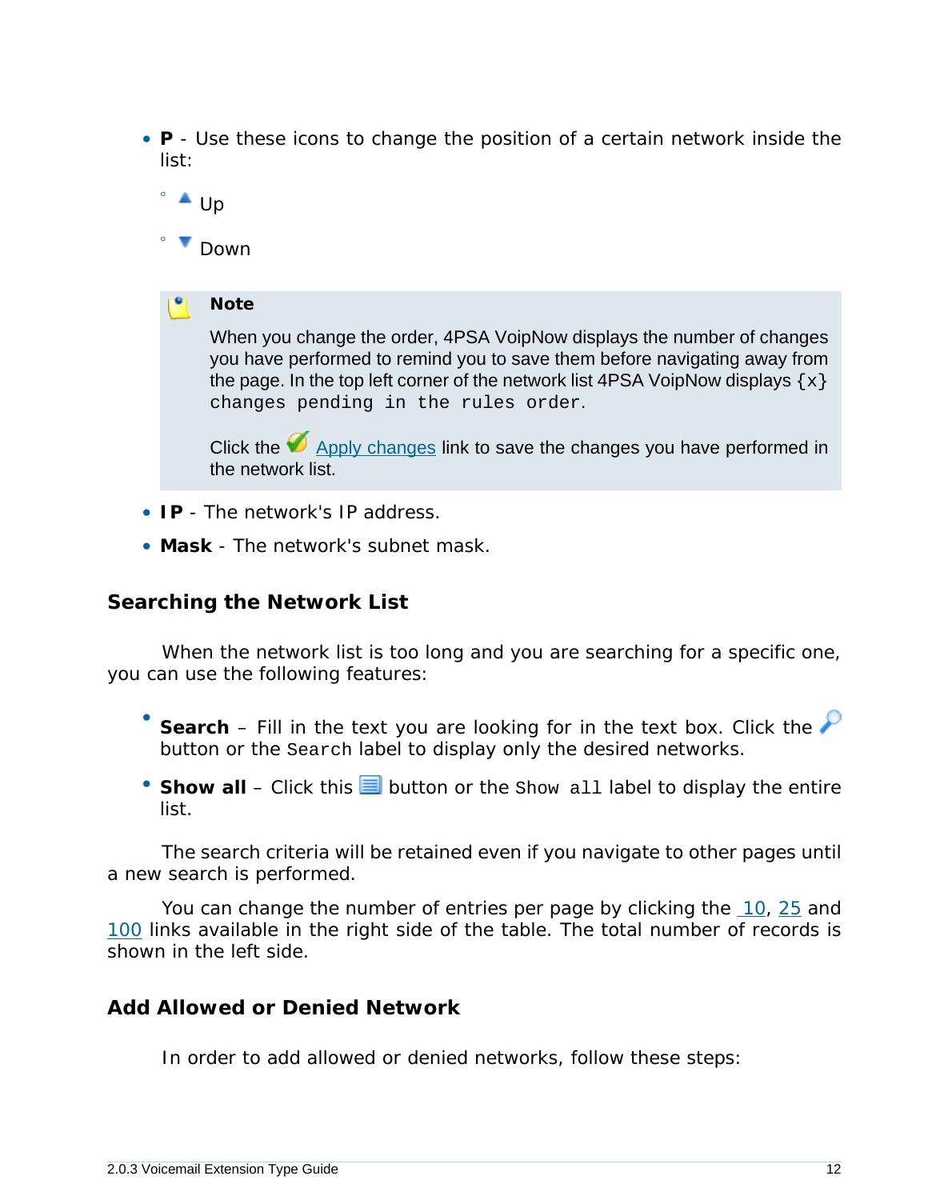- **P** - Use these icons to change the position of a certain network inside the list:
  - Up
  - Down

> **Note**
>
> When you change the order, 4PSA VoipNow displays the number of changes you have performed to remind you to save them before navigating away from the page. In the top left corner of the network list 4PSA VoipNow displays `{x} changes pending in the rules order`.
>
> Click the Apply changes link to save the changes you have performed in the network list.

- **IP** - The network's IP address.
- **Mask** - The network's subnet mask.

### Searching the Network List

When the network list is too long and you are searching for a specific one, you can use the following features:

- **Search** – Fill in the text you are looking for in the text box. Click the button or the `Search` label to display only the desired networks.
- **Show all** – Click this button or the `Show all` label to display the entire list.

The search criteria will be retained even if you navigate to other pages until a new search is performed.

You can change the number of entries per page by clicking the 10, 25 and 100 links available in the right side of the table. The total number of records is shown in the left side.

### Add Allowed or Denied Network

In order to add allowed or denied networks, follow these steps: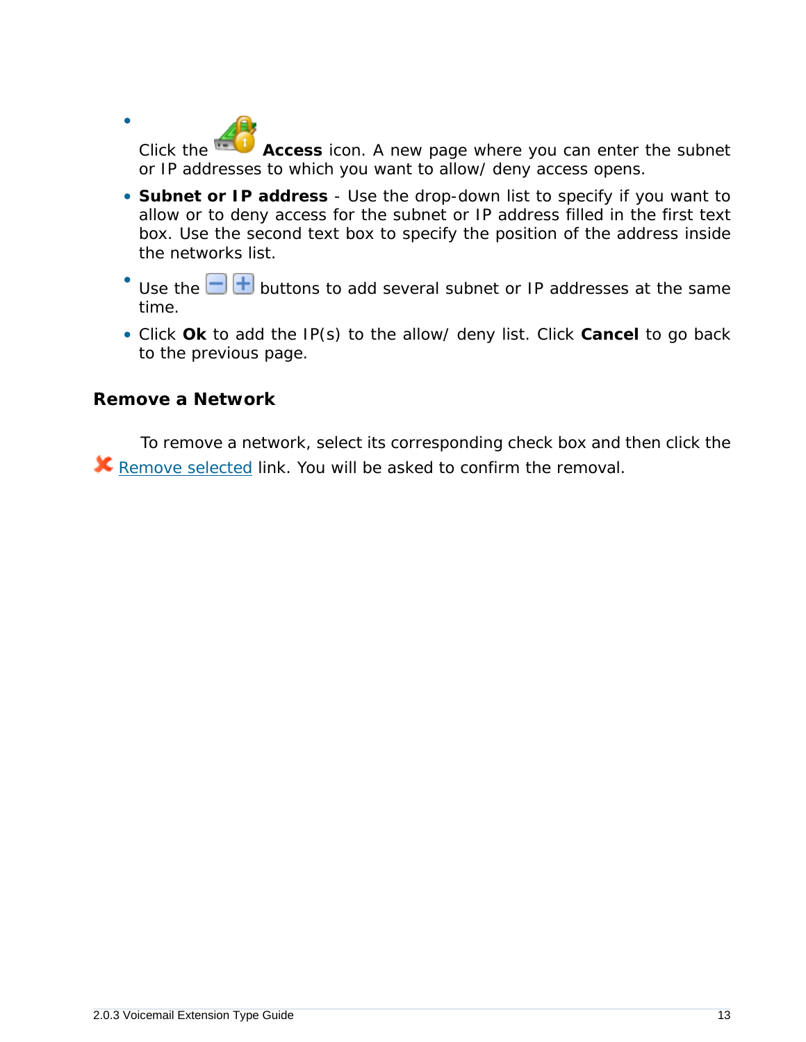- Click the  **Access** icon. A new page where you can enter the subnet or IP addresses to which you want to allow/ deny access opens.
- **Subnet or IP address** - Use the drop-down list to specify if you want to allow or to deny access for the subnet or IP address filled in the first text box. Use the second text box to specify the position of the address inside the networks list.
- Use the   buttons to add several subnet or IP addresses at the same time.
- Click **Ok** to add the IP(s) to the allow/ deny list. Click **Cancel** to go back to the previous page.

### Remove a Network

To remove a network, select its corresponding check box and then click the  Remove selected link. You will be asked to confirm the removal.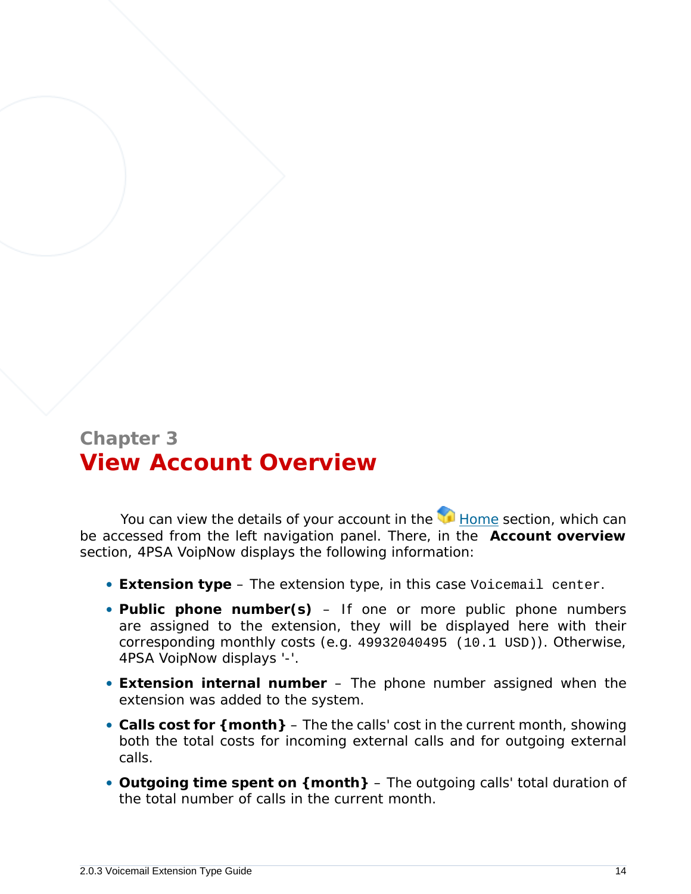Chapter 3

# View Account Overview

You can view the details of your account in the Home section, which can be accessed from the left navigation panel. There, in the **Account overview** section, 4PSA VoipNow displays the following information:

- **Extension type** – The extension type, in this case `Voicemail center`.
- **Public phone number(s)** – If one or more public phone numbers are assigned to the extension, they will be displayed here with their corresponding monthly costs (e.g. `49932040495 (10.1 USD)`). Otherwise, 4PSA VoipNow displays '-'.
- **Extension internal number** – The phone number assigned when the extension was added to the system.
- **Calls cost for {month}** – The the calls' cost in the current month, showing both the total costs for incoming external calls and for outgoing external calls.
- **Outgoing time spent on {month}** – The outgoing calls' total duration of the total number of calls in the current month.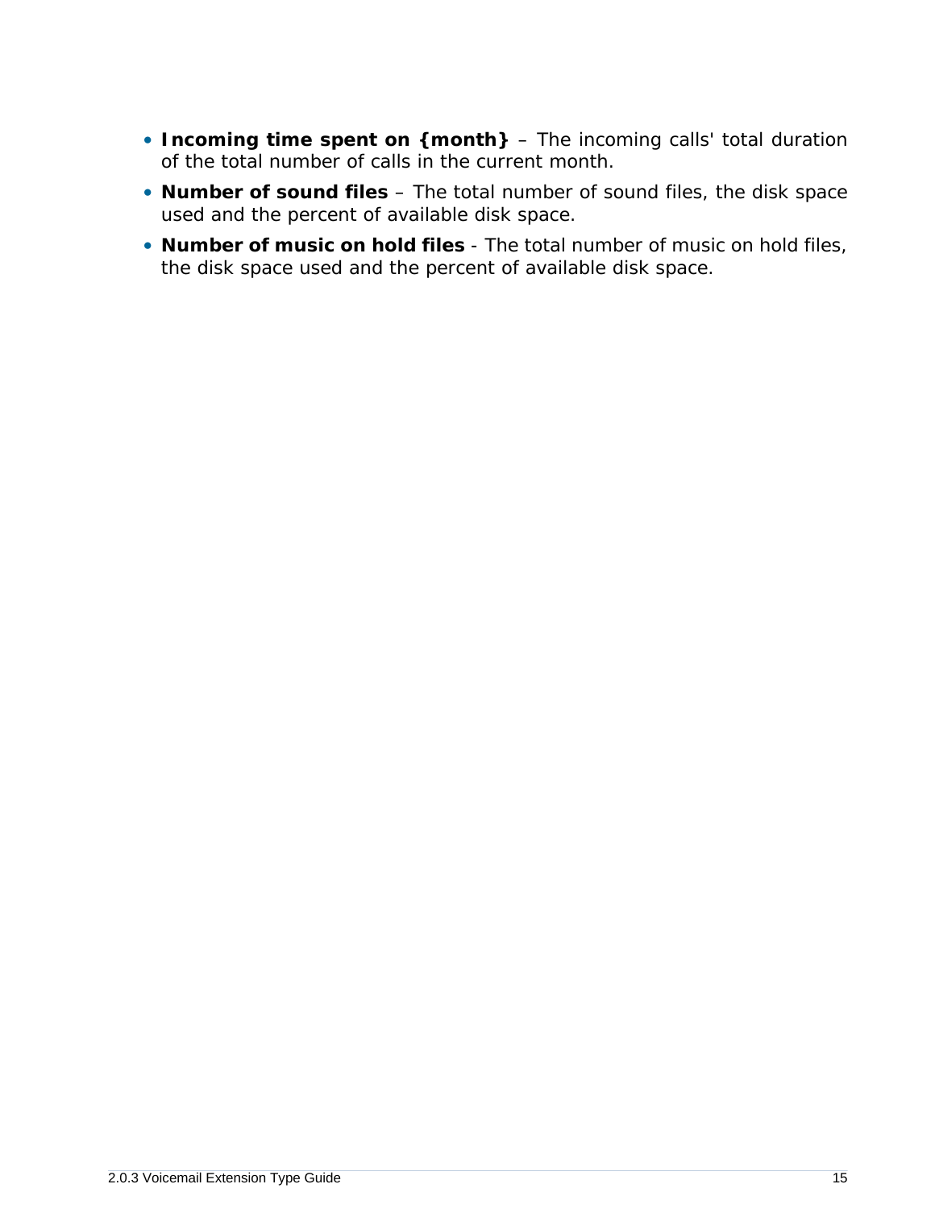- **Incoming time spent on {month}** – The incoming calls' total duration of the total number of calls in the current month.
- **Number of sound files** – The total number of sound files, the disk space used and the percent of available disk space.
- **Number of music on hold files** - The total number of music on hold files, the disk space used and the percent of available disk space.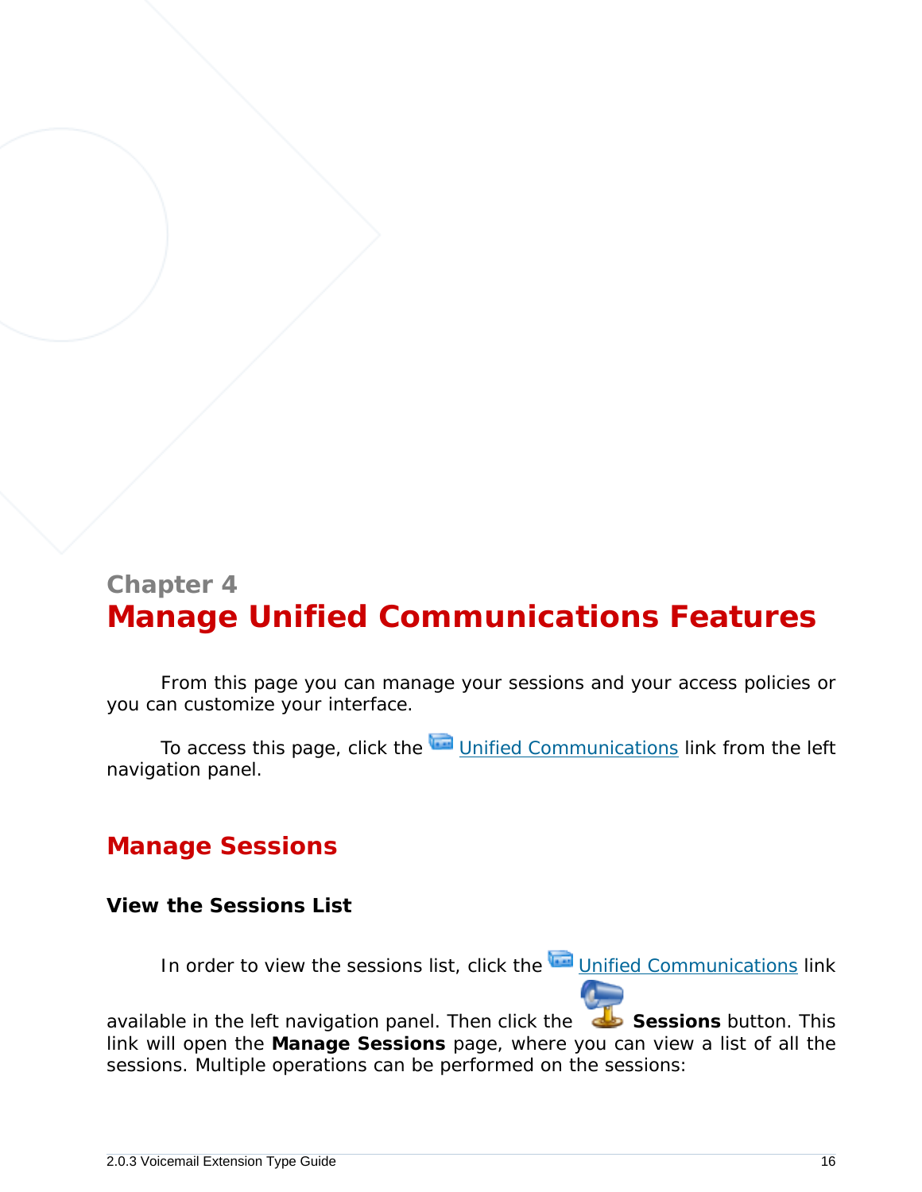Chapter 4

# Manage Unified Communications Features

From this page you can manage your sessions and your access policies or you can customize your interface.

To access this page, click the Unified Communications link from the left navigation panel.

## Manage Sessions

### View the Sessions List

In order to view the sessions list, click the Unified Communications link available in the left navigation panel. Then click the **Sessions** button. This link will open the **Manage Sessions** page, where you can view a list of all the sessions. Multiple operations can be performed on the sessions: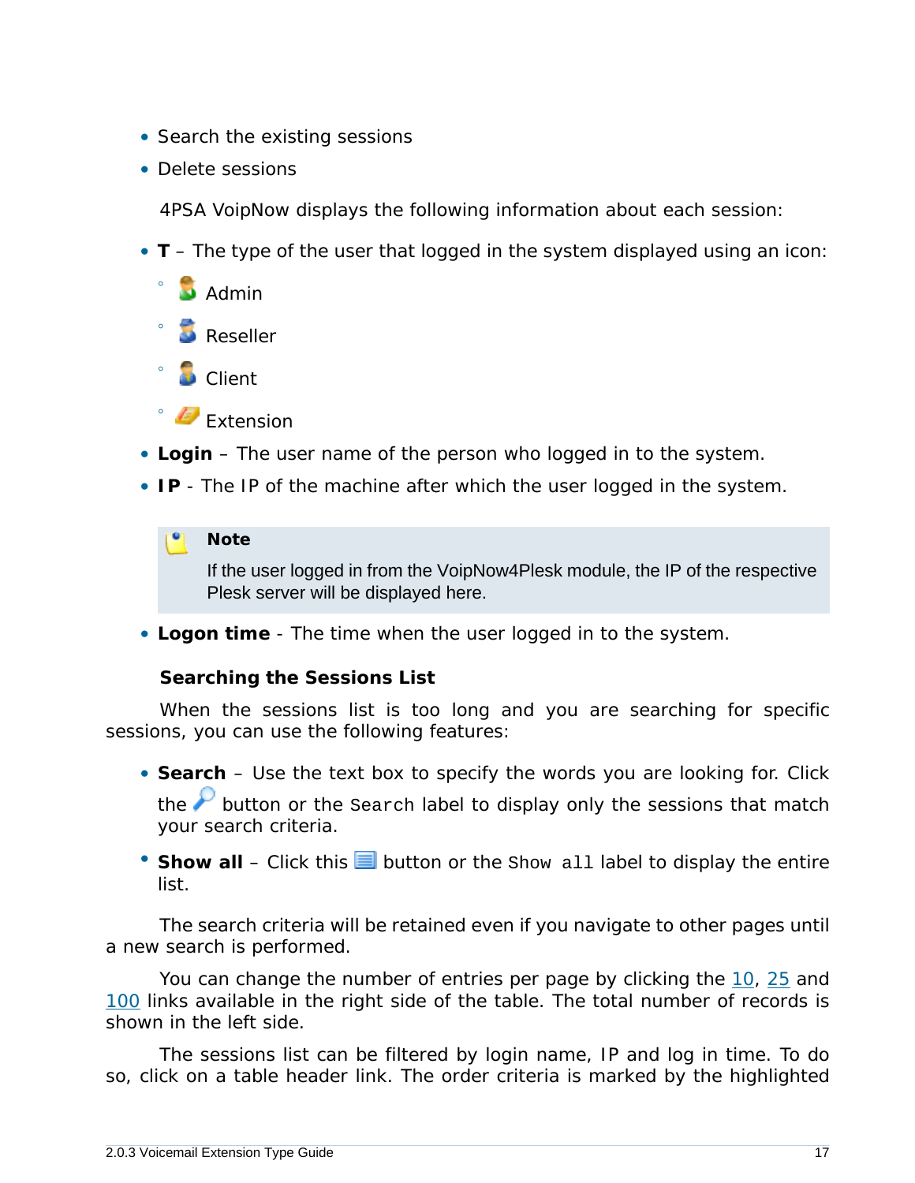- Search the existing sessions
- Delete sessions

4PSA VoipNow displays the following information about each session:

- **T** – The type of the user that logged in the system displayed using an icon:
  - Admin
  - Reseller
  - Client
  - Extension
- **Login** – The user name of the person who logged in to the system.
- **IP** - The IP of the machine after which the user logged in the system.

> **Note**
>
> If the user logged in from the VoipNow4Plesk module, the IP of the respective Plesk server will be displayed here.

- **Logon time** - The time when the user logged in to the system.

**Searching the Sessions List**

When the sessions list is too long and you are searching for specific sessions, you can use the following features:

- **Search** – Use the text box to specify the words you are looking for. Click the button or the `Search` label to display only the sessions that match your search criteria.
- **Show all** – Click this button or the `Show all` label to display the entire list.

The search criteria will be retained even if you navigate to other pages until a new search is performed.

You can change the number of entries per page by clicking the 10, 25 and 100 links available in the right side of the table. The total number of records is shown in the left side.

The sessions list can be filtered by login name, IP and log in time. To do so, click on a table header link. The order criteria is marked by the highlighted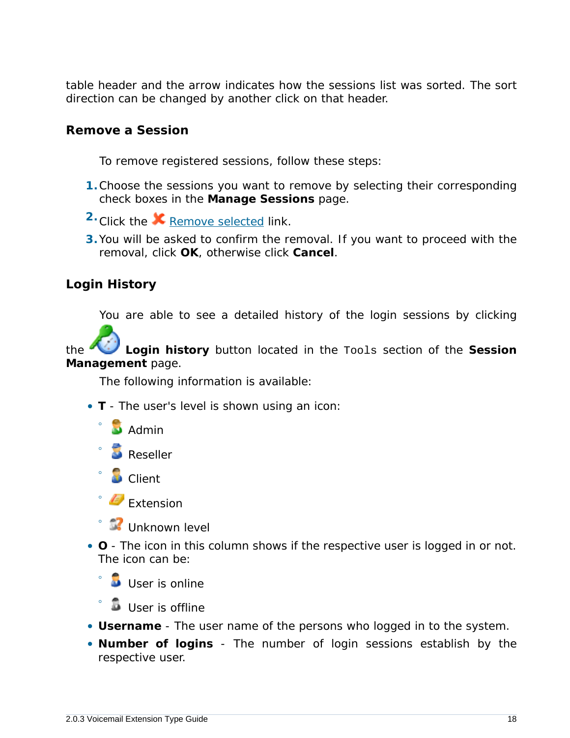table header and the arrow indicates how the sessions list was sorted. The sort direction can be changed by another click on that header.

### Remove a Session

To remove registered sessions, follow these steps:

1. Choose the sessions you want to remove by selecting their corresponding check boxes in the **Manage Sessions** page.
2. Click the Remove selected link.
3. You will be asked to confirm the removal. If you want to proceed with the removal, click **OK**, otherwise click **Cancel**.

### Login History

You are able to see a detailed history of the login sessions by clicking the **Login history** button located in the `Tools` section of the **Session Management** page.

The following information is available:

- **T** - The user's level is shown using an icon:
  - Admin
  - Reseller
  - Client
  - Extension
  - Unknown level
- **O** - The icon in this column shows if the respective user is logged in or not. The icon can be:
  - User is online
  - User is offline
- **Username** - The user name of the persons who logged in to the system.
- **Number of logins** - The number of login sessions establish by the respective user.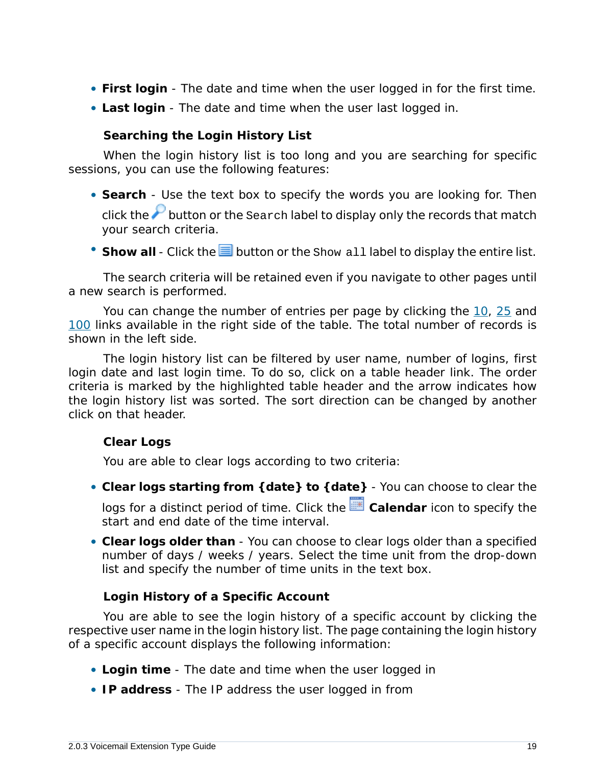- **First login** - The date and time when the user logged in for the first time.
- **Last login** - The date and time when the user last logged in.

### Searching the Login History List

When the login history list is too long and you are searching for specific sessions, you can use the following features:

- **Search** - Use the text box to specify the words you are looking for. Then click the button or the `Search` label to display only the records that match your search criteria.
- **Show all** - Click the button or the `Show all` label to display the entire list.

The search criteria will be retained even if you navigate to other pages until a new search is performed.

You can change the number of entries per page by clicking the 10, 25 and 100 links available in the right side of the table. The total number of records is shown in the left side.

The login history list can be filtered by user name, number of logins, first login date and last login time. To do so, click on a table header link. The order criteria is marked by the highlighted table header and the arrow indicates how the login history list was sorted. The sort direction can be changed by another click on that header.

### Clear Logs

You are able to clear logs according to two criteria:

- **Clear logs starting from {date} to {date}** - You can choose to clear the logs for a distinct period of time. Click the **Calendar** icon to specify the start and end date of the time interval.
- **Clear logs older than** - You can choose to clear logs older than a specified number of days / weeks / years. Select the time unit from the drop-down list and specify the number of time units in the text box.

### Login History of a Specific Account

You are able to see the login history of a specific account by clicking the respective user name in the login history list. The page containing the login history of a specific account displays the following information:

- **Login time** - The date and time when the user logged in
- **IP address** - The IP address the user logged in from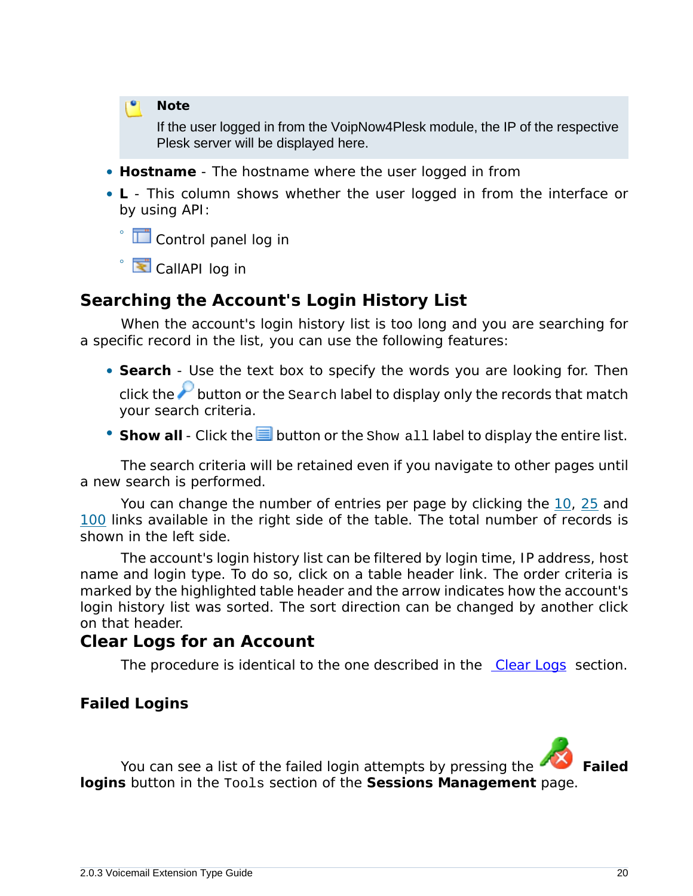> **Note**
>
> If the user logged in from the VoipNow4Plesk module, the IP of the respective Plesk server will be displayed here.

- **Hostname** - The hostname where the user logged in from
- **L** - This column shows whether the user logged in from the interface or by using API:
  - Control panel log in
  - CallAPI log in

## Searching the Account's Login History List

When the account's login history list is too long and you are searching for a specific record in the list, you can use the following features:

- **Search** - Use the text box to specify the words you are looking for. Then click the button or the `Search` label to display only the records that match your search criteria.
- **Show all** - Click the button or the `Show all` label to display the entire list.

The search criteria will be retained even if you navigate to other pages until a new search is performed.

You can change the number of entries per page by clicking the 10, 25 and 100 links available in the right side of the table. The total number of records is shown in the left side.

The account's login history list can be filtered by login time, IP address, host name and login type. To do so, click on a table header link. The order criteria is marked by the highlighted table header and the arrow indicates how the account's login history list was sorted. The sort direction can be changed by another click on that header.

## Clear Logs for an Account

The procedure is identical to the one described in the Clear Logs section.

### Failed Logins

You can see a list of the failed login attempts by pressing the **Failed logins** button in the `Tools` section of the **Sessions Management** page.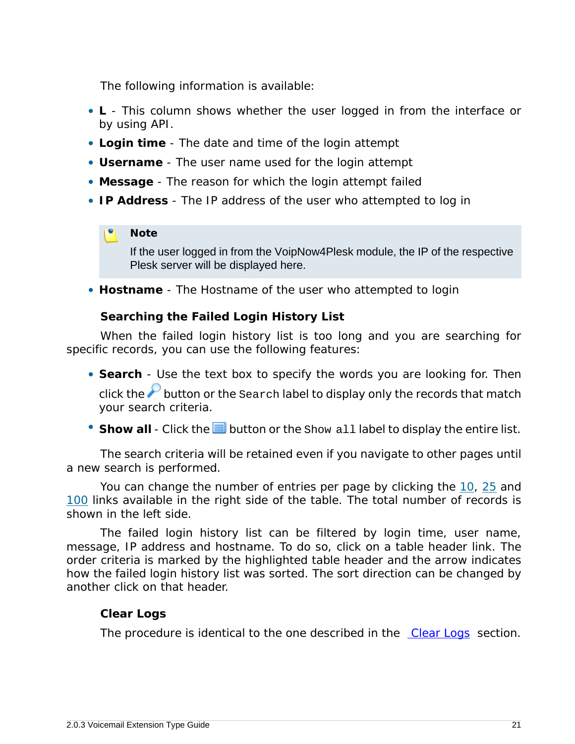The following information is available:

- **L** - This column shows whether the user logged in from the interface or by using API.
- **Login time** - The date and time of the login attempt
- **Username** - The user name used for the login attempt
- **Message** - The reason for which the login attempt failed
- **IP Address** - The IP address of the user who attempted to log in

> **Note**
>
> If the user logged in from the VoipNow4Plesk module, the IP of the respective Plesk server will be displayed here.

- **Hostname** - The Hostname of the user who attempted to login

### Searching the Failed Login History List

When the failed login history list is too long and you are searching for specific records, you can use the following features:

- **Search** - Use the text box to specify the words you are looking for. Then click the button or the `Search` label to display only the records that match your search criteria.
- **Show all** - Click the button or the `Show all` label to display the entire list.

The search criteria will be retained even if you navigate to other pages until a new search is performed.

You can change the number of entries per page by clicking the 10, 25 and 100 links available in the right side of the table. The total number of records is shown in the left side.

The failed login history list can be filtered by login time, user name, message, IP address and hostname. To do so, click on a table header link. The order criteria is marked by the highlighted table header and the arrow indicates how the failed login history list was sorted. The sort direction can be changed by another click on that header.

### Clear Logs

The procedure is identical to the one described in the Clear Logs section.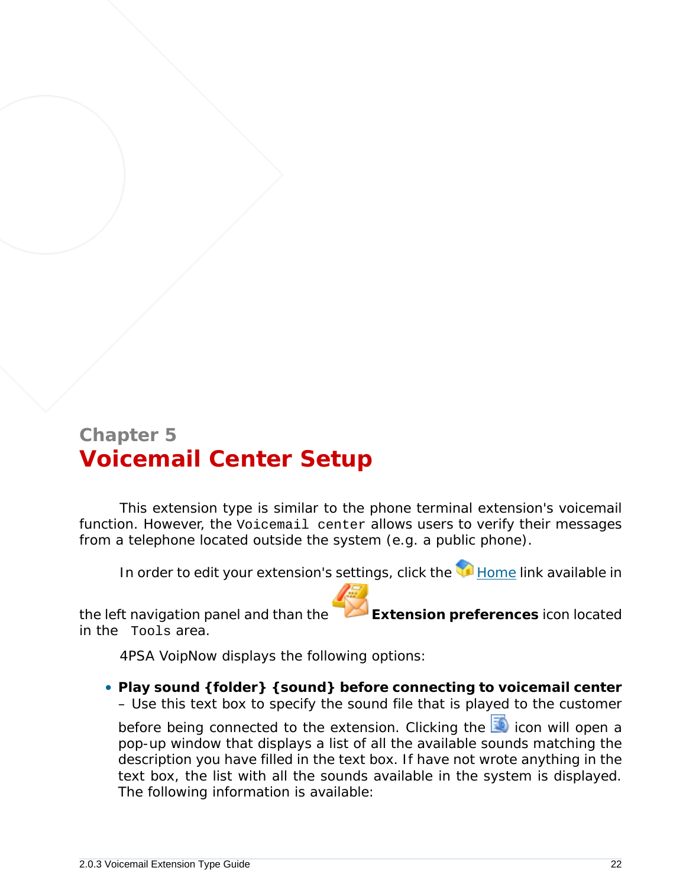Chapter 5

# Voicemail Center Setup

This extension type is similar to the phone terminal extension's voicemail function. However, the `Voicemail center` allows users to verify their messages from a telephone located outside the system (e.g. a public phone).

In order to edit your extension's settings, click the Home link available in the left navigation panel and than the **Extension preferences** icon located in the `Tools` area.

4PSA VoipNow displays the following options:

- **Play sound {folder} {sound} before connecting to voicemail center** – Use this text box to specify the sound file that is played to the customer before being connected to the extension. Clicking the icon will open a pop-up window that displays a list of all the available sounds matching the description you have filled in the text box. If have not wrote anything in the text box, the list with all the sounds available in the system is displayed. The following information is available: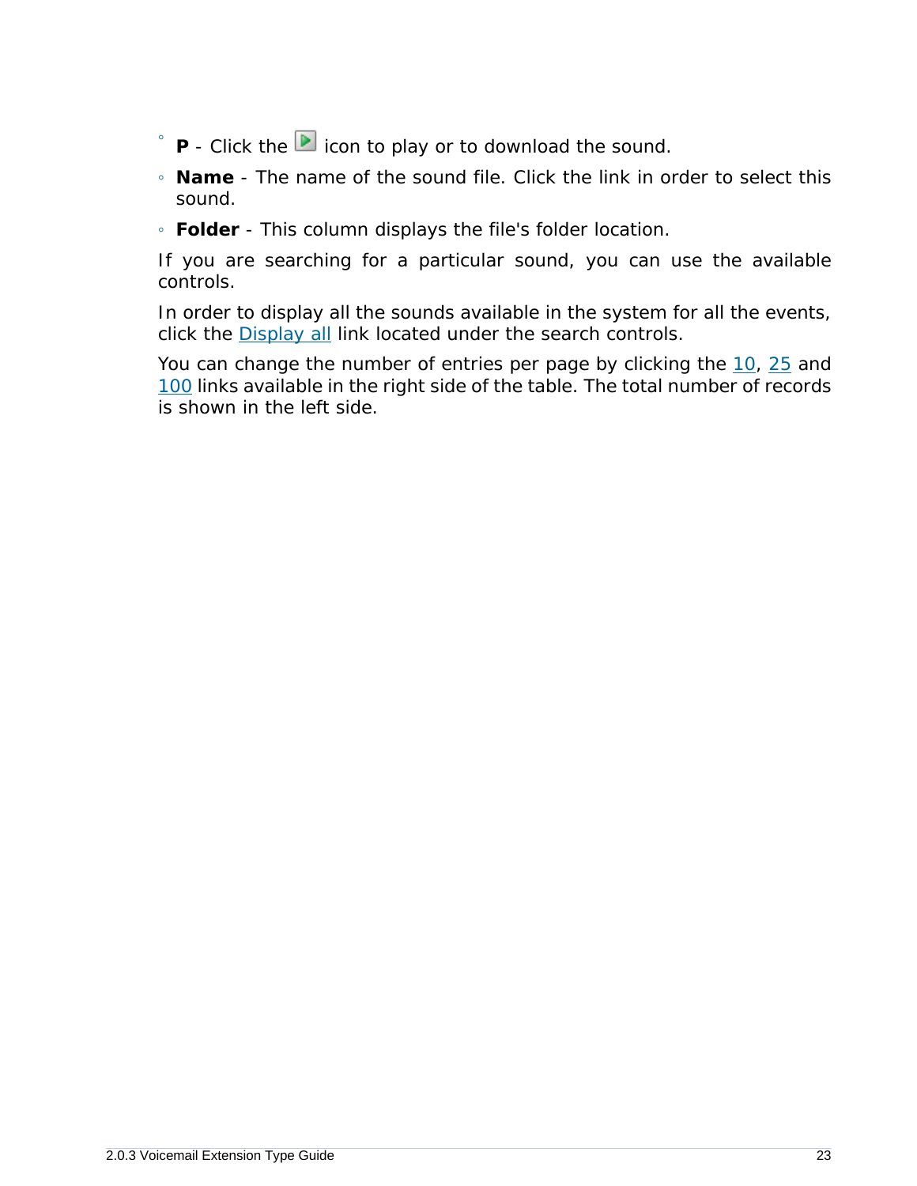- **P** - Click the icon to play or to download the sound.
- **Name** - The name of the sound file. Click the link in order to select this sound.
- **Folder** - This column displays the file's folder location.

If you are searching for a particular sound, you can use the available controls.

In order to display all the sounds available in the system for all the events, click the Display all link located under the search controls.

You can change the number of entries per page by clicking the 10, 25 and 100 links available in the right side of the table. The total number of records is shown in the left side.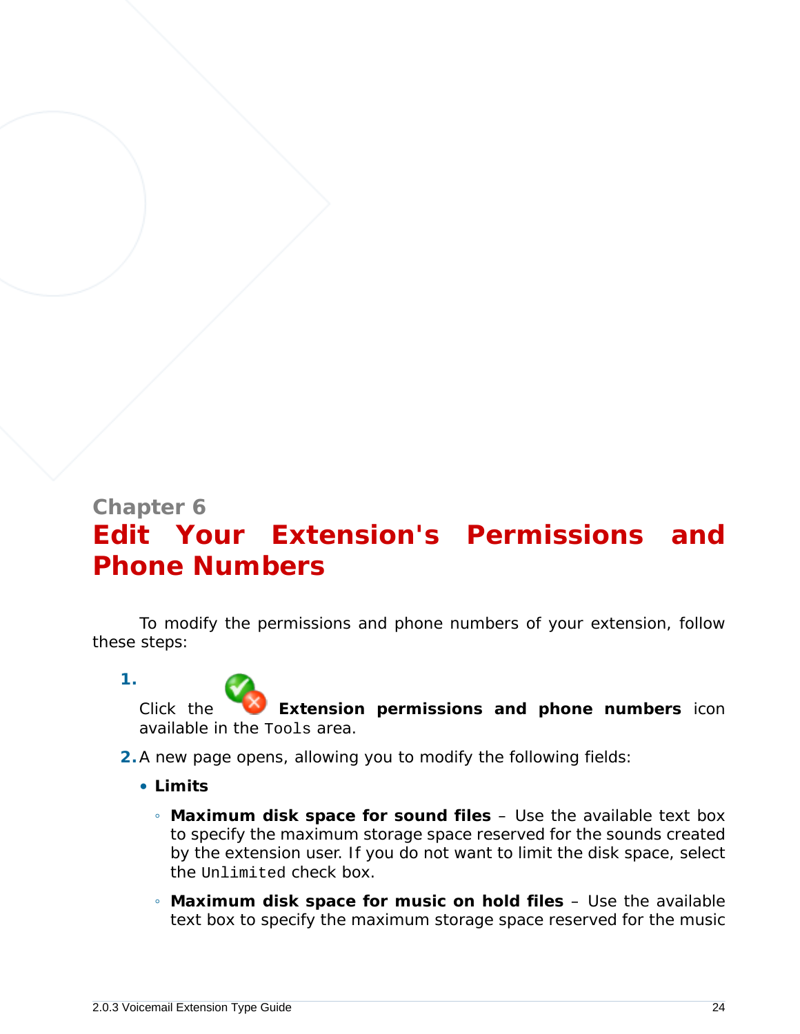Chapter 6

# Edit Your Extension's Permissions and Phone Numbers

To modify the permissions and phone numbers of your extension, follow these steps:

1. Click the **Extension permissions and phone numbers** icon available in the `Tools` area.
2. A new page opens, allowing you to modify the following fields:
   - **Limits**
     - **Maximum disk space for sound files** – Use the available text box to specify the maximum storage space reserved for the sounds created by the extension user. If you do not want to limit the disk space, select the `Unlimited` check box.
     - **Maximum disk space for music on hold files** – Use the available text box to specify the maximum storage space reserved for the music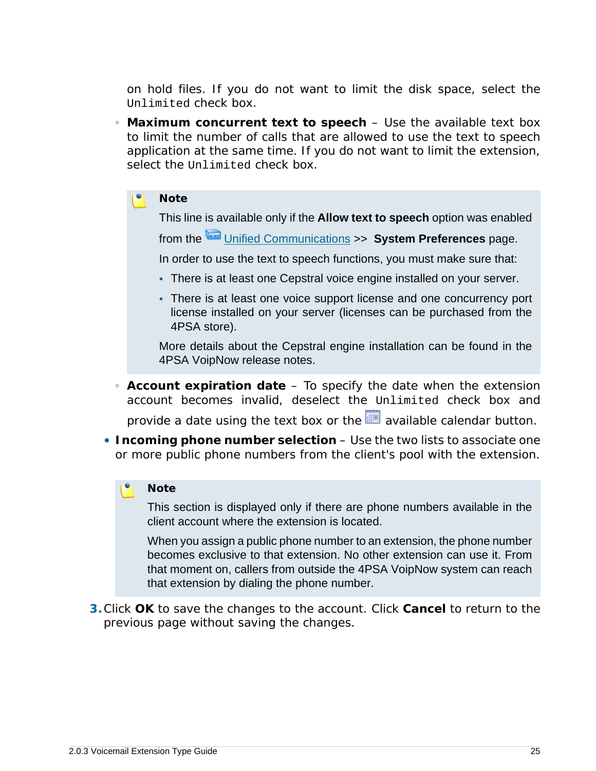on hold files. If you do not want to limit the disk space, select the `Unlimited` check box.

- **Maximum concurrent text to speech** – Use the available text box to limit the number of calls that are allowed to use the text to speech application at the same time. If you do not want to limit the extension, select the `Unlimited` check box.

> **Note**
>
> This line is available only if the **Allow text to speech** option was enabled from the Unified Communications >> **System Preferences** page.
>
> In order to use the text to speech functions, you must make sure that:
>
> - There is at least one Cepstral voice engine installed on your server.
> - There is at least one voice support license and one concurrency port license installed on your server (licenses can be purchased from the 4PSA store).
>
> More details about the Cepstral engine installation can be found in the 4PSA VoipNow release notes.

- **Account expiration date** – To specify the date when the extension account becomes invalid, deselect the `Unlimited` check box and provide a date using the text box or the available calendar button.

- **Incoming phone number selection** – Use the two lists to associate one or more public phone numbers from the client's pool with the extension.

> **Note**
>
> This section is displayed only if there are phone numbers available in the client account where the extension is located.
>
> When you assign a public phone number to an extension, the phone number becomes exclusive to that extension. No other extension can use it. From that moment on, callers from outside the 4PSA VoipNow system can reach that extension by dialing the phone number.

3. Click **OK** to save the changes to the account. Click **Cancel** to return to the previous page without saving the changes.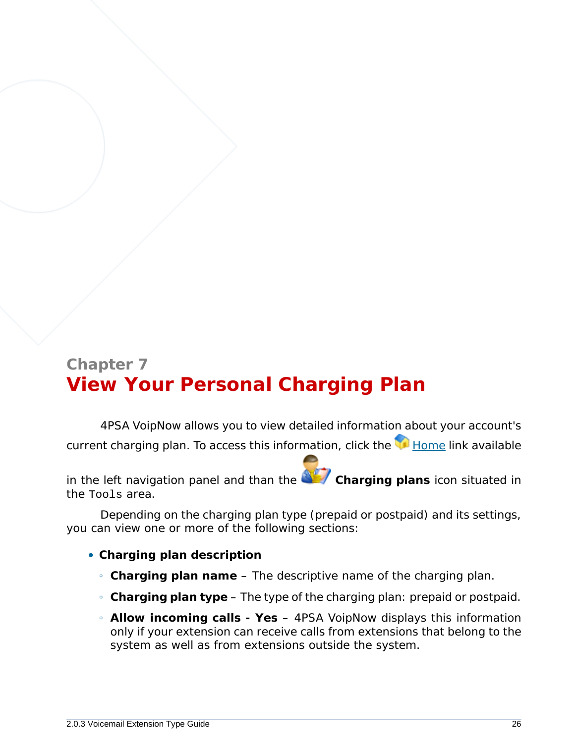Chapter 7

# View Your Personal Charging Plan

4PSA VoipNow allows you to view detailed information about your account's current charging plan. To access this information, click the Home link available in the left navigation panel and than the **Charging plans** icon situated in the `Tools` area.

Depending on the charging plan type (prepaid or postpaid) and its settings, you can view one or more of the following sections:

- **Charging plan description**
  - **Charging plan name** – The descriptive name of the charging plan.
  - **Charging plan type** – The type of the charging plan: prepaid or postpaid.
  - **Allow incoming calls - Yes** – 4PSA VoipNow displays this information only if your extension can receive calls from extensions that belong to the system as well as from extensions outside the system.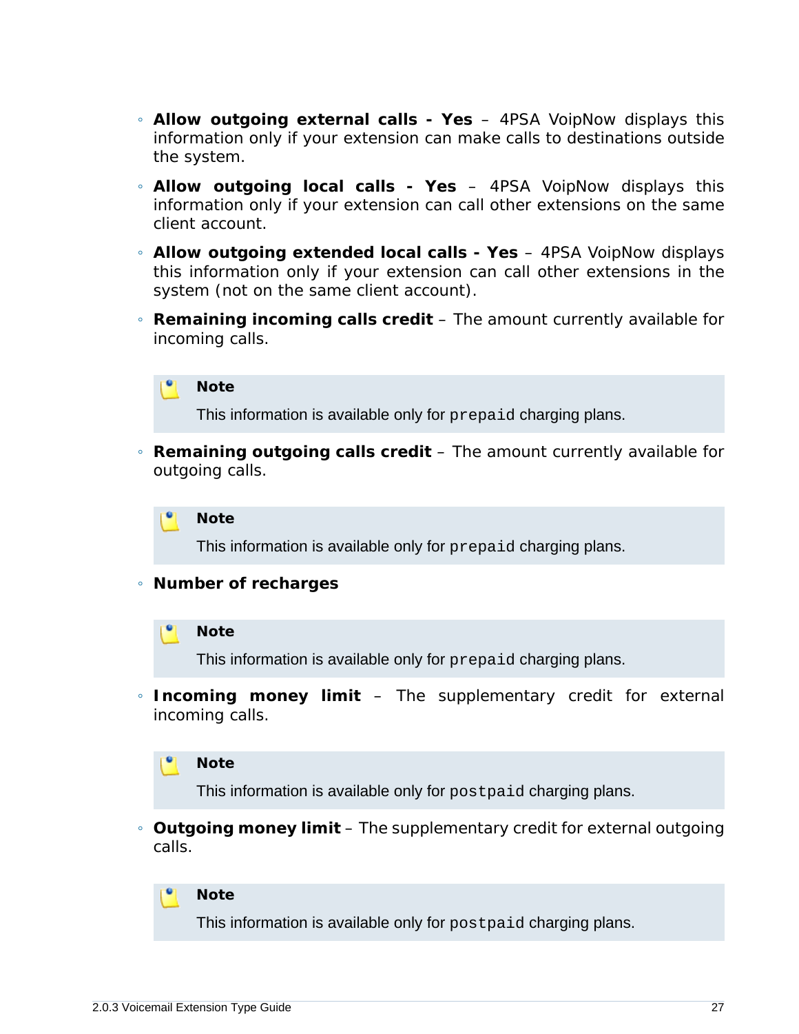- **Allow outgoing external calls - Yes** – 4PSA VoipNow displays this information only if your extension can make calls to destinations outside the system.
- **Allow outgoing local calls - Yes** – 4PSA VoipNow displays this information only if your extension can call other extensions on the same client account.
- **Allow outgoing extended local calls - Yes** – 4PSA VoipNow displays this information only if your extension can call other extensions in the system (not on the same client account).
- **Remaining incoming calls credit** – The amount currently available for incoming calls.

  > **Note**
  >
  > This information is available only for `prepaid` charging plans.

- **Remaining outgoing calls credit** – The amount currently available for outgoing calls.

  > **Note**
  >
  > This information is available only for `prepaid` charging plans.

- **Number of recharges**

  > **Note**
  >
  > This information is available only for `prepaid` charging plans.

- **Incoming money limit** – The supplementary credit for external incoming calls.

  > **Note**
  >
  > This information is available only for `postpaid` charging plans.

- **Outgoing money limit** – The supplementary credit for external outgoing calls.

  > **Note**
  >
  > This information is available only for `postpaid` charging plans.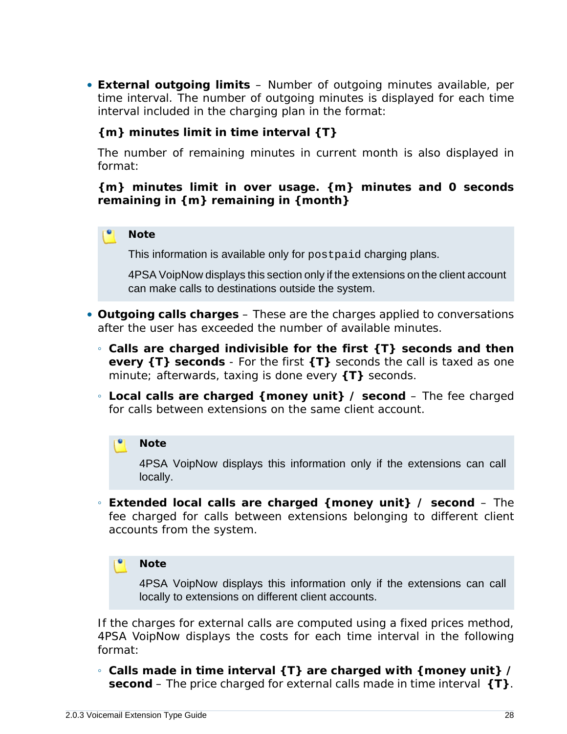- **External outgoing limits** – Number of outgoing minutes available, per time interval. The number of outgoing minutes is displayed for each time interval included in the charging plan in the format:

  **{m} minutes limit in time interval {T}**

  The number of remaining minutes in current month is also displayed in format:

  **{m} minutes limit in over usage. {m} minutes and 0 seconds remaining in {m} remaining in {month}**

  > **Note**
  >
  > This information is available only for `postpaid` charging plans.
  >
  > 4PSA VoipNow displays this section only if the extensions on the client account can make calls to destinations outside the system.

- **Outgoing calls charges** – These are the charges applied to conversations after the user has exceeded the number of available minutes.

  - **Calls are charged indivisible for the first {T} seconds and then every {T} seconds** - For the first **{T}** seconds the call is taxed as one minute; afterwards, taxing is done every **{T}** seconds.
  - **Local calls are charged {money unit} / second** – The fee charged for calls between extensions on the same client account.

    > **Note**
    >
    > 4PSA VoipNow displays this information only if the extensions can call locally.

  - **Extended local calls are charged {money unit} / second** – The fee charged for calls between extensions belonging to different client accounts from the system.

    > **Note**
    >
    > 4PSA VoipNow displays this information only if the extensions can call locally to extensions on different client accounts.

  If the charges for external calls are computed using a fixed prices method, 4PSA VoipNow displays the costs for each time interval in the following format:

  - **Calls made in time interval {T} are charged with {money unit} / second** – The price charged for external calls made in time interval **{T}**.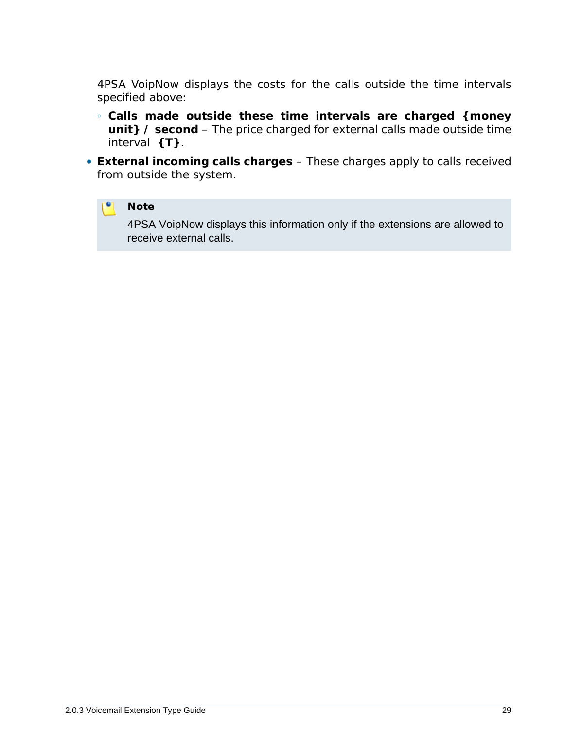4PSA VoipNow displays the costs for the calls outside the time intervals specified above:

    - **Calls made outside these time intervals are charged {money unit} / second** – The price charged for external calls made outside time interval **{T}**.

- **External incoming calls charges** – These charges apply to calls received from outside the system.

> **Note**
>
> 4PSA VoipNow displays this information only if the extensions are allowed to receive external calls.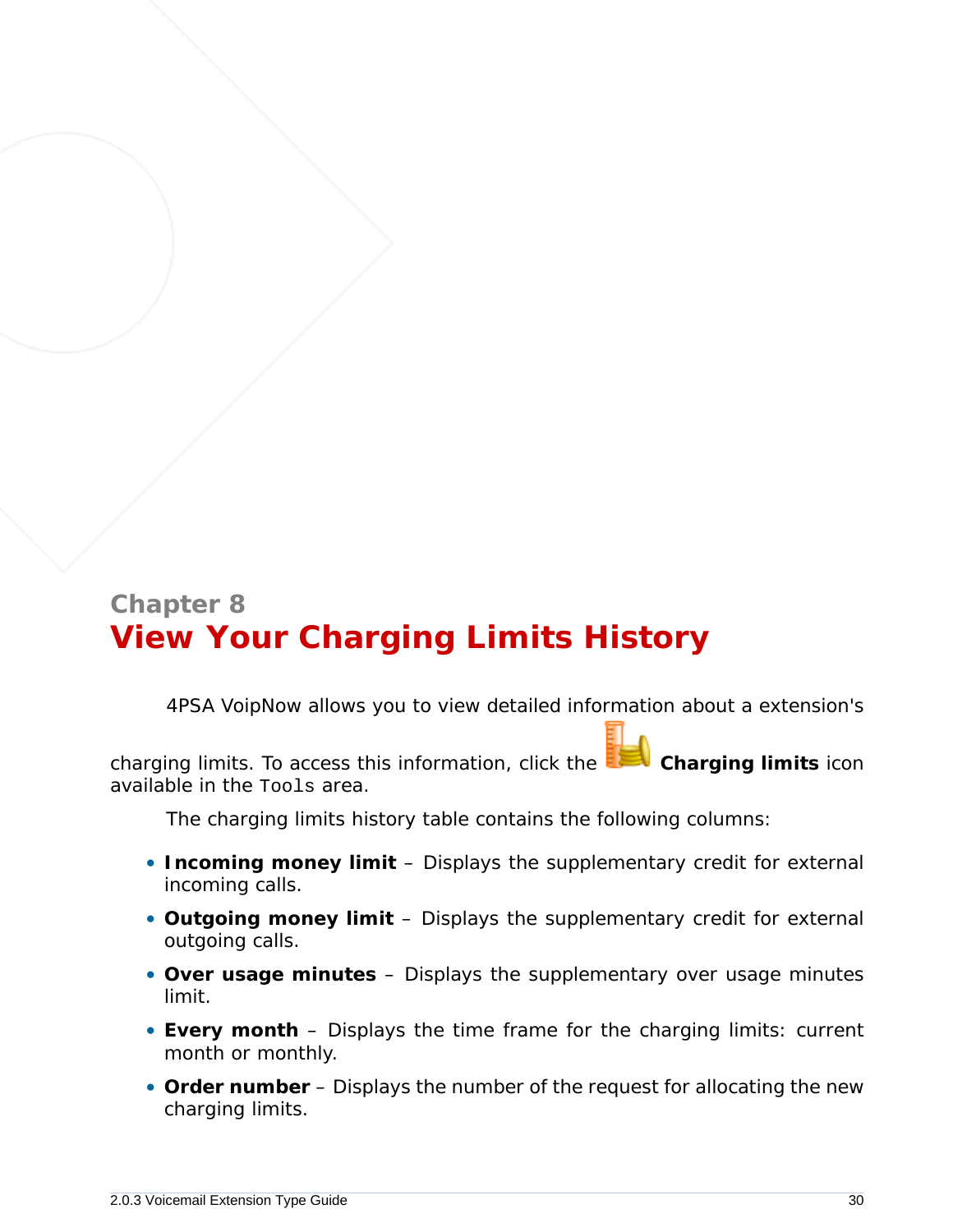Chapter 8

# View Your Charging Limits History

4PSA VoipNow allows you to view detailed information about a extension's charging limits. To access this information, click the **Charging limits** icon available in the `Tools` area.

The charging limits history table contains the following columns:

- **Incoming money limit** – Displays the supplementary credit for external incoming calls.
- **Outgoing money limit** – Displays the supplementary credit for external outgoing calls.
- **Over usage minutes** – Displays the supplementary over usage minutes limit.
- **Every month** – Displays the time frame for the charging limits: current month or monthly.
- **Order number** – Displays the number of the request for allocating the new charging limits.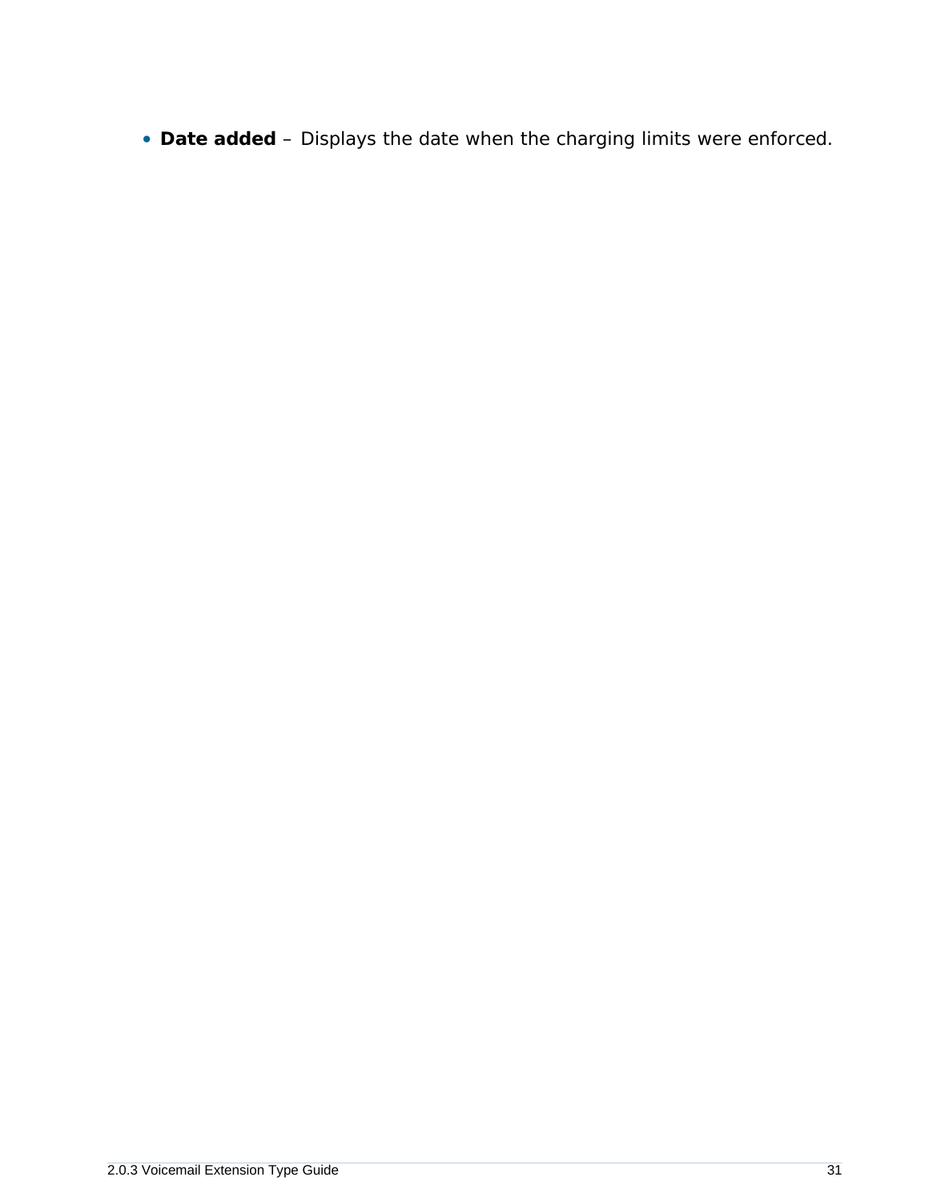- **Date added** – Displays the date when the charging limits were enforced.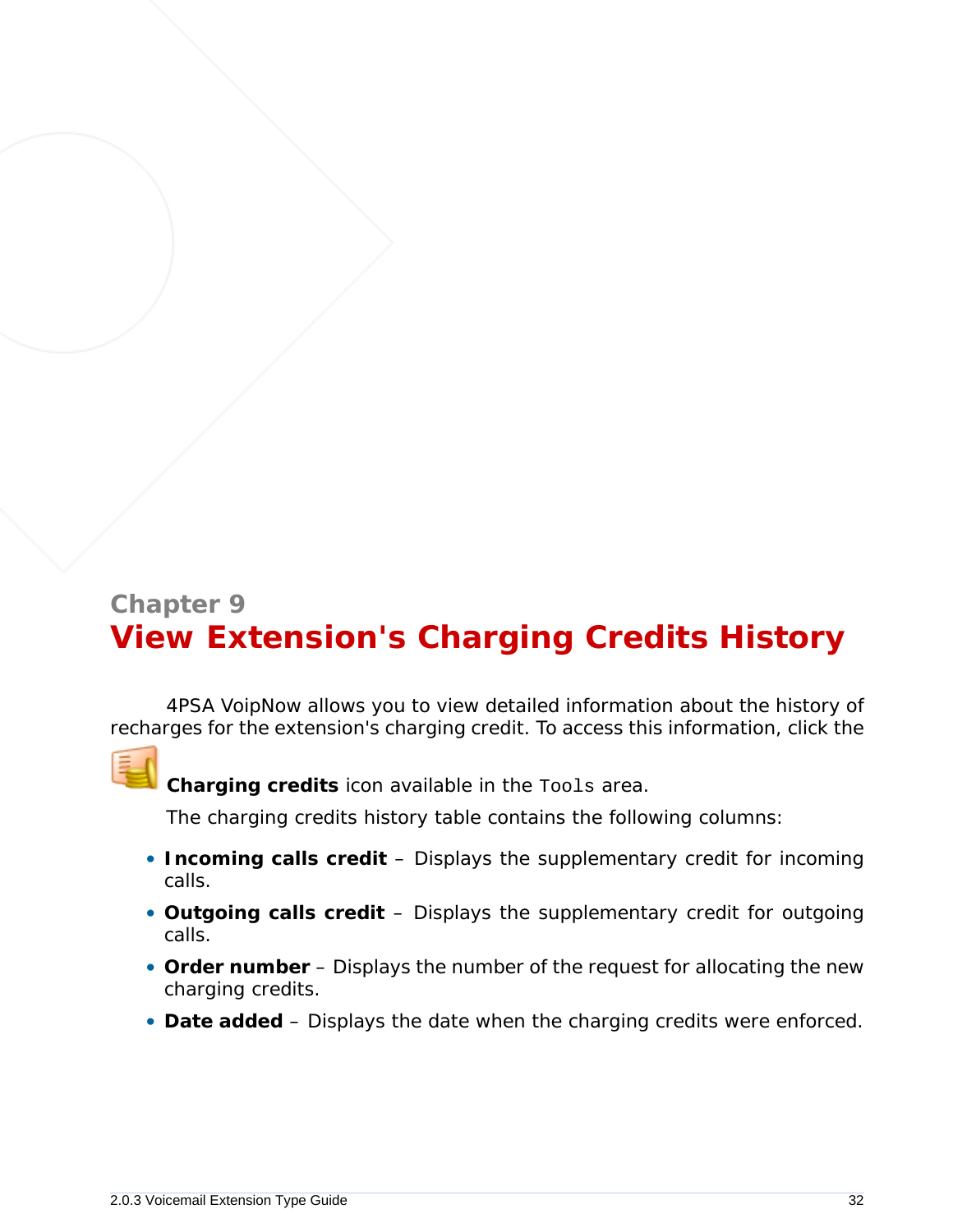# Chapter 9

# View Extension's Charging Credits History

4PSA VoipNow allows you to view detailed information about the history of recharges for the extension's charging credit. To access this information, click the **Charging credits** icon available in the `Tools` area.

The charging credits history table contains the following columns:

- **Incoming calls credit** – Displays the supplementary credit for incoming calls.
- **Outgoing calls credit** – Displays the supplementary credit for outgoing calls.
- **Order number** – Displays the number of the request for allocating the new charging credits.
- **Date added** – Displays the date when the charging credits were enforced.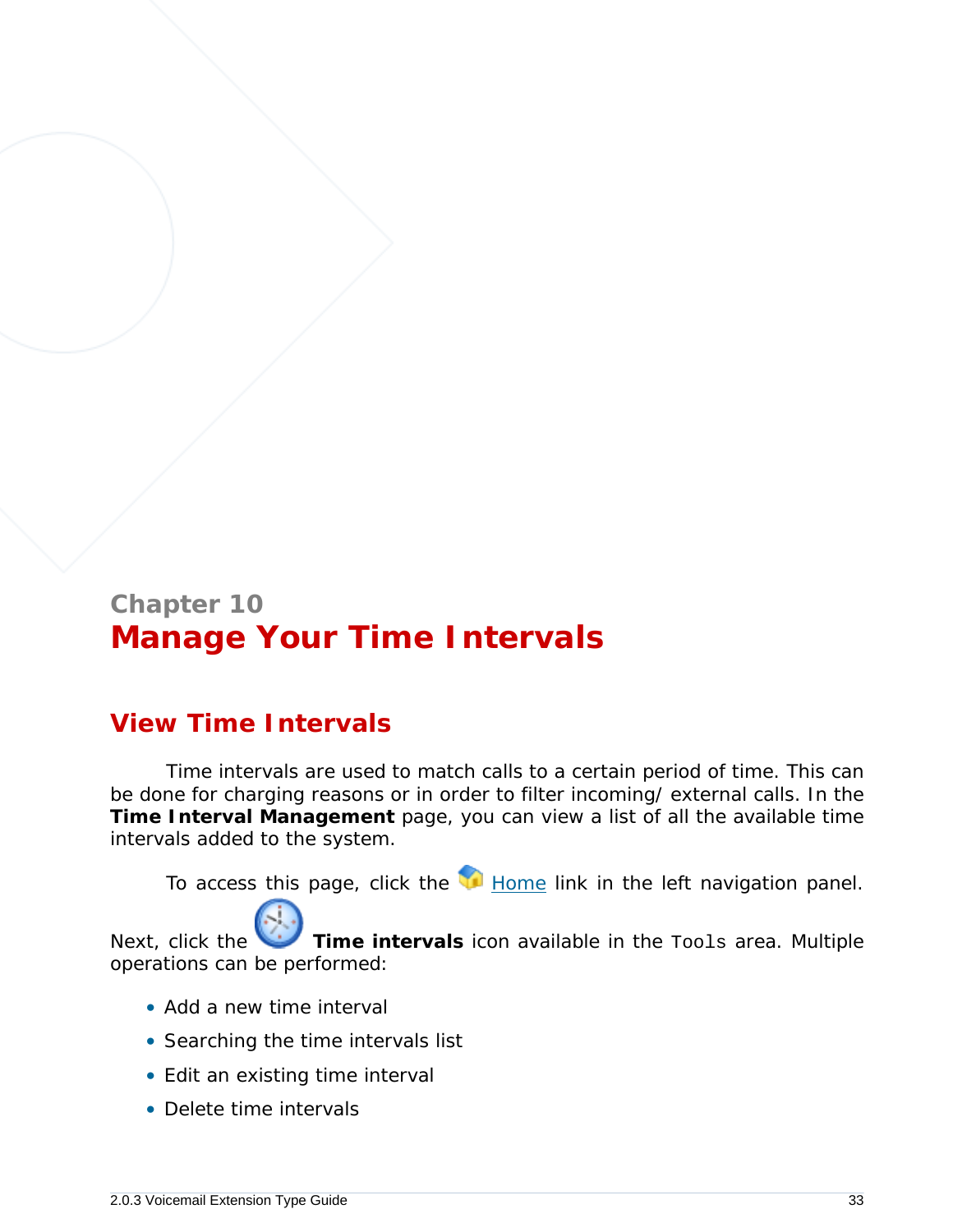Chapter 10

# Manage Your Time Intervals

## View Time Intervals

Time intervals are used to match calls to a certain period of time. This can be done for charging reasons or in order to filter incoming/ external calls. In the **Time Interval Management** page, you can view a list of all the available time intervals added to the system.

To access this page, click the Home link in the left navigation panel. Next, click the **Time intervals** icon available in the `Tools` area. Multiple operations can be performed:

- Add a new time interval
- Searching the time intervals list
- Edit an existing time interval
- Delete time intervals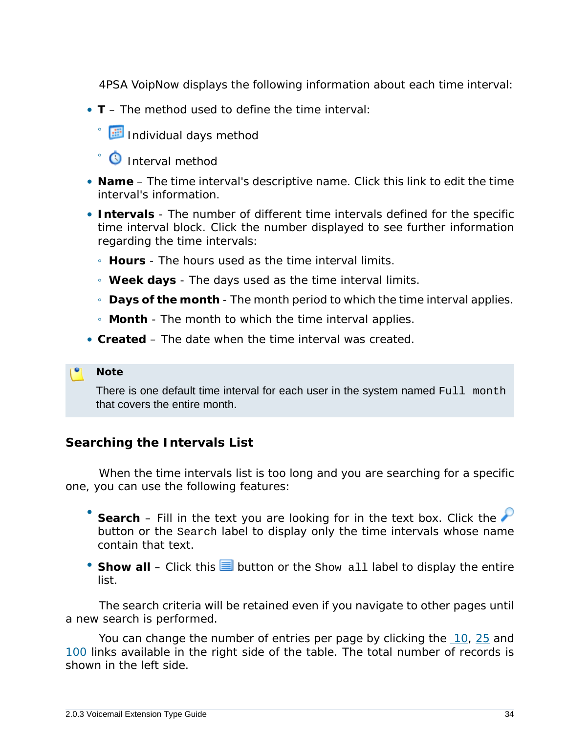4PSA VoipNow displays the following information about each time interval:

- **T** – The method used to define the time interval:
  - Individual days method
  - Interval method
- **Name** – The time interval's descriptive name. Click this link to edit the time interval's information.
- **Intervals** - The number of different time intervals defined for the specific time interval block. Click the number displayed to see further information regarding the time intervals:
  - **Hours** - The hours used as the time interval limits.
  - **Week days** - The days used as the time interval limits.
  - **Days of the month** - The month period to which the time interval applies.
  - **Month** - The month to which the time interval applies.
- **Created** – The date when the time interval was created.

> **Note**
>
> There is one default time interval for each user in the system named `Full month` that covers the entire month.

### Searching the Intervals List

When the time intervals list is too long and you are searching for a specific one, you can use the following features:

- **Search** – Fill in the text you are looking for in the text box. Click the button or the `Search` label to display only the time intervals whose name contain that text.
- **Show all** – Click this button or the `Show all` label to display the entire list.

The search criteria will be retained even if you navigate to other pages until a new search is performed.

You can change the number of entries per page by clicking the 10, 25 and 100 links available in the right side of the table. The total number of records is shown in the left side.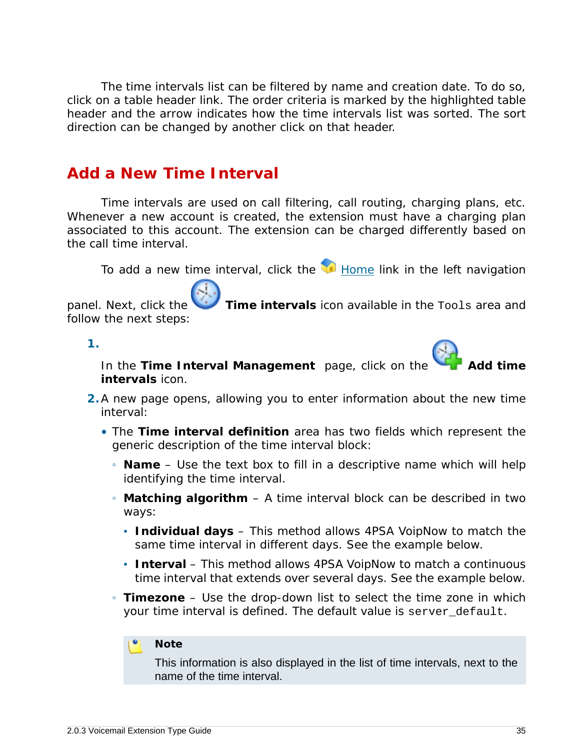The time intervals list can be filtered by name and creation date. To do so, click on a table header link. The order criteria is marked by the highlighted table header and the arrow indicates how the time intervals list was sorted. The sort direction can be changed by another click on that header.

## Add a New Time Interval

Time intervals are used on call filtering, call routing, charging plans, etc. Whenever a new account is created, the extension must have a charging plan associated to this account. The extension can be charged differently based on the call time interval.

To add a new time interval, click the Home link in the left navigation panel. Next, click the **Time intervals** icon available in the `Tools` area and follow the next steps:

1. In the **Time Interval Management** page, click on the **Add time intervals** icon.
2. A new page opens, allowing you to enter information about the new time interval:
   - The **Time interval definition** area has two fields which represent the generic description of the time interval block:
     - **Name** – Use the text box to fill in a descriptive name which will help identifying the time interval.
     - **Matching algorithm** – A time interval block can be described in two ways:
       - **Individual days** – This method allows 4PSA VoipNow to match the same time interval in different days. See the example below.
       - **Interval** – This method allows 4PSA VoipNow to match a continuous time interval that extends over several days. See the example below.
     - **Timezone** – Use the drop-down list to select the time zone in which your time interval is defined. The default value is `server_default`.

     > **Note**
     >
     > This information is also displayed in the list of time intervals, next to the name of the time interval.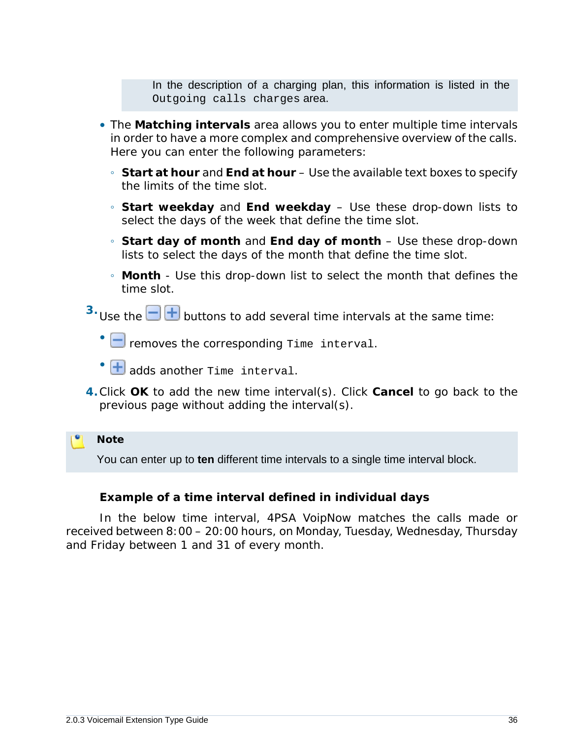> In the description of a charging plan, this information is listed in the `Outgoing calls charges` area.

- The **Matching intervals** area allows you to enter multiple time intervals in order to have a more complex and comprehensive overview of the calls. Here you can enter the following parameters:
  - **Start at hour** and **End at hour** – Use the available text boxes to specify the limits of the time slot.
  - **Start weekday** and **End weekday** – Use these drop-down lists to select the days of the week that define the time slot.
  - **Start day of month** and **End day of month** – Use these drop-down lists to select the days of the month that define the time slot.
  - **Month** - Use this drop-down list to select the month that defines the time slot.

3. Use the [–] [+] buttons to add several time intervals at the same time:
   - [–] removes the corresponding `Time interval`.
   - [+] adds another `Time interval`.
4. Click **OK** to add the new time interval(s). Click **Cancel** to go back to the previous page without adding the interval(s).

> **Note**
>
> You can enter up to **ten** different time intervals to a single time interval block.

**Example of a time interval defined in individual days**

In the below time interval, 4PSA VoipNow matches the calls made or received between 8:00 – 20:00 hours, on Monday, Tuesday, Wednesday, Thursday and Friday between 1 and 31 of every month.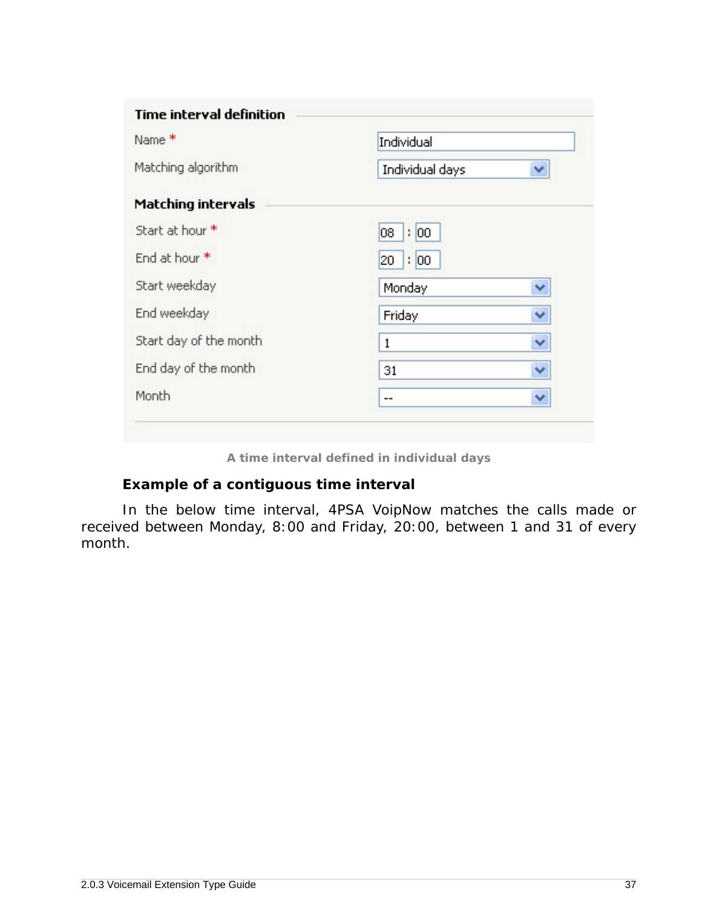**Time interval definition**

| | |
|---|---|
| Name * | Individual |
| Matching algorithm | Individual days |

**Matching intervals**

| | |
|---|---|
| Start at hour * | 08 : 00 |
| End at hour * | 20 : 00 |
| Start weekday | Monday |
| End weekday | Friday |
| Start day of the month | 1 |
| End day of the month | 31 |
| Month | -- |

**A time interval defined in individual days**

**Example of a contiguous time interval**

In the below time interval, 4PSA VoipNow matches the calls made or received between Monday, 8:00 and Friday, 20:00, between 1 and 31 of every month.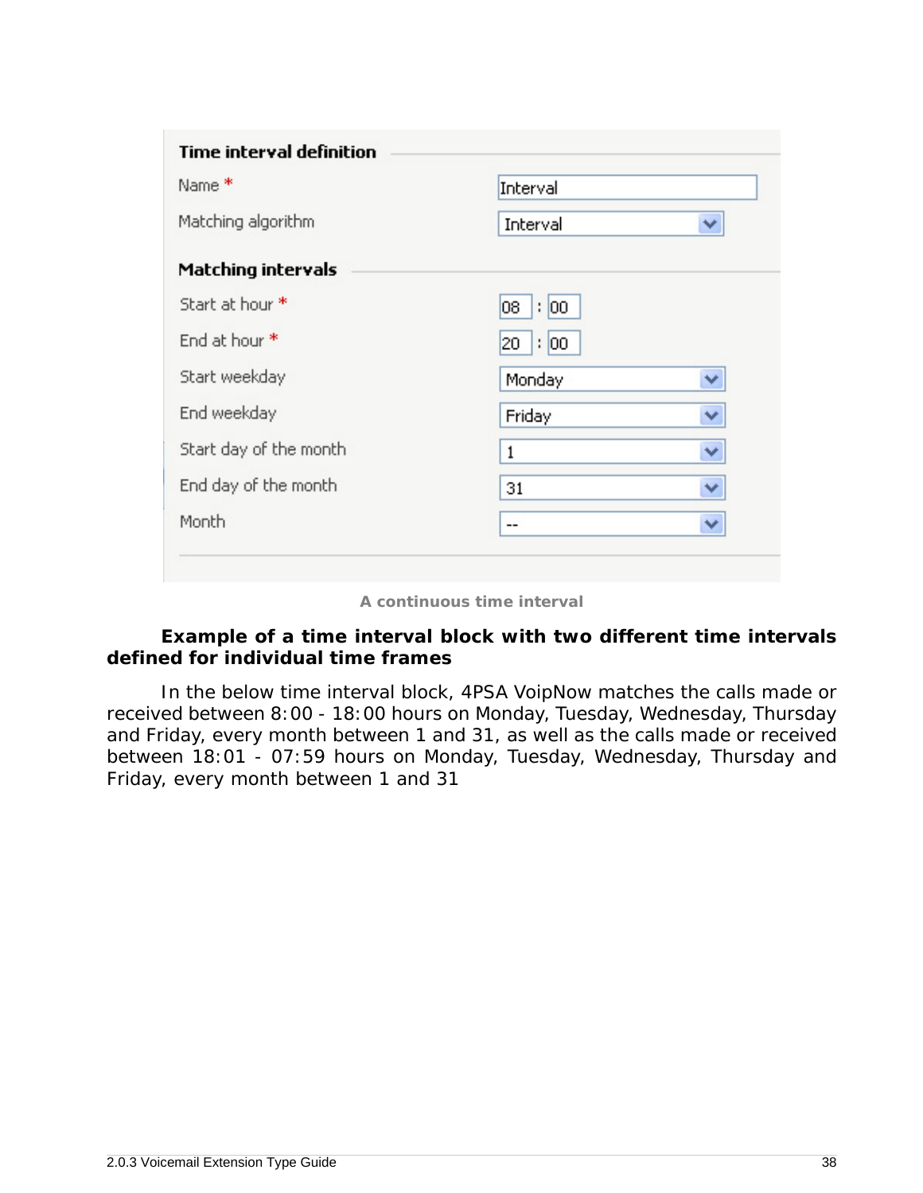**Time interval definition**

| | |
|---|---|
| Name * | Interval |
| Matching algorithm | Interval |

**Matching intervals**

| | |
|---|---|
| Start at hour * | 08 : 00 |
| End at hour * | 20 : 00 |
| Start weekday | Monday |
| End weekday | Friday |
| Start day of the month | 1 |
| End day of the month | 31 |
| Month | -- |

**A continuous time interval**

**Example of a time interval block with two different time intervals defined for individual time frames**

In the below time interval block, 4PSA VoipNow matches the calls made or received between 8:00 - 18:00 hours on Monday, Tuesday, Wednesday, Thursday and Friday, every month between 1 and 31, as well as the calls made or received between 18:01 - 07:59 hours on Monday, Tuesday, Wednesday, Thursday and Friday, every month between 1 and 31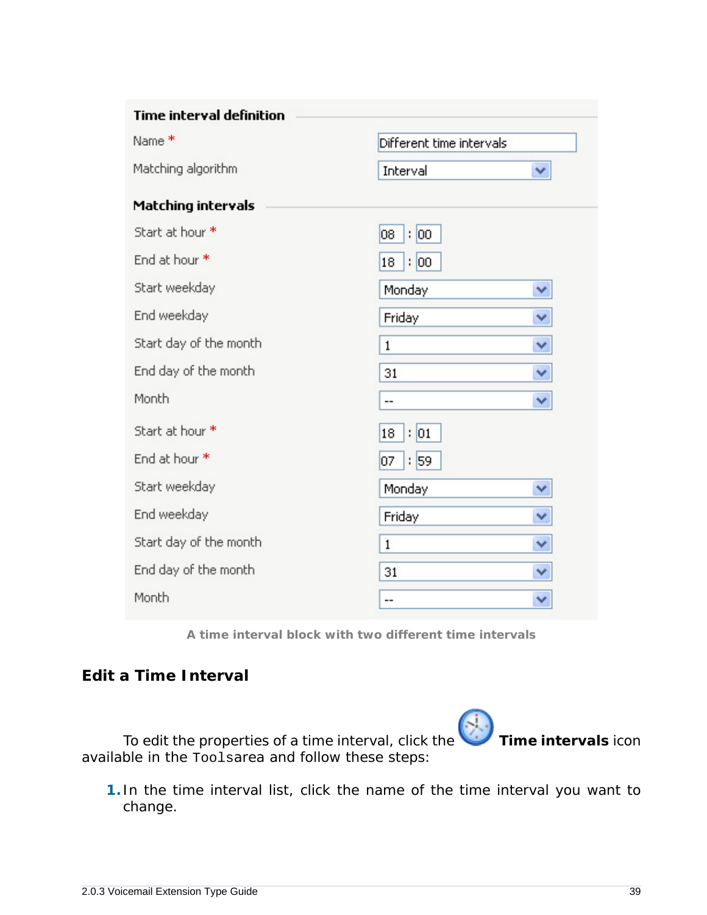A time interval block with two different time intervals

## Edit a Time Interval

To edit the properties of a time interval, click the **Time intervals** icon available in the `Tools`area and follow these steps:

1. In the time interval list, click the name of the time interval you want to change.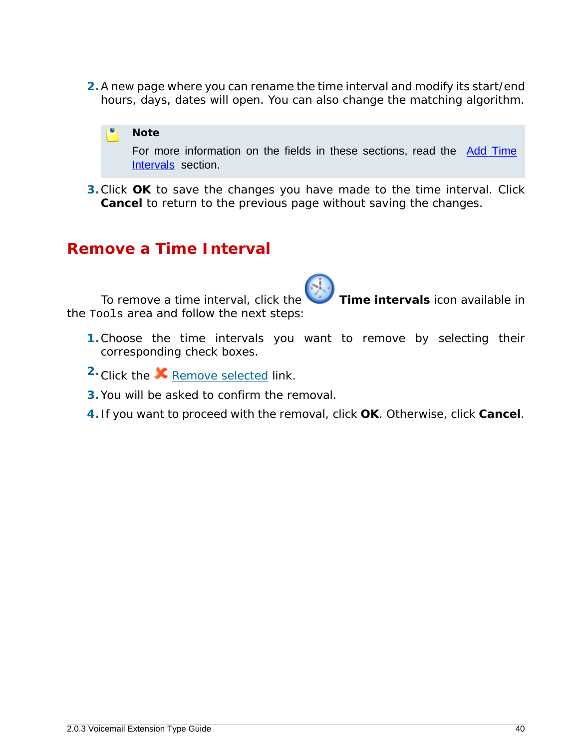2. A new page where you can rename the time interval and modify its start/end hours, days, dates will open. You can also change the matching algorithm.

> **Note**
>
> For more information on the fields in these sections, read the Add Time Intervals section.

3. Click **OK** to save the changes you have made to the time interval. Click **Cancel** to return to the previous page without saving the changes.

## Remove a Time Interval

To remove a time interval, click the **Time intervals** icon available in the `Tools` area and follow the next steps:

1. Choose the time intervals you want to remove by selecting their corresponding check boxes.
2. Click the Remove selected link.
3. You will be asked to confirm the removal.
4. If you want to proceed with the removal, click **OK**. Otherwise, click **Cancel**.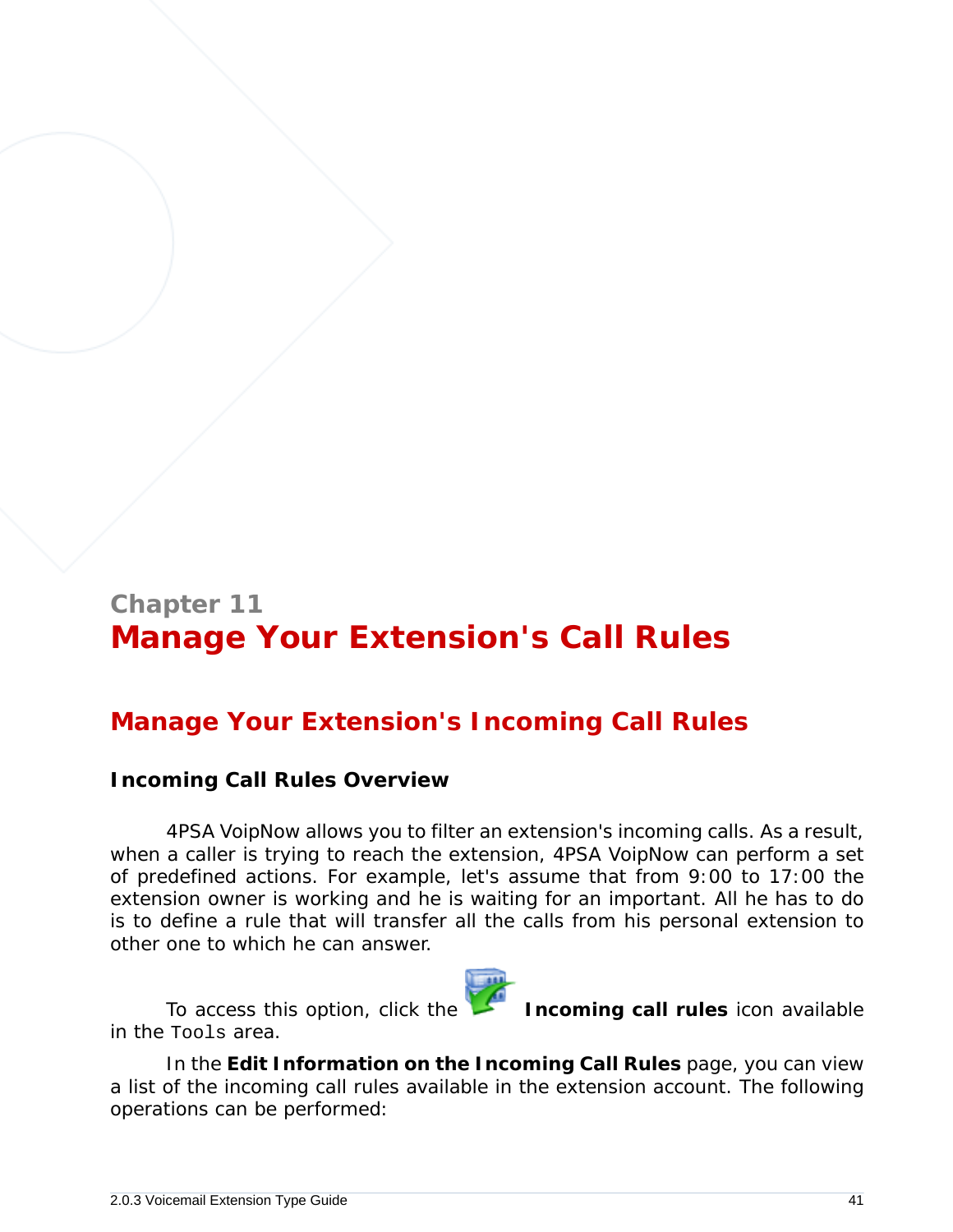Chapter 11

# Manage Your Extension's Call Rules

## Manage Your Extension's Incoming Call Rules

### Incoming Call Rules Overview

4PSA VoipNow allows you to filter an extension's incoming calls. As a result, when a caller is trying to reach the extension, 4PSA VoipNow can perform a set of predefined actions. For example, let's assume that from 9:00 to 17:00 the extension owner is working and he is waiting for an important. All he has to do is to define a rule that will transfer all the calls from his personal extension to other one to which he can answer.

To access this option, click the **Incoming call rules** icon available in the `Tools` area.

In the **Edit Information on the Incoming Call Rules** page, you can view a list of the incoming call rules available in the extension account. The following operations can be performed: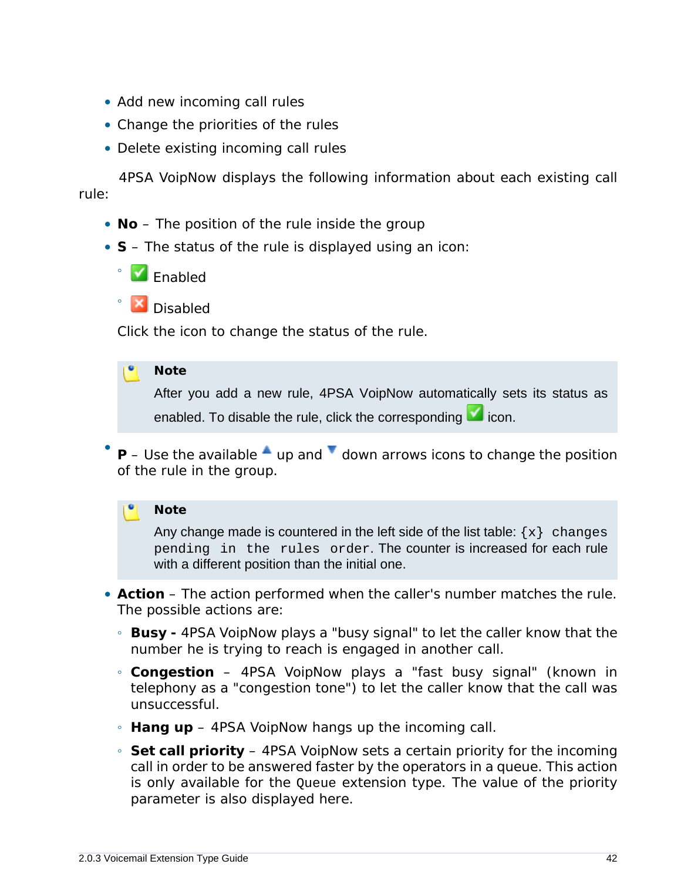- Add new incoming call rules
- Change the priorities of the rules
- Delete existing incoming call rules

4PSA VoipNow displays the following information about each existing call rule:

- **No** – The position of the rule inside the group
- **S** – The status of the rule is displayed using an icon:
    - Enabled
    - Disabled

  Click the icon to change the status of the rule.

  > **Note**
  >
  > After you add a new rule, 4PSA VoipNow automatically sets its status as enabled. To disable the rule, click the corresponding icon.

- **P** – Use the available up and down arrows icons to change the position of the rule in the group.

  > **Note**
  >
  > Any change made is countered in the left side of the list table: `{x} changes pending in the rules order`. The counter is increased for each rule with a different position than the initial one.

- **Action** – The action performed when the caller's number matches the rule. The possible actions are:
    - **Busy -** 4PSA VoipNow plays a "busy signal" to let the caller know that the number he is trying to reach is engaged in another call.
    - **Congestion** – 4PSA VoipNow plays a "fast busy signal" (known in telephony as a "congestion tone") to let the caller know that the call was unsuccessful.
    - **Hang up** – 4PSA VoipNow hangs up the incoming call.
    - **Set call priority** – 4PSA VoipNow sets a certain priority for the incoming call in order to be answered faster by the operators in a queue. This action is only available for the `Queue` extension type. The value of the priority parameter is also displayed here.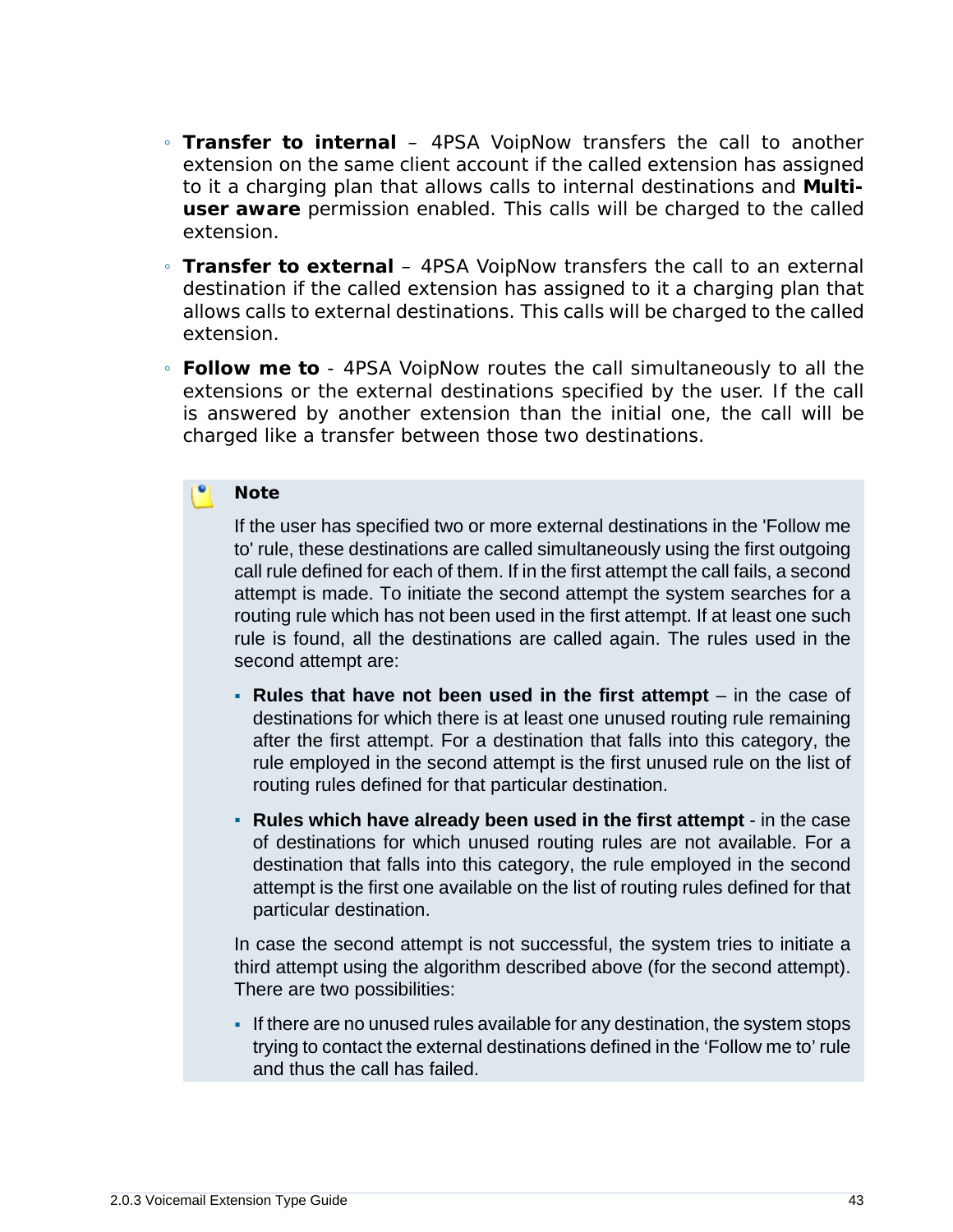- **Transfer to internal** – 4PSA VoipNow transfers the call to another extension on the same client account if the called extension has assigned to it a charging plan that allows calls to internal destinations and **Multi-user aware** permission enabled. This calls will be charged to the called extension.
- **Transfer to external** – 4PSA VoipNow transfers the call to an external destination if the called extension has assigned to it a charging plan that allows calls to external destinations. This calls will be charged to the called extension.
- **Follow me to** - 4PSA VoipNow routes the call simultaneously to all the extensions or the external destinations specified by the user. If the call is answered by another extension than the initial one, the call will be charged like a transfer between those two destinations.

> **Note**
>
> If the user has specified two or more external destinations in the 'Follow me to' rule, these destinations are called simultaneously using the first outgoing call rule defined for each of them. If in the first attempt the call fails, a second attempt is made. To initiate the second attempt the system searches for a routing rule which has not been used in the first attempt. If at least one such rule is found, all the destinations are called again. The rules used in the second attempt are:
>
> - **Rules that have not been used in the first attempt** – in the case of destinations for which there is at least one unused routing rule remaining after the first attempt. For a destination that falls into this category, the rule employed in the second attempt is the first unused rule on the list of routing rules defined for that particular destination.
> - **Rules which have already been used in the first attempt** - in the case of destinations for which unused routing rules are not available. For a destination that falls into this category, the rule employed in the second attempt is the first one available on the list of routing rules defined for that particular destination.
>
> In case the second attempt is not successful, the system tries to initiate a third attempt using the algorithm described above (for the second attempt). There are two possibilities:
>
> - If there are no unused rules available for any destination, the system stops trying to contact the external destinations defined in the ‘Follow me to’ rule and thus the call has failed.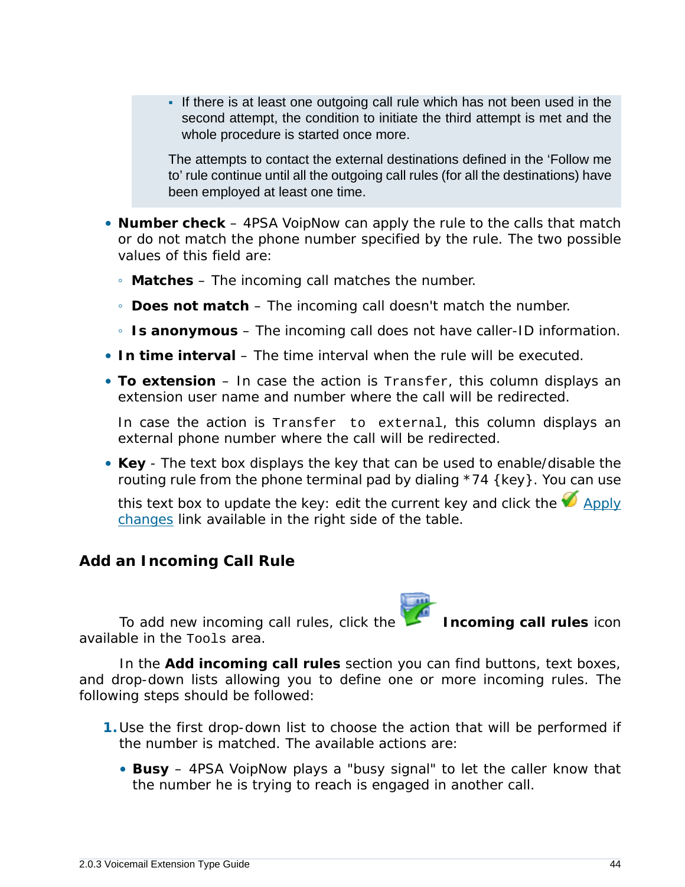- If there is at least one outgoing call rule which has not been used in the second attempt, the condition to initiate the third attempt is met and the whole procedure is started once more.

The attempts to contact the external destinations defined in the 'Follow me to' rule continue until all the outgoing call rules (for all the destinations) have been employed at least one time.

- **Number check** – 4PSA VoipNow can apply the rule to the calls that match or do not match the phone number specified by the rule. The two possible values of this field are:
  - **Matches** – The incoming call matches the number.
  - **Does not match** – The incoming call doesn't match the number.
  - **Is anonymous** – The incoming call does not have caller-ID information.
- **In time interval** – The time interval when the rule will be executed.
- **To extension** – In case the action is `Transfer`, this column displays an extension user name and number where the call will be redirected.

  In case the action is `Transfer to external`, this column displays an external phone number where the call will be redirected.
- **Key** - The text box displays the key that can be used to enable/disable the routing rule from the phone terminal pad by dialing *74 {key}. You can use this text box to update the key: edit the current key and click the Apply changes link available in the right side of the table.

## Add an Incoming Call Rule

To add new incoming call rules, click the **Incoming call rules** icon available in the `Tools` area.

In the **Add incoming call rules** section you can find buttons, text boxes, and drop-down lists allowing you to define one or more incoming rules. The following steps should be followed:

1. Use the first drop-down list to choose the action that will be performed if the number is matched. The available actions are:
   - **Busy** – 4PSA VoipNow plays a "busy signal" to let the caller know that the number he is trying to reach is engaged in another call.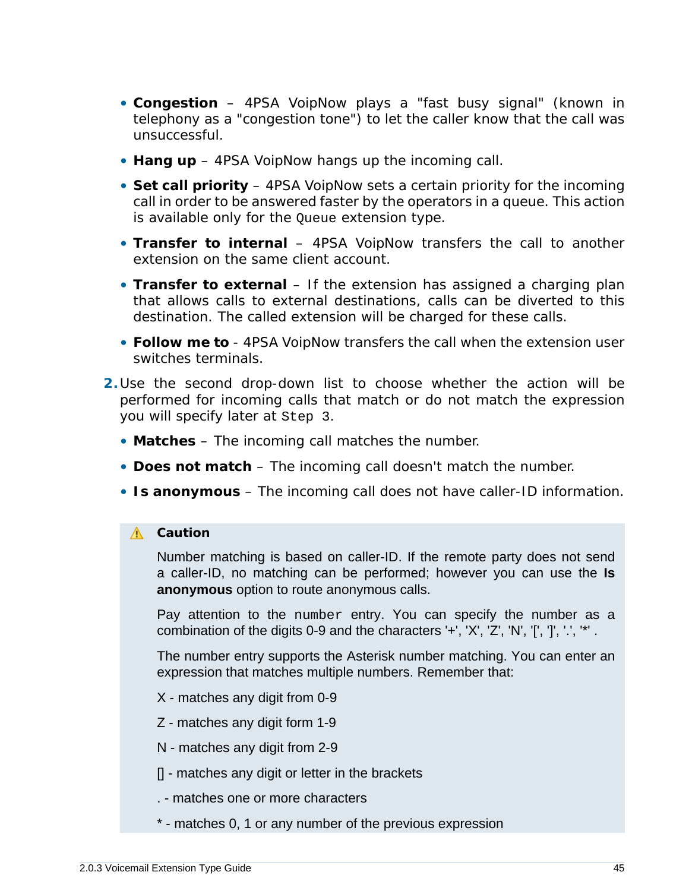- **Congestion** – 4PSA VoipNow plays a "fast busy signal" (known in telephony as a "congestion tone") to let the caller know that the call was unsuccessful.
- **Hang up** – 4PSA VoipNow hangs up the incoming call.
- **Set call priority** – 4PSA VoipNow sets a certain priority for the incoming call in order to be answered faster by the operators in a queue. This action is available only for the `Queue` extension type.
- **Transfer to internal** – 4PSA VoipNow transfers the call to another extension on the same client account.
- **Transfer to external** – If the extension has assigned a charging plan that allows calls to external destinations, calls can be diverted to this destination. The called extension will be charged for these calls.
- **Follow me to** - 4PSA VoipNow transfers the call when the extension user switches terminals.

2. Use the second drop-down list to choose whether the action will be performed for incoming calls that match or do not match the expression you will specify later at `Step 3`.
   - **Matches** – The incoming call matches the number.
   - **Does not match** – The incoming call doesn't match the number.
   - **Is anonymous** – The incoming call does not have caller-ID information.

> **Caution**
>
> Number matching is based on caller-ID. If the remote party does not send a caller-ID, no matching can be performed; however you can use the **Is anonymous** option to route anonymous calls.
>
> Pay attention to the `number` entry. You can specify the number as a combination of the digits 0-9 and the characters '+', 'X', 'Z', 'N', '[', ']', '.', '*' .
>
> The number entry supports the Asterisk number matching. You can enter an expression that matches multiple numbers. Remember that:
>
> X - matches any digit from 0-9
>
> Z - matches any digit form 1-9
>
> N - matches any digit from 2-9
>
> [] - matches any digit or letter in the brackets
>
> . - matches one or more characters
>
> * - matches 0, 1 or any number of the previous expression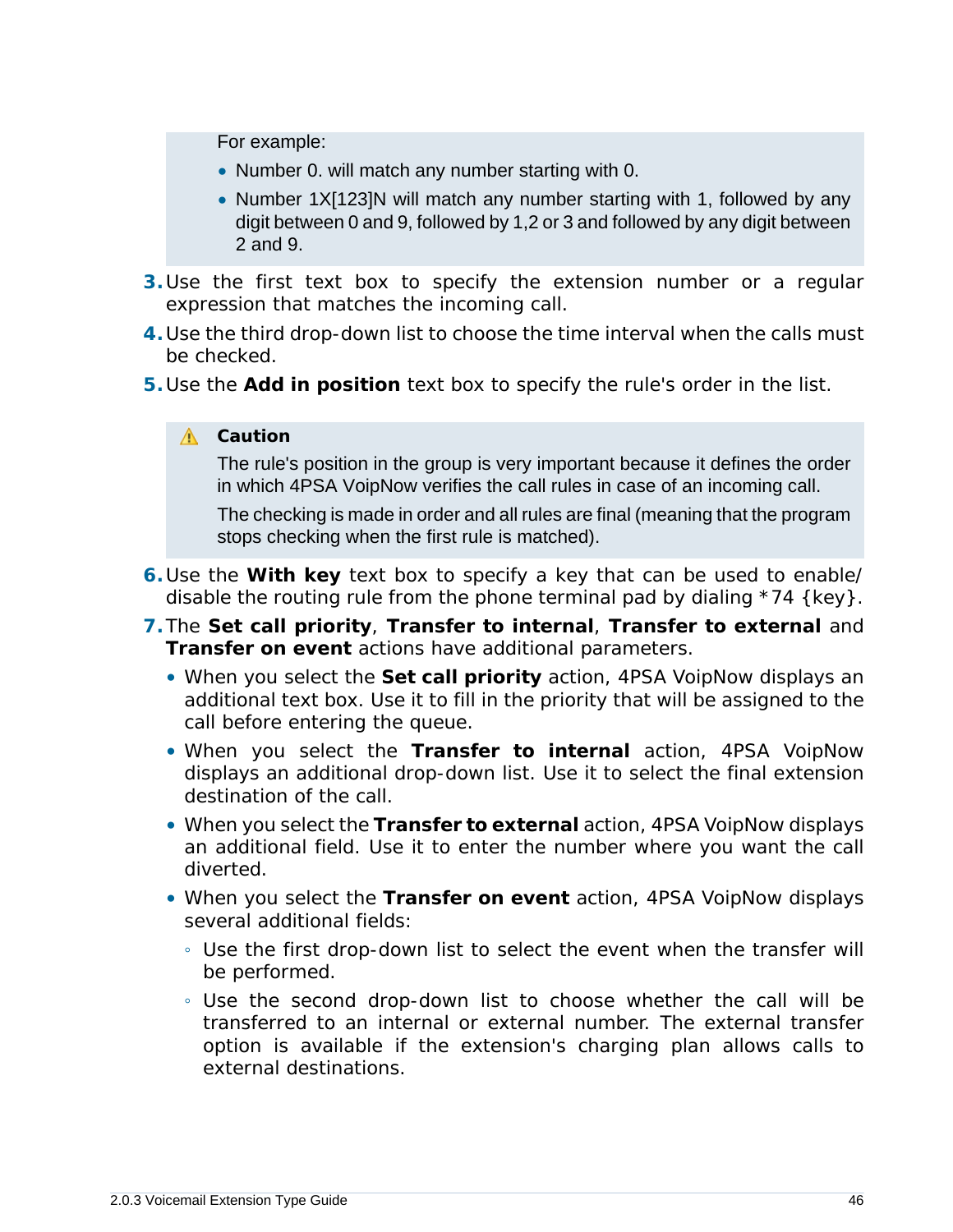For example:

- Number 0. will match any number starting with 0.
- Number 1X[123]N will match any number starting with 1, followed by any digit between 0 and 9, followed by 1,2 or 3 and followed by any digit between 2 and 9.

3. Use the first text box to specify the extension number or a regular expression that matches the incoming call.
4. Use the third drop-down list to choose the time interval when the calls must be checked.
5. Use the **Add in position** text box to specify the rule's order in the list.

> **Caution**
>
> The rule's position in the group is very important because it defines the order in which 4PSA VoipNow verifies the call rules in case of an incoming call.
>
> The checking is made in order and all rules are final (meaning that the program stops checking when the first rule is matched).

6. Use the **With key** text box to specify a key that can be used to enable/disable the routing rule from the phone terminal pad by dialing *74 {key}.
7. The **Set call priority**, **Transfer to internal**, **Transfer to external** and **Transfer on event** actions have additional parameters.
   - When you select the **Set call priority** action, 4PSA VoipNow displays an additional text box. Use it to fill in the priority that will be assigned to the call before entering the queue.
   - When you select the **Transfer to internal** action, 4PSA VoipNow displays an additional drop-down list. Use it to select the final extension destination of the call.
   - When you select the **Transfer to external** action, 4PSA VoipNow displays an additional field. Use it to enter the number where you want the call diverted.
   - When you select the **Transfer on event** action, 4PSA VoipNow displays several additional fields:
     - Use the first drop-down list to select the event when the transfer will be performed.
     - Use the second drop-down list to choose whether the call will be transferred to an internal or external number. The external transfer option is available if the extension's charging plan allows calls to external destinations.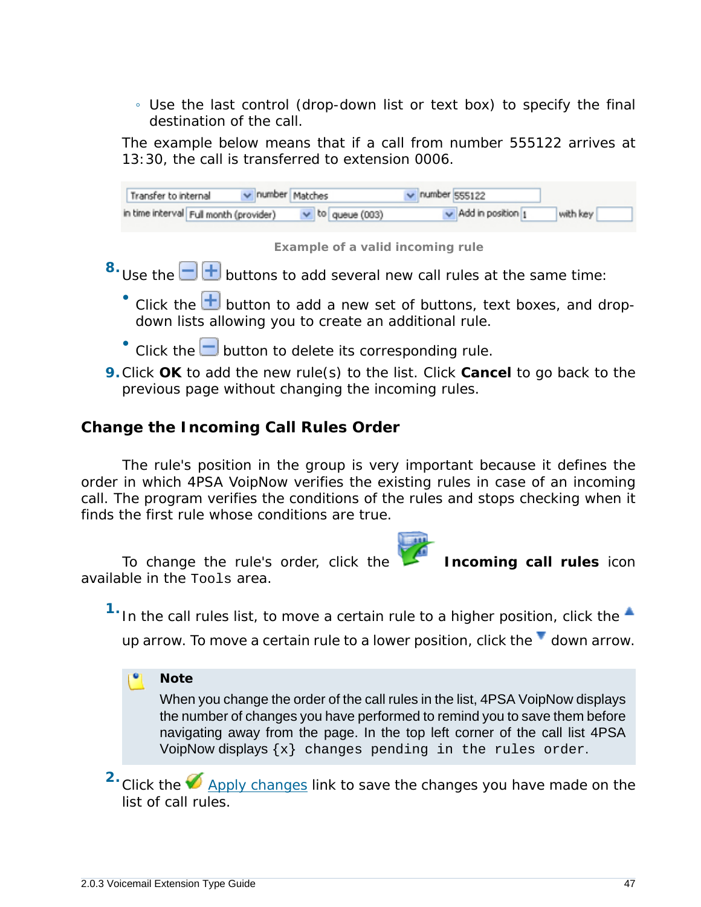- Use the last control (drop-down list or text box) to specify the final destination of the call.

The example below means that if a call from number 555122 arrives at 13:30, the call is transferred to extension 0006.

Example of a valid incoming rule

8. Use the buttons to add several new call rules at the same time:
   - Click the button to add a new set of buttons, text boxes, and drop-down lists allowing you to create an additional rule.
   - Click the button to delete its corresponding rule.
9. Click **OK** to add the new rule(s) to the list. Click **Cancel** to go back to the previous page without changing the incoming rules.

## Change the Incoming Call Rules Order

The rule's position in the group is very important because it defines the order in which 4PSA VoipNow verifies the existing rules in case of an incoming call. The program verifies the conditions of the rules and stops checking when it finds the first rule whose conditions are true.

To change the rule's order, click the **Incoming call rules** icon available in the `Tools` area.

1. In the call rules list, to move a certain rule to a higher position, click the up arrow. To move a certain rule to a lower position, click the down arrow.

> **Note**
>
> When you change the order of the call rules in the list, 4PSA VoipNow displays the number of changes you have performed to remind you to save them before navigating away from the page. In the top left corner of the call list 4PSA VoipNow displays `{x} changes pending in the rules order`.

2. Click the Apply changes link to save the changes you have made on the list of call rules.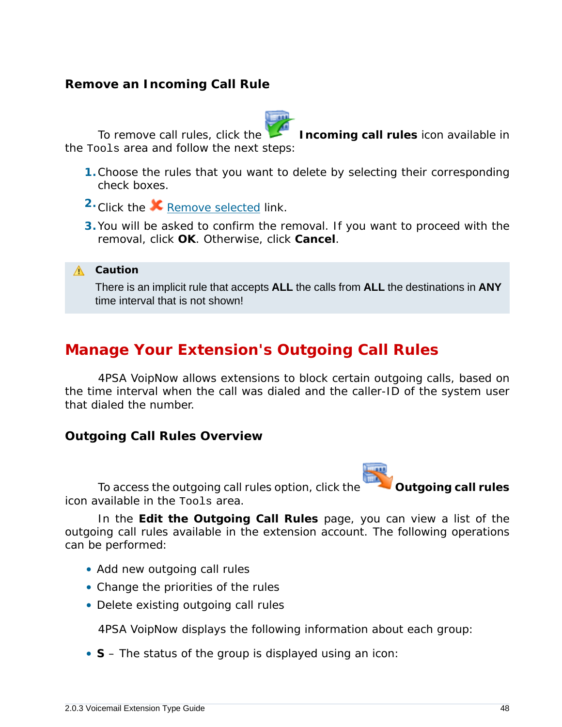### Remove an Incoming Call Rule

To remove call rules, click the **Incoming call rules** icon available in the `Tools` area and follow the next steps:

1. Choose the rules that you want to delete by selecting their corresponding check boxes.
2. Click the Remove selected link.
3. You will be asked to confirm the removal. If you want to proceed with the removal, click **OK**. Otherwise, click **Cancel**.

> **Caution**
>
> There is an implicit rule that accepts **ALL** the calls from **ALL** the destinations in **ANY** time interval that is not shown!

## Manage Your Extension's Outgoing Call Rules

4PSA VoipNow allows extensions to block certain outgoing calls, based on the time interval when the call was dialed and the caller-ID of the system user that dialed the number.

### Outgoing Call Rules Overview

To access the outgoing call rules option, click the **Outgoing call rules** icon available in the `Tools` area.

In the **Edit the Outgoing Call Rules** page, you can view a list of the outgoing call rules available in the extension account. The following operations can be performed:

- Add new outgoing call rules
- Change the priorities of the rules
- Delete existing outgoing call rules

4PSA VoipNow displays the following information about each group:

- **S** – The status of the group is displayed using an icon: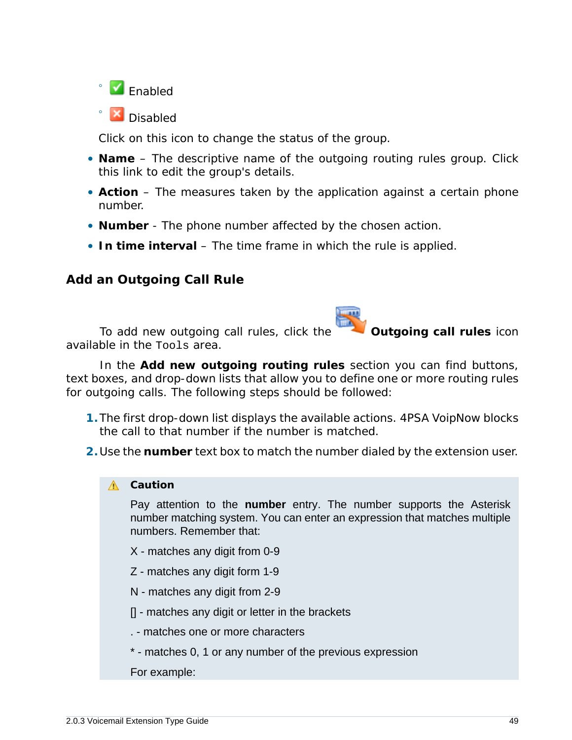- Enabled
- Disabled

Click on this icon to change the status of the group.

- **Name** – The descriptive name of the outgoing routing rules group. Click this link to edit the group's details.
- **Action** – The measures taken by the application against a certain phone number.
- **Number** - The phone number affected by the chosen action.
- **In time interval** – The time frame in which the rule is applied.

## Add an Outgoing Call Rule

To add new outgoing call rules, click the **Outgoing call rules** icon available in the `Tools` area.

In the **Add new outgoing routing rules** section you can find buttons, text boxes, and drop-down lists that allow you to define one or more routing rules for outgoing calls. The following steps should be followed:

1. The first drop-down list displays the available actions. 4PSA VoipNow blocks the call to that number if the number is matched.
2. Use the **number** text box to match the number dialed by the extension user.

> **Caution**
>
> Pay attention to the **number** entry. The number supports the Asterisk number matching system. You can enter an expression that matches multiple numbers. Remember that:
>
> X - matches any digit from 0-9
>
> Z - matches any digit form 1-9
>
> N - matches any digit from 2-9
>
> [] - matches any digit or letter in the brackets
>
> . - matches one or more characters
>
> * - matches 0, 1 or any number of the previous expression
>
> For example: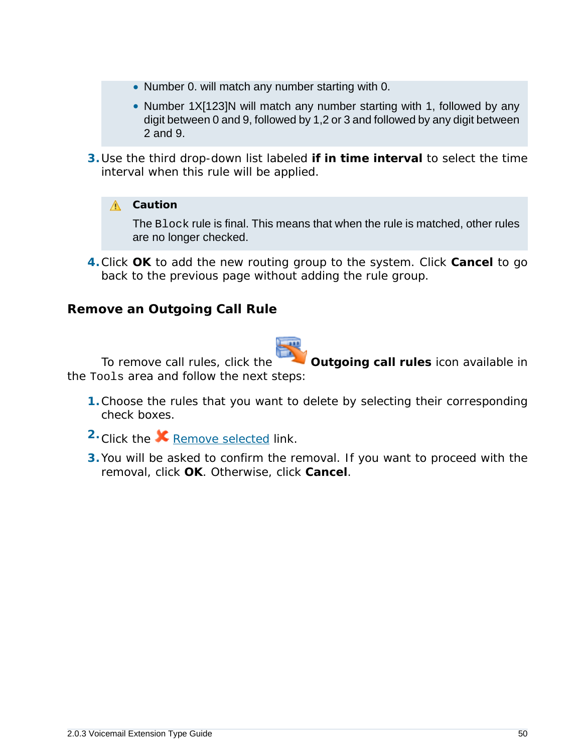- Number 0. will match any number starting with 0.
- Number 1X[123]N will match any number starting with 1, followed by any digit between 0 and 9, followed by 1,2 or 3 and followed by any digit between 2 and 9.

3. Use the third drop-down list labeled **if in time interval** to select the time interval when this rule will be applied.

> **Caution**
>
> The `Block` rule is final. This means that when the rule is matched, other rules are no longer checked.

4. Click **OK** to add the new routing group to the system. Click **Cancel** to go back to the previous page without adding the rule group.

### Remove an Outgoing Call Rule

To remove call rules, click the **Outgoing call rules** icon available in the `Tools` area and follow the next steps:

1. Choose the rules that you want to delete by selecting their corresponding check boxes.
2. Click the Remove selected link.
3. You will be asked to confirm the removal. If you want to proceed with the removal, click **OK**. Otherwise, click **Cancel**.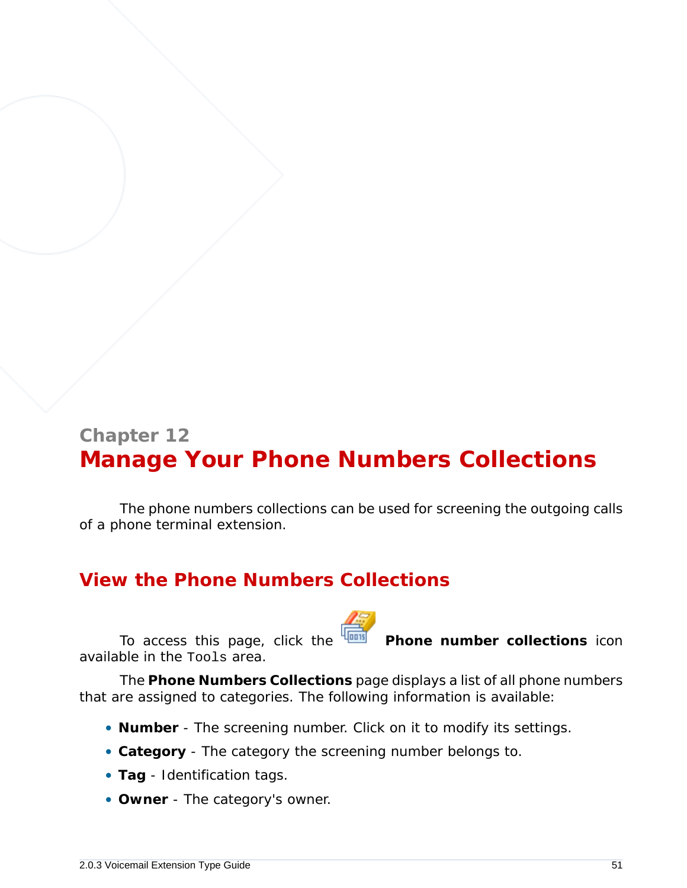Chapter 12

# Manage Your Phone Numbers Collections

The phone numbers collections can be used for screening the outgoing calls of a phone terminal extension.

## View the Phone Numbers Collections

To access this page, click the **Phone number collections** icon available in the `Tools` area.

The **Phone Numbers Collections** page displays a list of all phone numbers that are assigned to categories. The following information is available:

- **Number** - The screening number. Click on it to modify its settings.
- **Category** - The category the screening number belongs to.
- **Tag** - Identification tags.
- **Owner** - The category's owner.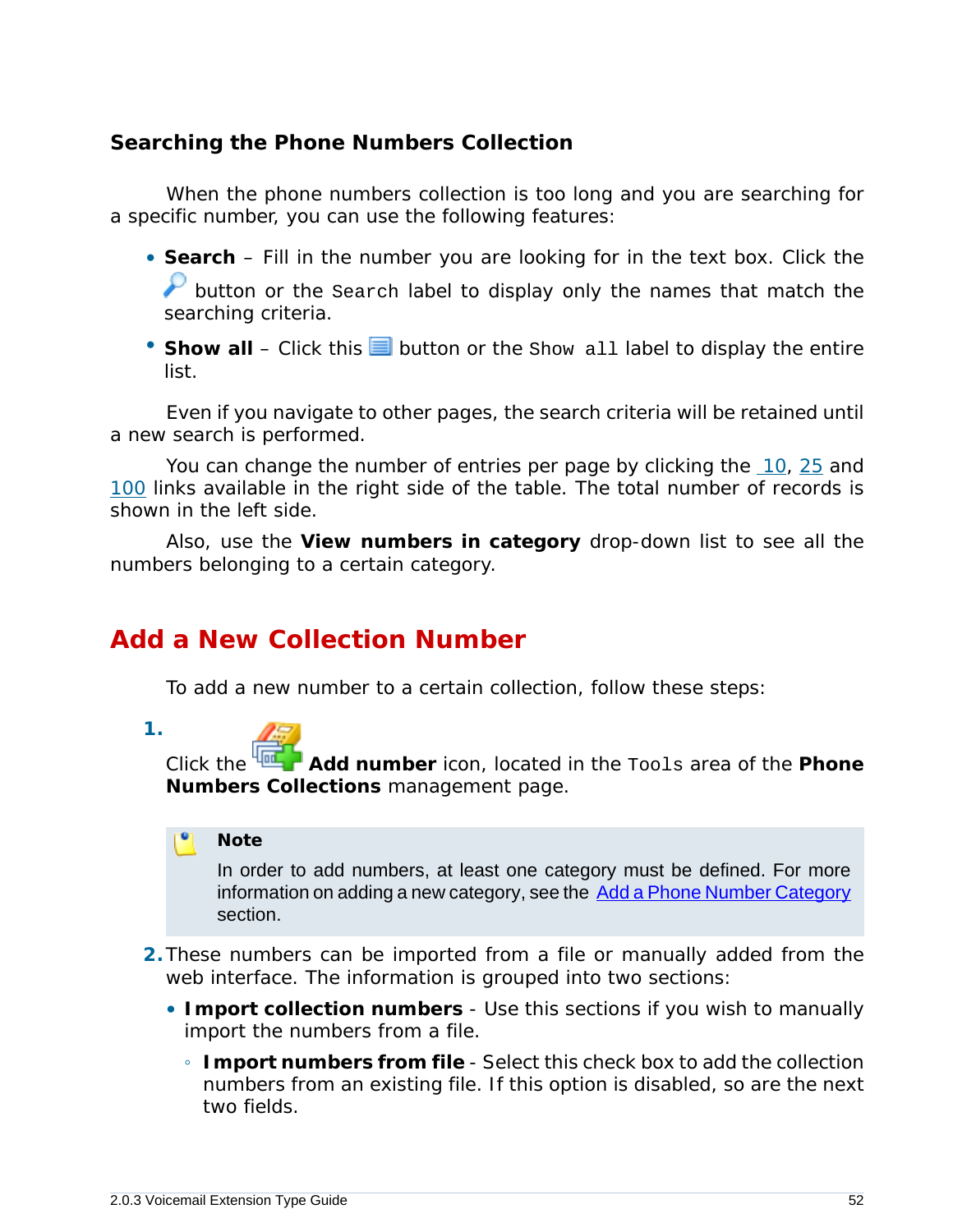### Searching the Phone Numbers Collection

When the phone numbers collection is too long and you are searching for a specific number, you can use the following features:

- **Search** – Fill in the number you are looking for in the text box. Click the button or the `Search` label to display only the names that match the searching criteria.
- **Show all** – Click this button or the `Show all` label to display the entire list.

Even if you navigate to other pages, the search criteria will be retained until a new search is performed.

You can change the number of entries per page by clicking the 10, 25 and 100 links available in the right side of the table. The total number of records is shown in the left side.

Also, use the **View numbers in category** drop-down list to see all the numbers belonging to a certain category.

## Add a New Collection Number

To add a new number to a certain collection, follow these steps:

1. Click the **Add number** icon, located in the `Tools` area of the **Phone Numbers Collections** management page.

   > **Note**
   >
   > In order to add numbers, at least one category must be defined. For more information on adding a new category, see the Add a Phone Number Category section.

2. These numbers can be imported from a file or manually added from the web interface. The information is grouped into two sections:
   - **Import collection numbers** - Use this sections if you wish to manually import the numbers from a file.
     - **Import numbers from file** - Select this check box to add the collection numbers from an existing file. If this option is disabled, so are the next two fields.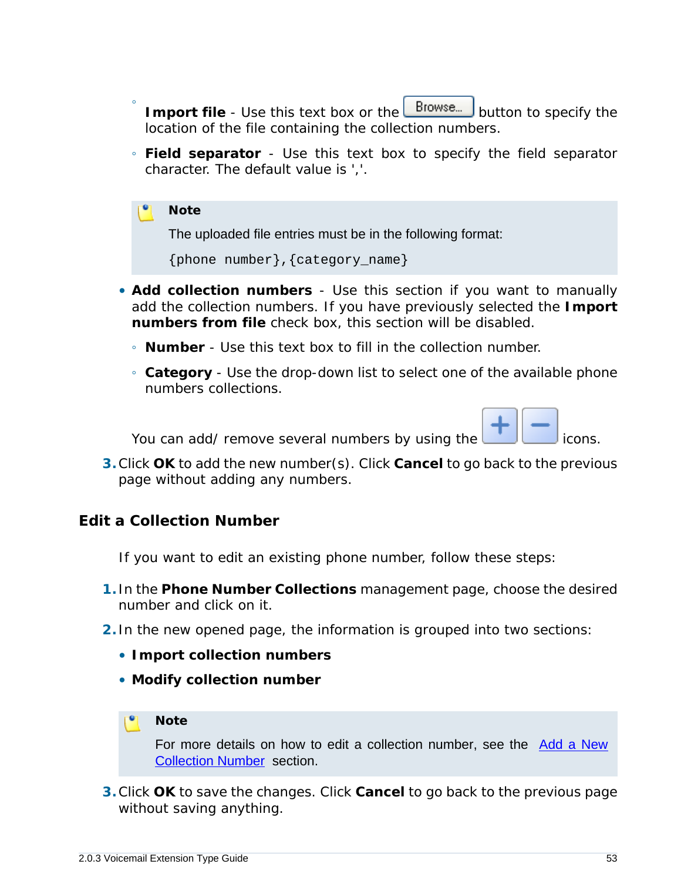- **Import file** - Use this text box or the Browse... button to specify the location of the file containing the collection numbers.
  - **Field separator** - Use this text box to specify the field separator character. The default value is ','.

> **Note**
>
> The uploaded file entries must be in the following format:
>
> ```
> {phone number},{category_name}
> ```

- **Add collection numbers** - Use this section if you want to manually add the collection numbers. If you have previously selected the **Import numbers from file** check box, this section will be disabled.
  - **Number** - Use this text box to fill in the collection number.
  - **Category** - Use the drop-down list to select one of the available phone numbers collections.

  You can add/ remove several numbers by using the + − icons.

3. Click **OK** to add the new number(s). Click **Cancel** to go back to the previous page without adding any numbers.

## Edit a Collection Number

If you want to edit an existing phone number, follow these steps:

1. In the **Phone Number Collections** management page, choose the desired number and click on it.
2. In the new opened page, the information is grouped into two sections:
   - **Import collection numbers**
   - **Modify collection number**

> **Note**
>
> For more details on how to edit a collection number, see the Add a New Collection Number section.

3. Click **OK** to save the changes. Click **Cancel** to go back to the previous page without saving anything.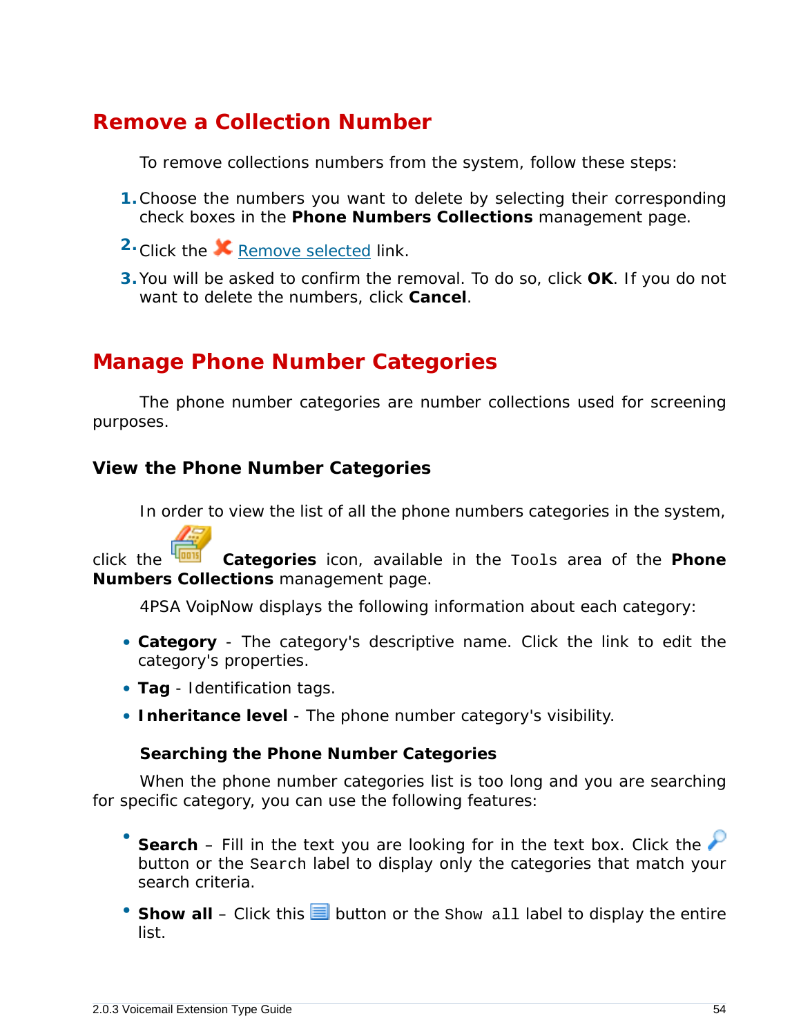# Remove a Collection Number

To remove collections numbers from the system, follow these steps:

1. Choose the numbers you want to delete by selecting their corresponding check boxes in the **Phone Numbers Collections** management page.
2. Click the Remove selected link.
3. You will be asked to confirm the removal. To do so, click **OK**. If you do not want to delete the numbers, click **Cancel**.

# Manage Phone Number Categories

The phone number categories are number collections used for screening purposes.

## View the Phone Number Categories

In order to view the list of all the phone numbers categories in the system, click the **Categories** icon, available in the `Tools` area of the **Phone Numbers Collections** management page.

4PSA VoipNow displays the following information about each category:

- **Category** - The category's descriptive name. Click the link to edit the category's properties.
- **Tag** - Identification tags.
- **Inheritance level** - The phone number category's visibility.

### Searching the Phone Number Categories

When the phone number categories list is too long and you are searching for specific category, you can use the following features:

- **Search** – Fill in the text you are looking for in the text box. Click the button or the `Search` label to display only the categories that match your search criteria.
- **Show all** – Click this button or the `Show all` label to display the entire list.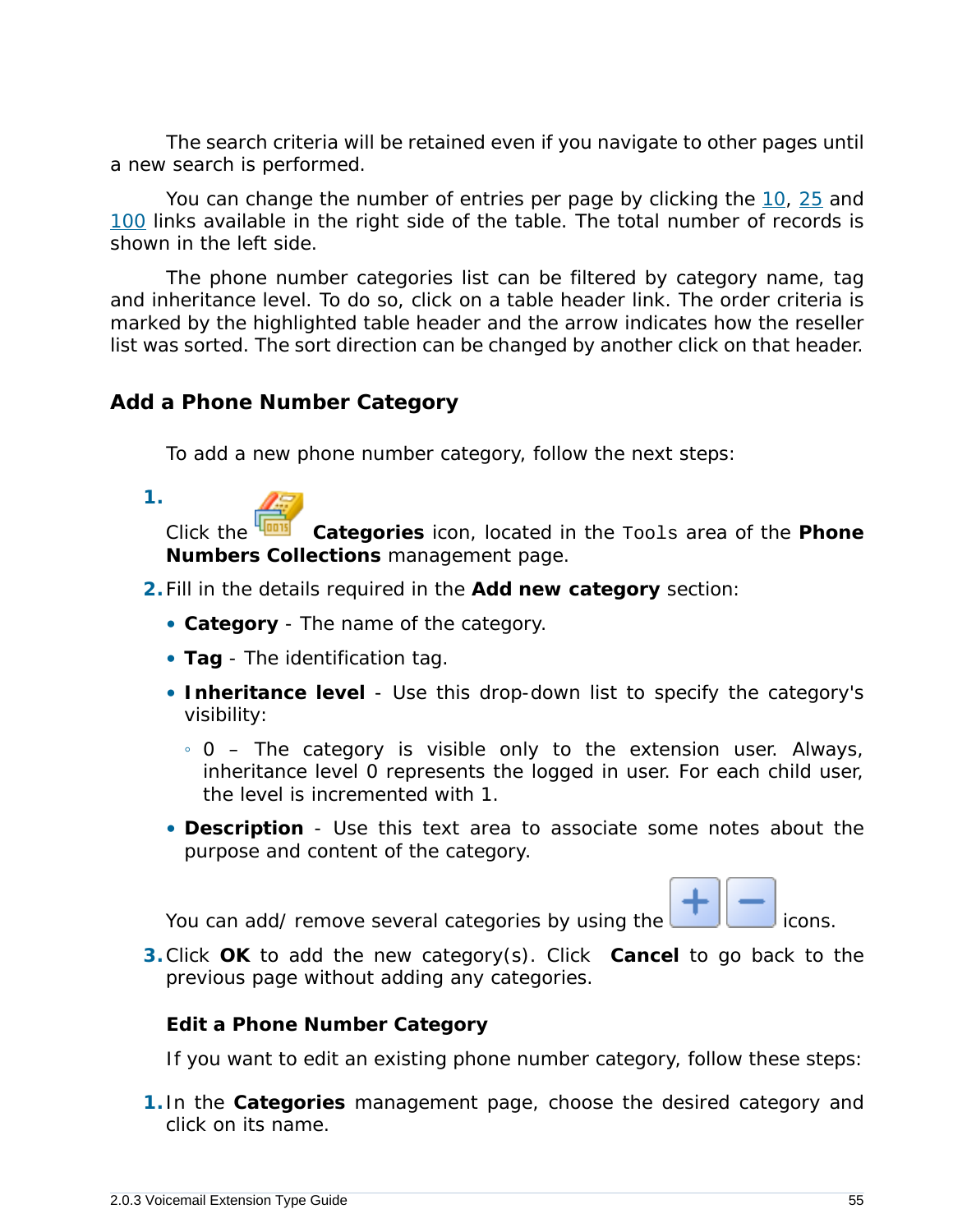The search criteria will be retained even if you navigate to other pages until a new search is performed.

You can change the number of entries per page by clicking the 10, 25 and 100 links available in the right side of the table. The total number of records is shown in the left side.

The phone number categories list can be filtered by category name, tag and inheritance level. To do so, click on a table header link. The order criteria is marked by the highlighted table header and the arrow indicates how the reseller list was sorted. The sort direction can be changed by another click on that header.

## Add a Phone Number Category

To add a new phone number category, follow the next steps:

1. Click the **Categories** icon, located in the `Tools` area of the **Phone Numbers Collections** management page.
2. Fill in the details required in the **Add new category** section:
   - **Category** - The name of the category.
   - **Tag** - The identification tag.
   - **Inheritance level** - Use this drop-down list to specify the category's visibility:
     - 0 – The category is visible only to the extension user. Always, inheritance level 0 represents the logged in user. For each child user, the level is incremented with 1.
   - **Description** - Use this text area to associate some notes about the purpose and content of the category.

   You can add/ remove several categories by using the icons.
3. Click **OK** to add the new category(s). Click **Cancel** to go back to the previous page without adding any categories.

### Edit a Phone Number Category

If you want to edit an existing phone number category, follow these steps:

1. In the **Categories** management page, choose the desired category and click on its name.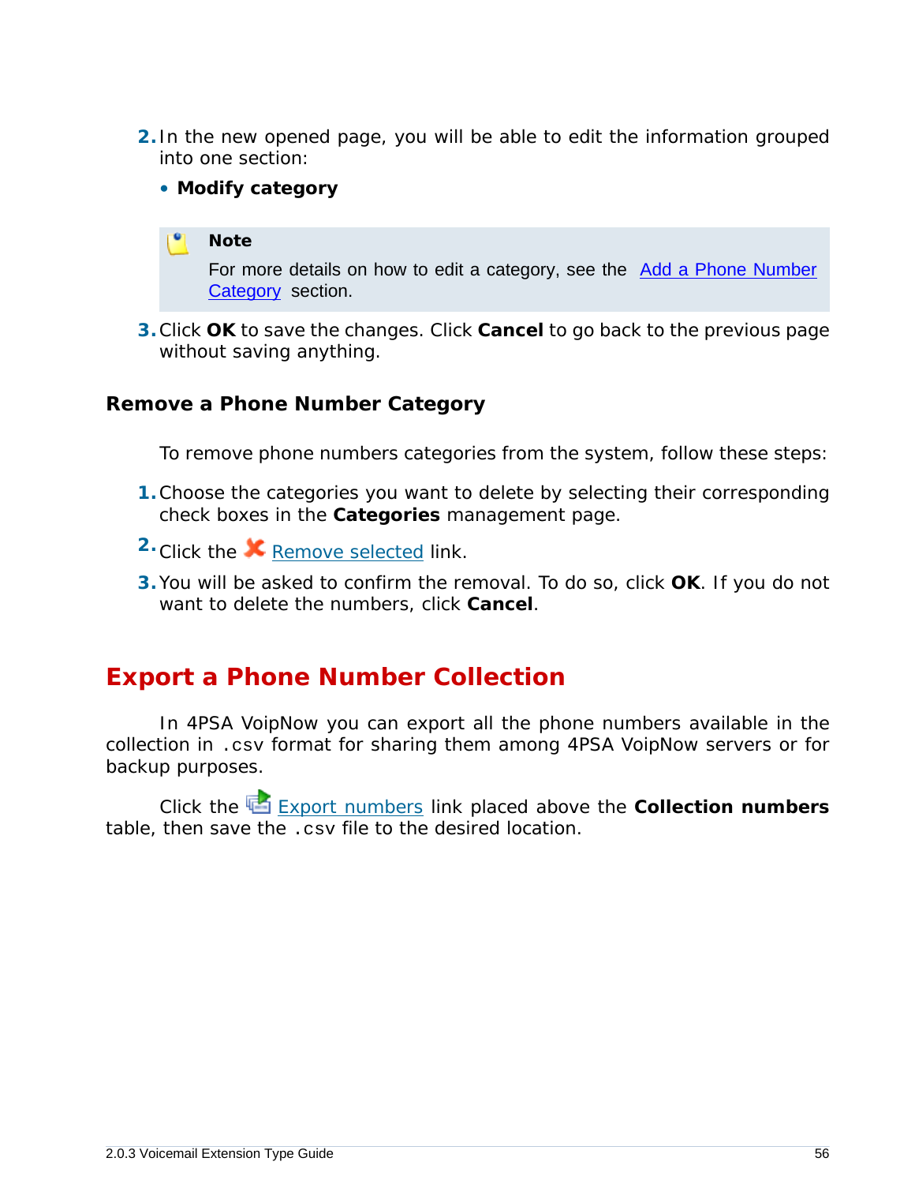2. In the new opened page, you will be able to edit the information grouped into one section:

   - **Modify category**

> **Note**
>
> For more details on how to edit a category, see the Add a Phone Number Category section.

3. Click **OK** to save the changes. Click **Cancel** to go back to the previous page without saving anything.

### Remove a Phone Number Category

To remove phone numbers categories from the system, follow these steps:

1. Choose the categories you want to delete by selecting their corresponding check boxes in the **Categories** management page.
2. Click the Remove selected link.
3. You will be asked to confirm the removal. To do so, click **OK**. If you do not want to delete the numbers, click **Cancel**.

## Export a Phone Number Collection

In 4PSA VoipNow you can export all the phone numbers available in the collection in `.csv` format for sharing them among 4PSA VoipNow servers or for backup purposes.

Click the Export numbers link placed above the **Collection numbers** table, then save the `.csv` file to the desired location.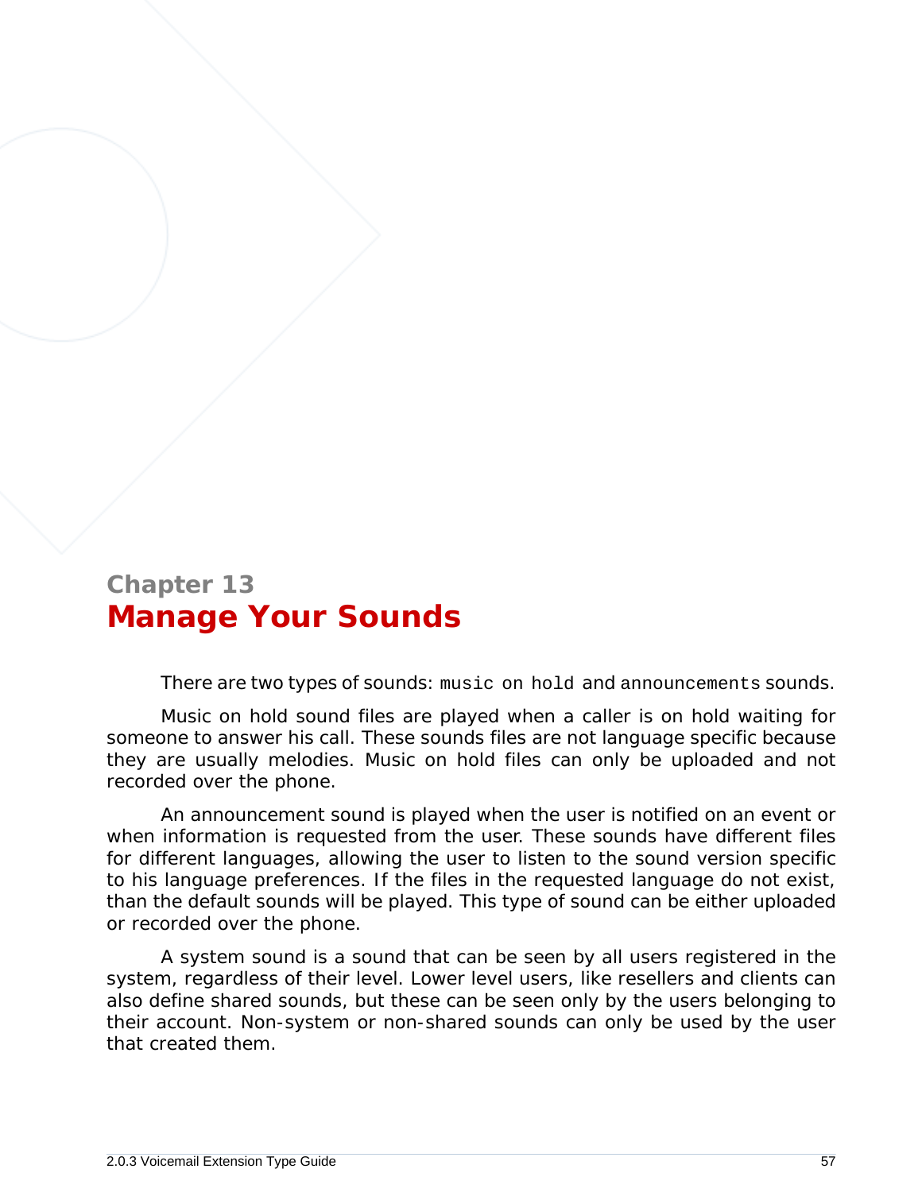# Chapter 13
# Manage Your Sounds

There are two types of sounds: `music on hold` and `announcements` sounds.

Music on hold sound files are played when a caller is on hold waiting for someone to answer his call. These sounds files are not language specific because they are usually melodies. Music on hold files can only be uploaded and not recorded over the phone.

An announcement sound is played when the user is notified on an event or when information is requested from the user. These sounds have different files for different languages, allowing the user to listen to the sound version specific to his language preferences. If the files in the requested language do not exist, than the default sounds will be played. This type of sound can be either uploaded or recorded over the phone.

A system sound is a sound that can be seen by all users registered in the system, regardless of their level. Lower level users, like resellers and clients can also define shared sounds, but these can be seen only by the users belonging to their account. Non-system or non-shared sounds can only be used by the user that created them.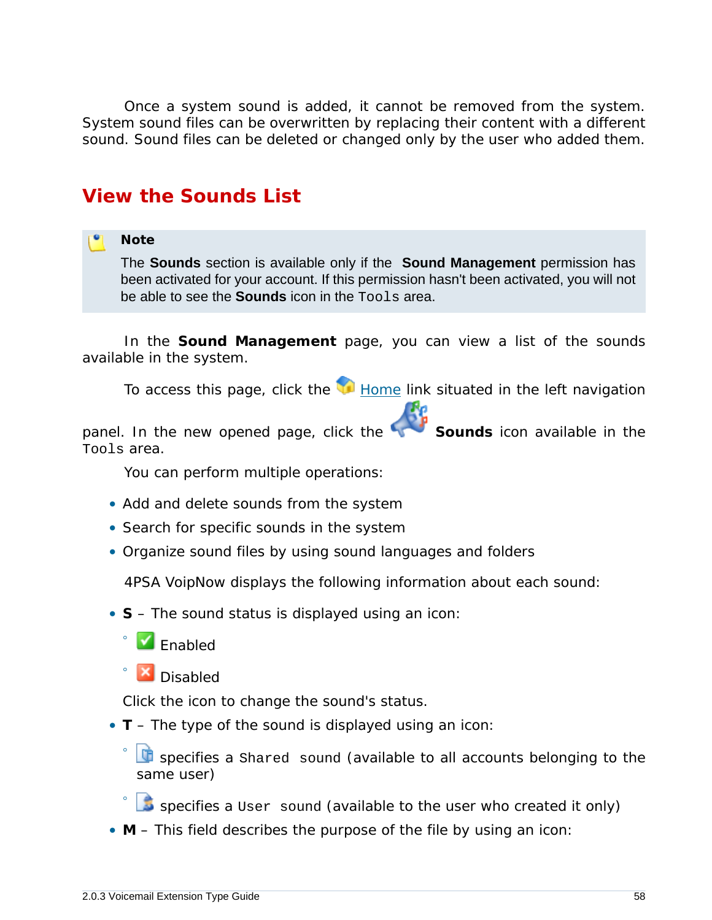Once a system sound is added, it cannot be removed from the system. System sound files can be overwritten by replacing their content with a different sound. Sound files can be deleted or changed only by the user who added them.

## View the Sounds List

> **Note**
>
> The **Sounds** section is available only if the **Sound Management** permission has been activated for your account. If this permission hasn't been activated, you will not be able to see the **Sounds** icon in the `Tools` area.

In the **Sound Management** page, you can view a list of the sounds available in the system.

To access this page, click the Home link situated in the left navigation panel. In the new opened page, click the **Sounds** icon available in the `Tools` area.

You can perform multiple operations:

- Add and delete sounds from the system
- Search for specific sounds in the system
- Organize sound files by using sound languages and folders

4PSA VoipNow displays the following information about each sound:

- **S** – The sound status is displayed using an icon:
  - Enabled
  - Disabled

  Click the icon to change the sound's status.
- **T** – The type of the sound is displayed using an icon:
  - specifies a `Shared` sound (available to all accounts belonging to the same user)
  - specifies a `User` sound (available to the user who created it only)
- **M** – This field describes the purpose of the file by using an icon: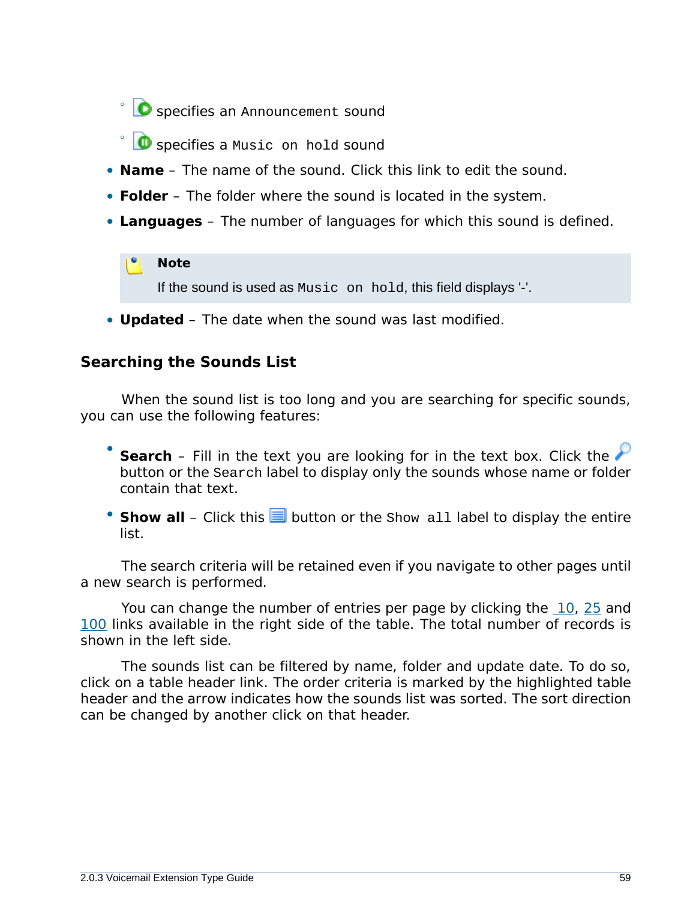- specifies an `Announcement` sound
- specifies a `Music on hold` sound

- **Name** – The name of the sound. Click this link to edit the sound.
- **Folder** – The folder where the sound is located in the system.
- **Languages** – The number of languages for which this sound is defined.

> **Note**
>
> If the sound is used as `Music on hold`, this field displays '-'.

- **Updated** – The date when the sound was last modified.

### Searching the Sounds List

When the sound list is too long and you are searching for specific sounds, you can use the following features:

- **Search** – Fill in the text you are looking for in the text box. Click the button or the `Search` label to display only the sounds whose name or folder contain that text.
- **Show all** – Click this button or the `Show all` label to display the entire list.

The search criteria will be retained even if you navigate to other pages until a new search is performed.

You can change the number of entries per page by clicking the 10, 25 and 100 links available in the right side of the table. The total number of records is shown in the left side.

The sounds list can be filtered by name, folder and update date. To do so, click on a table header link. The order criteria is marked by the highlighted table header and the arrow indicates how the sounds list was sorted. The sort direction can be changed by another click on that header.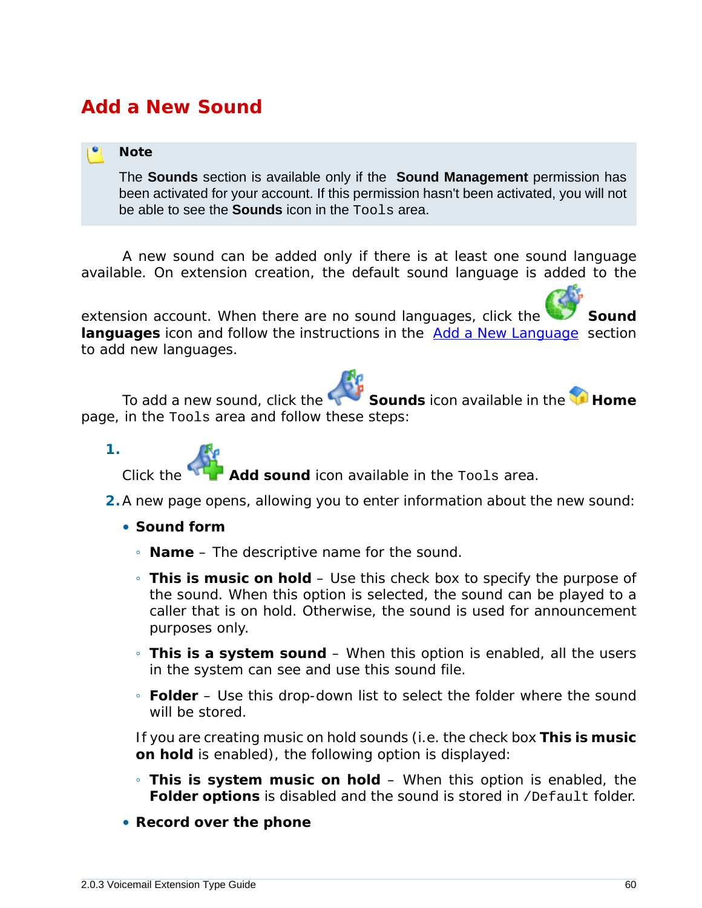## Add a New Sound

> **Note**
>
> The **Sounds** section is available only if the **Sound Management** permission has been activated for your account. If this permission hasn't been activated, you will not be able to see the **Sounds** icon in the `Tools` area.

A new sound can be added only if there is at least one sound language available. On extension creation, the default sound language is added to the extension account. When there are no sound languages, click the **Sound languages** icon and follow the instructions in the Add a New Language section to add new languages.

To add a new sound, click the **Sounds** icon available in the **Home** page, in the `Tools` area and follow these steps:

1. Click the **Add sound** icon available in the `Tools` area.
2. A new page opens, allowing you to enter information about the new sound:
   - **Sound form**
     - **Name** – The descriptive name for the sound.
     - **This is music on hold** – Use this check box to specify the purpose of the sound. When this option is selected, the sound can be played to a caller that is on hold. Otherwise, the sound is used for announcement purposes only.
     - **This is a system sound** – When this option is enabled, all the users in the system can see and use this sound file.
     - **Folder** – Use this drop-down list to select the folder where the sound will be stored.

     If you are creating music on hold sounds (i.e. the check box **This is music on hold** is enabled), the following option is displayed:

     - **This is system music on hold** – When this option is enabled, the **Folder options** is disabled and the sound is stored in `/Default` folder.
   - **Record over the phone**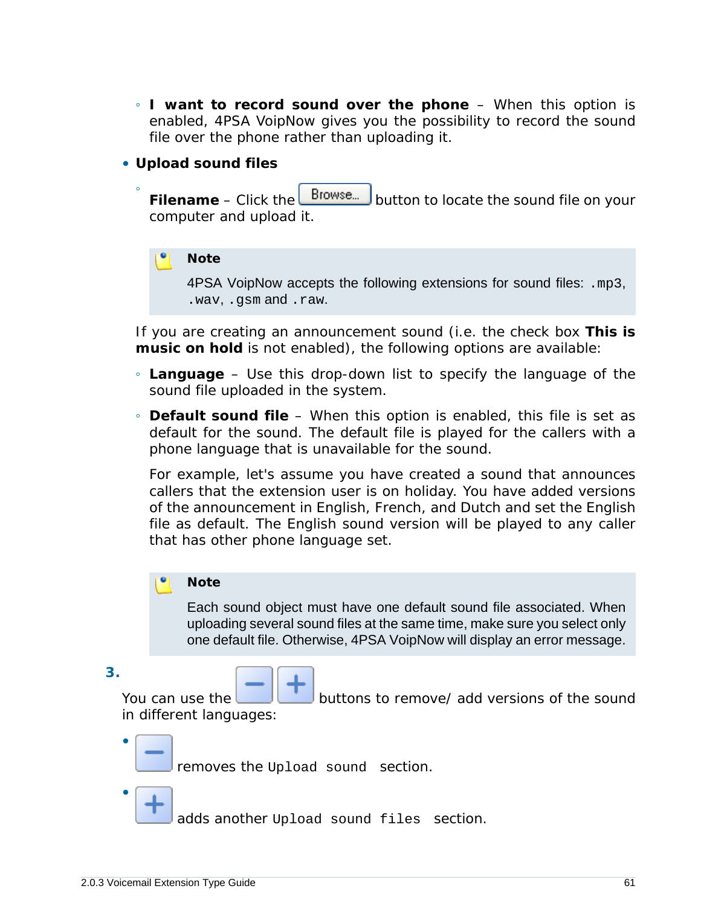- **I want to record sound over the phone** – When this option is enabled, 4PSA VoipNow gives you the possibility to record the sound file over the phone rather than uploading it.

- **Upload sound files**

  - **Filename** – Click the Browse... button to locate the sound file on your computer and upload it.

> **Note**
>
> 4PSA VoipNow accepts the following extensions for sound files: `.mp3`, `.wav`, `.gsm` and `.raw`.

If you are creating an announcement sound (i.e. the check box **This is music on hold** is not enabled), the following options are available:

- **Language** – Use this drop-down list to specify the language of the sound file uploaded in the system.

- **Default sound file** – When this option is enabled, this file is set as default for the sound. The default file is played for the callers with a phone language that is unavailable for the sound.

  For example, let's assume you have created a sound that announces callers that the extension user is on holiday. You have added versions of the announcement in English, French, and Dutch and set the English file as default. The English sound version will be played to any caller that has other phone language set.

> **Note**
>
> Each sound object must have one default sound file associated. When uploading several sound files at the same time, make sure you select only one default file. Otherwise, 4PSA VoipNow will display an error message.

3. You can use the − + buttons to remove/ add versions of the sound in different languages:

   - − removes the `Upload sound` section.

   - + adds another `Upload sound files` section.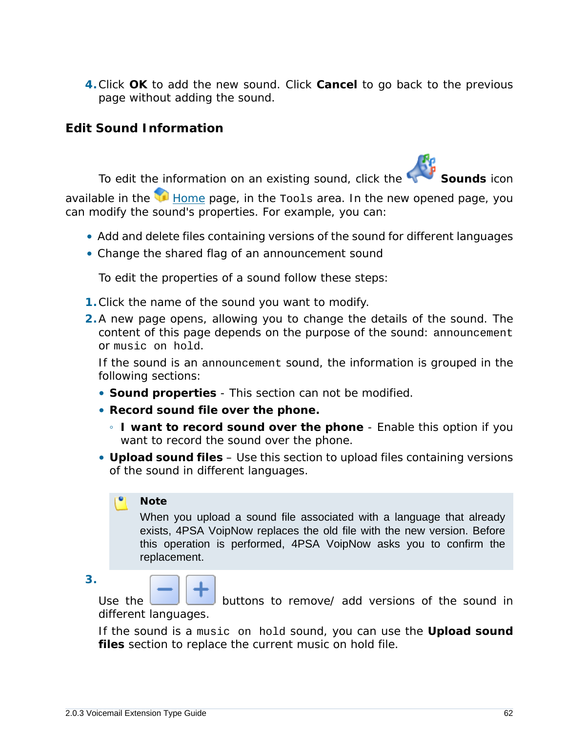4. Click **OK** to add the new sound. Click **Cancel** to go back to the previous page without adding the sound.

## Edit Sound Information

To edit the information on an existing sound, click the **Sounds** icon available in the Home page, in the `Tools` area. In the new opened page, you can modify the sound's properties. For example, you can:

- Add and delete files containing versions of the sound for different languages
- Change the shared flag of an announcement sound

To edit the properties of a sound follow these steps:

1. Click the name of the sound you want to modify.
2. A new page opens, allowing you to change the details of the sound. The content of this page depends on the purpose of the sound: `announcement` or `music on hold`.

   If the sound is an `announcement` sound, the information is grouped in the following sections:

   - **Sound properties** - This section can not be modified.
   - **Record sound file over the phone.**
     - **I want to record sound over the phone** - Enable this option if you want to record the sound over the phone.
   - **Upload sound files** – Use this section to upload files containing versions of the sound in different languages.

   > **Note**
   >
   > When you upload a sound file associated with a language that already exists, 4PSA VoipNow replaces the old file with the new version. Before this operation is performed, 4PSA VoipNow asks you to confirm the replacement.

3. Use the − + buttons to remove/ add versions of the sound in different languages.

   If the sound is a `music on hold` sound, you can use the **Upload sound files** section to replace the current music on hold file.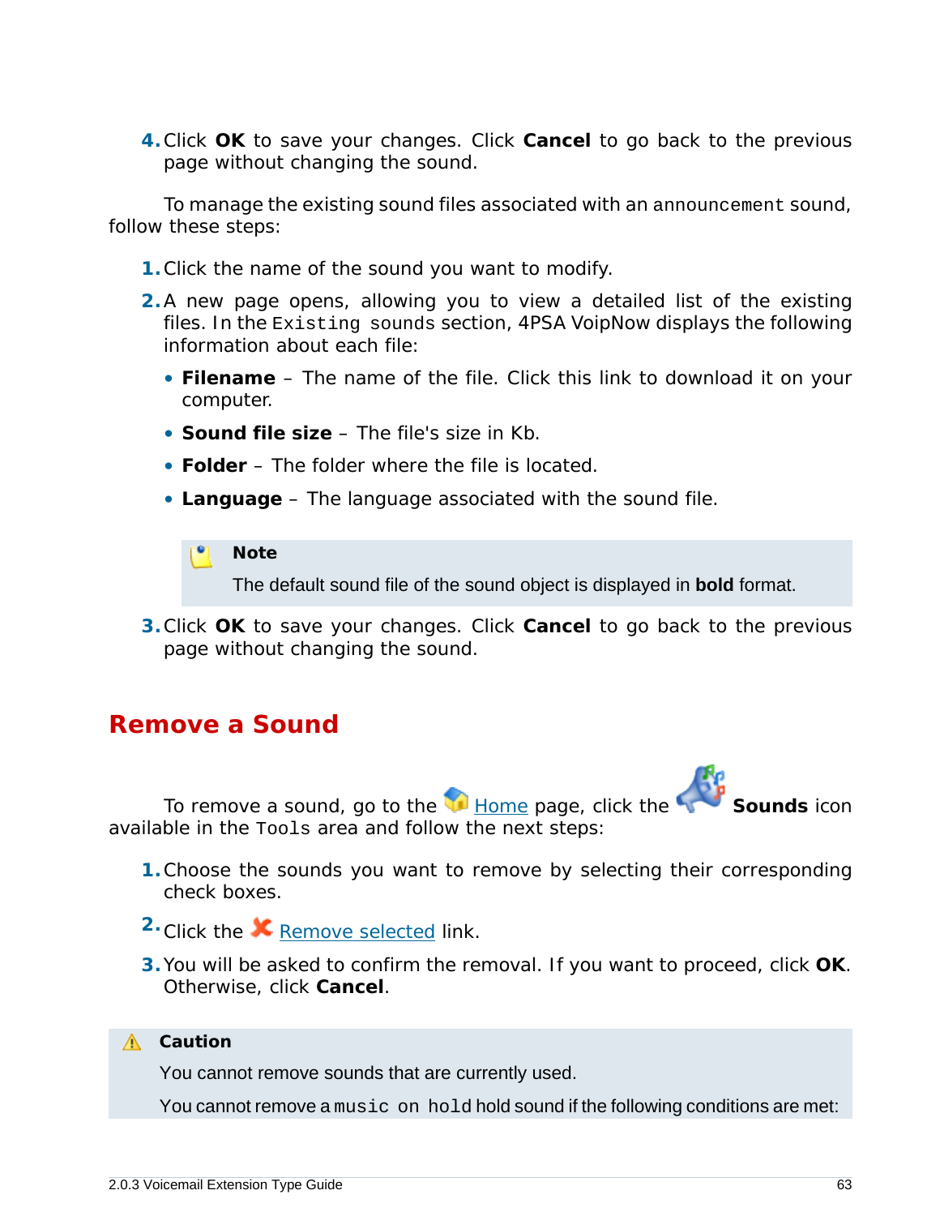4. Click **OK** to save your changes. Click **Cancel** to go back to the previous page without changing the sound.

To manage the existing sound files associated with an `announcement` sound, follow these steps:

1. Click the name of the sound you want to modify.
2. A new page opens, allowing you to view a detailed list of the existing files. In the `Existing sounds` section, 4PSA VoipNow displays the following information about each file:
   - **Filename** – The name of the file. Click this link to download it on your computer.
   - **Sound file size** – The file's size in Kb.
   - **Folder** – The folder where the file is located.
   - **Language** – The language associated with the sound file.

   > **Note**
   >
   > The default sound file of the sound object is displayed in **bold** format.

3. Click **OK** to save your changes. Click **Cancel** to go back to the previous page without changing the sound.

## Remove a Sound

To remove a sound, go to the Home page, click the **Sounds** icon available in the `Tools` area and follow the next steps:

1. Choose the sounds you want to remove by selecting their corresponding check boxes.
2. Click the Remove selected link.
3. You will be asked to confirm the removal. If you want to proceed, click **OK**. Otherwise, click **Cancel**.

> **Caution**
>
> You cannot remove sounds that are currently used.
>
> You cannot remove a `music on hold` hold sound if the following conditions are met: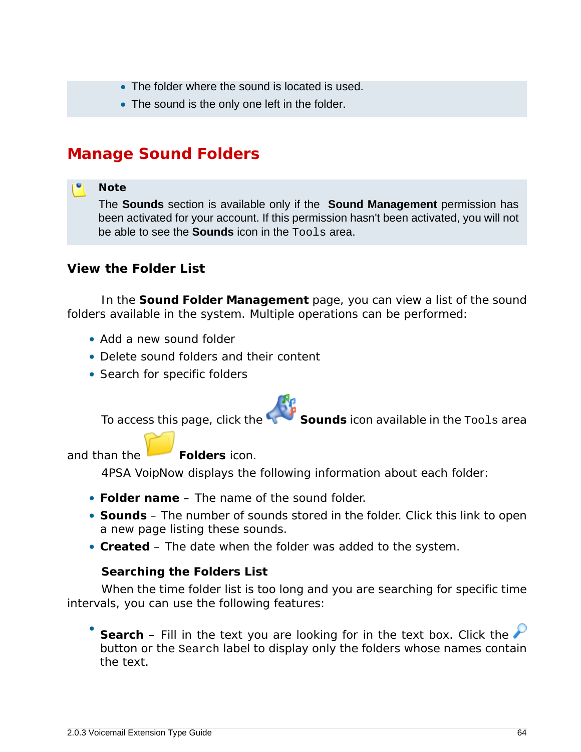- The folder where the sound is located is used.
- The sound is the only one left in the folder.

## Manage Sound Folders

**Note**

The **Sounds** section is available only if the **Sound Management** permission has been activated for your account. If this permission hasn't been activated, you will not be able to see the **Sounds** icon in the `Tools` area.

### View the Folder List

In the **Sound Folder Management** page, you can view a list of the sound folders available in the system. Multiple operations can be performed:

- Add a new sound folder
- Delete sound folders and their content
- Search for specific folders

To access this page, click the **Sounds** icon available in the `Tools` area and than the **Folders** icon.

4PSA VoipNow displays the following information about each folder:

- **Folder name** – The name of the sound folder.
- **Sounds** – The number of sounds stored in the folder. Click this link to open a new page listing these sounds.
- **Created** – The date when the folder was added to the system.

#### Searching the Folders List

When the time folder list is too long and you are searching for specific time intervals, you can use the following features:

- **Search** – Fill in the text you are looking for in the text box. Click the button or the `Search` label to display only the folders whose names contain the text.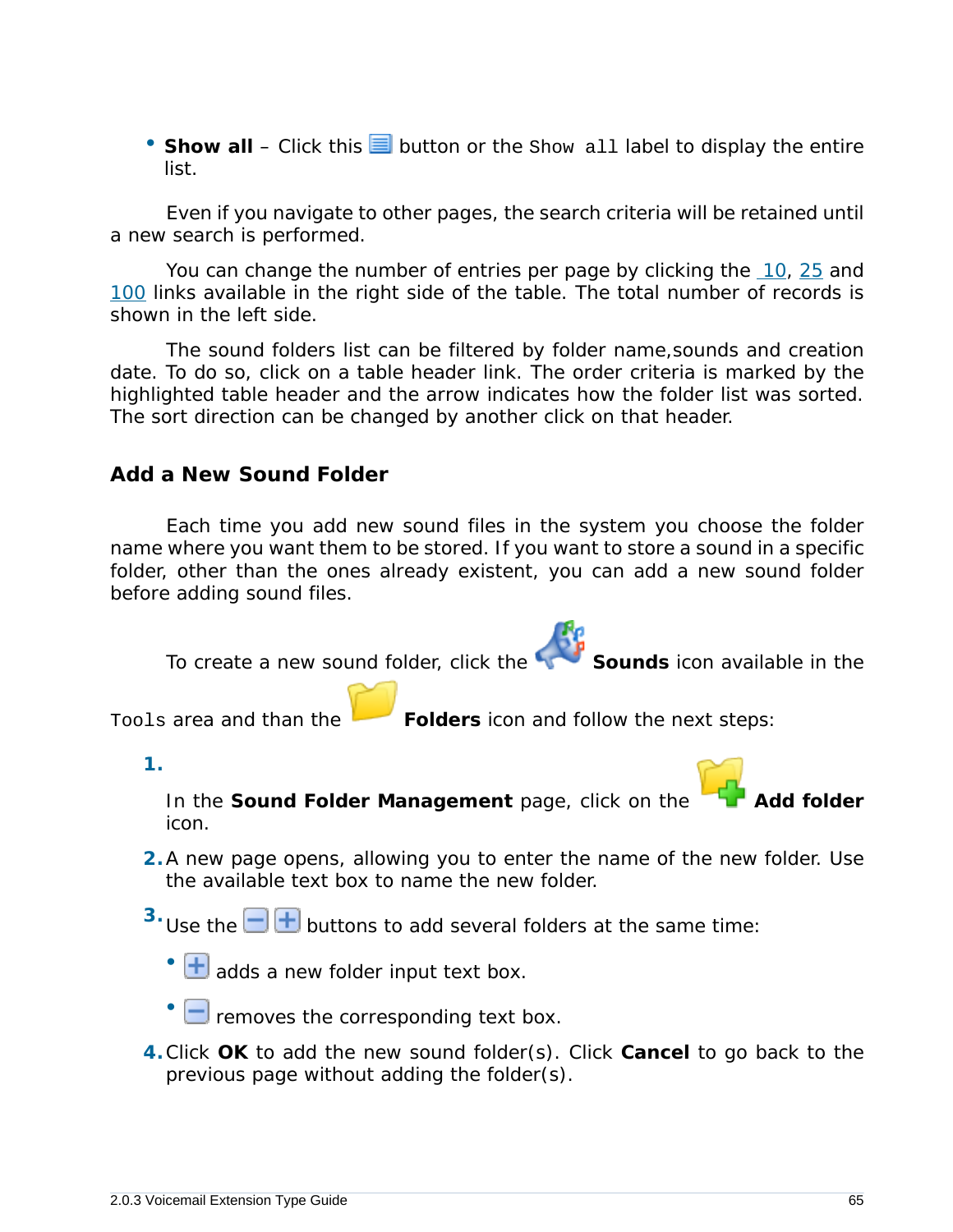- **Show all** – Click this button or the `Show all` label to display the entire list.

Even if you navigate to other pages, the search criteria will be retained until a new search is performed.

You can change the number of entries per page by clicking the 10, 25 and 100 links available in the right side of the table. The total number of records is shown in the left side.

The sound folders list can be filtered by folder name,sounds and creation date. To do so, click on a table header link. The order criteria is marked by the highlighted table header and the arrow indicates how the folder list was sorted. The sort direction can be changed by another click on that header.

## Add a New Sound Folder

Each time you add new sound files in the system you choose the folder name where you want them to be stored. If you want to store a sound in a specific folder, other than the ones already existent, you can add a new sound folder before adding sound files.

To create a new sound folder, click the **Sounds** icon available in the `Tools` area and than the **Folders** icon and follow the next steps:

1. In the **Sound Folder Management** page, click on the **Add folder** icon.
2. A new page opens, allowing you to enter the name of the new folder. Use the available text box to name the new folder.
3. Use the buttons to add several folders at the same time:
   - adds a new folder input text box.
   - removes the corresponding text box.
4. Click **OK** to add the new sound folder(s). Click **Cancel** to go back to the previous page without adding the folder(s).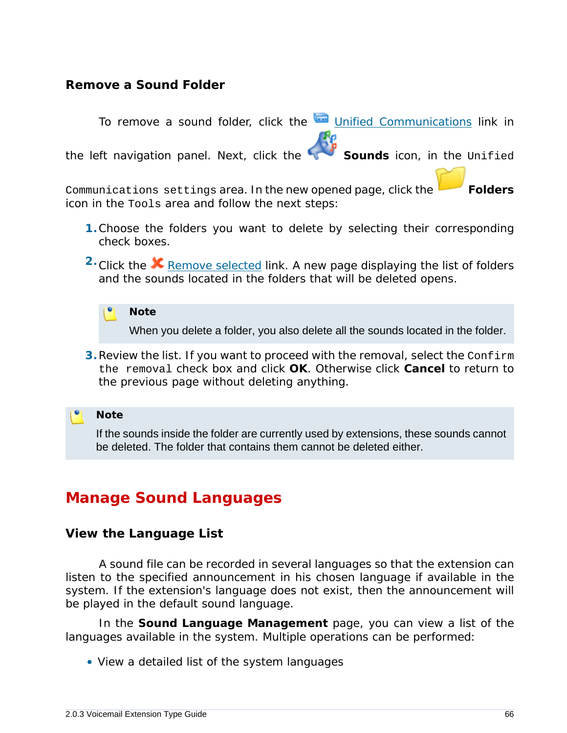### Remove a Sound Folder

To remove a sound folder, click the Unified Communications link in the left navigation panel. Next, click the **Sounds** icon, in the `Unified Communications settings` area. In the new opened page, click the **Folders** icon in the `Tools` area and follow the next steps:

1. Choose the folders you want to delete by selecting their corresponding check boxes.
2. Click the Remove selected link. A new page displaying the list of folders and the sounds located in the folders that will be deleted opens.

   > **Note**
   >
   > When you delete a folder, you also delete all the sounds located in the folder.

3. Review the list. If you want to proceed with the removal, select the `Confirm the removal` check box and click **OK**. Otherwise click **Cancel** to return to the previous page without deleting anything.

> **Note**
>
> If the sounds inside the folder are currently used by extensions, these sounds cannot be deleted. The folder that contains them cannot be deleted either.

## Manage Sound Languages

### View the Language List

A sound file can be recorded in several languages so that the extension can listen to the specified announcement in his chosen language if available in the system. If the extension's language does not exist, then the announcement will be played in the default sound language.

In the **Sound Language Management** page, you can view a list of the languages available in the system. Multiple operations can be performed:

- View a detailed list of the system languages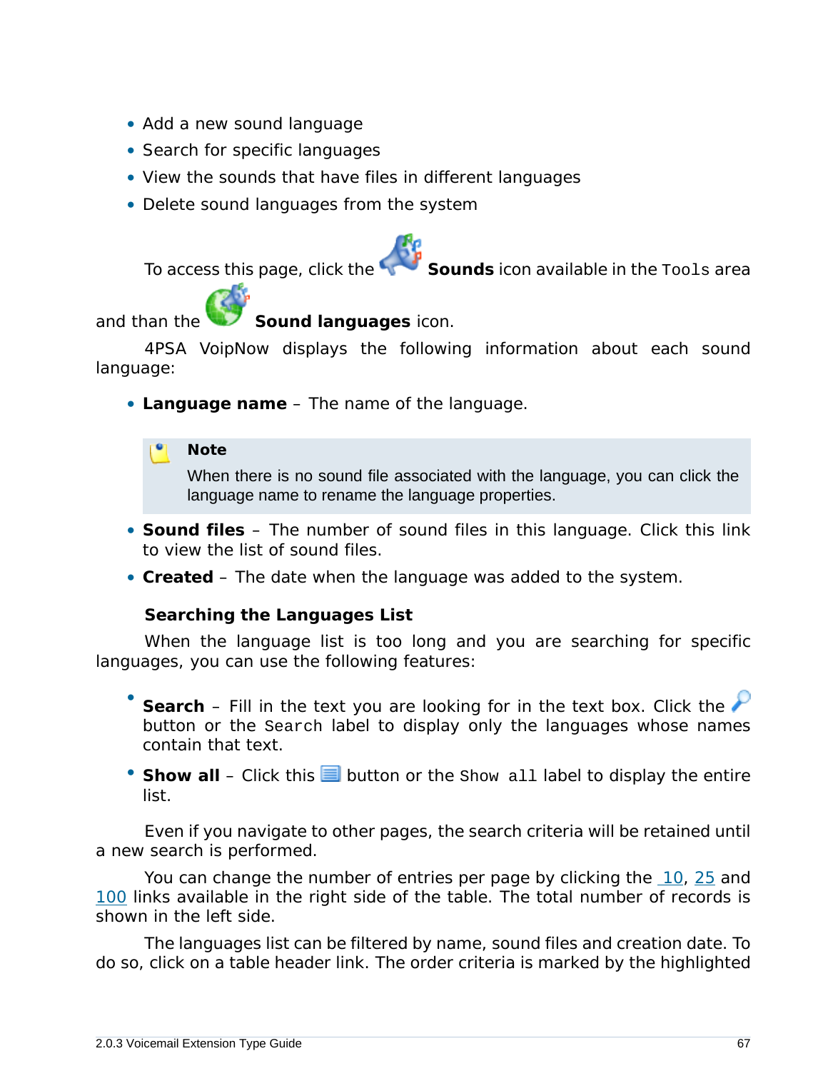- Add a new sound language
- Search for specific languages
- View the sounds that have files in different languages
- Delete sound languages from the system

To access this page, click the **Sounds** icon available in the `Tools` area and than the **Sound languages** icon.

4PSA VoipNow displays the following information about each sound language:

- **Language name** – The name of the language.

> **Note**
>
> When there is no sound file associated with the language, you can click the language name to rename the language properties.

- **Sound files** – The number of sound files in this language. Click this link to view the list of sound files.
- **Created** – The date when the language was added to the system.

### Searching the Languages List

When the language list is too long and you are searching for specific languages, you can use the following features:

- **Search** – Fill in the text you are looking for in the text box. Click the button or the `Search` label to display only the languages whose names contain that text.
- **Show all** – Click this button or the `Show all` label to display the entire list.

Even if you navigate to other pages, the search criteria will be retained until a new search is performed.

You can change the number of entries per page by clicking the 10, 25 and 100 links available in the right side of the table. The total number of records is shown in the left side.

The languages list can be filtered by name, sound files and creation date. To do so, click on a table header link. The order criteria is marked by the highlighted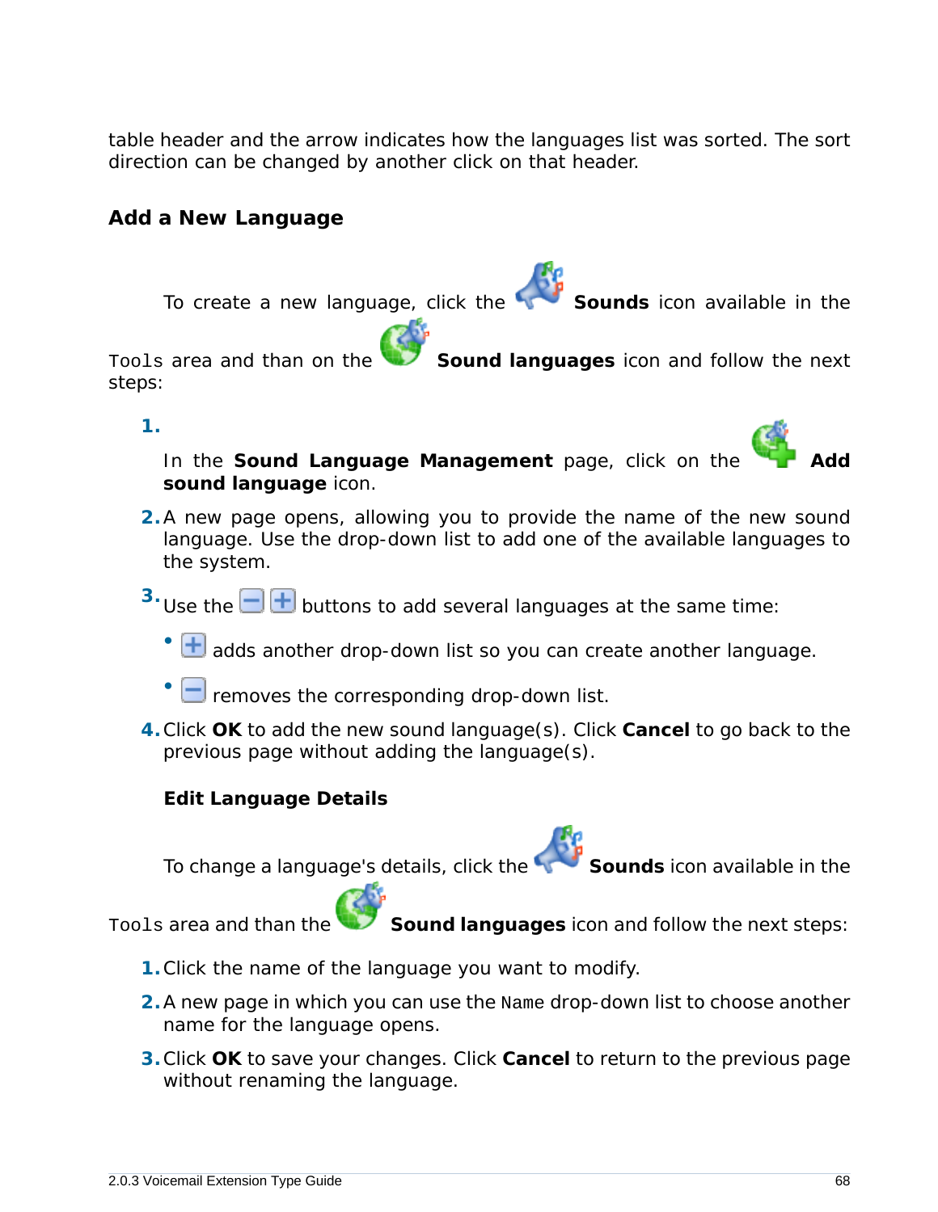table header and the arrow indicates how the languages list was sorted. The sort direction can be changed by another click on that header.

### Add a New Language

To create a new language, click the **Sounds** icon available in the `Tools` area and than on the **Sound languages** icon and follow the next steps:

1. In the **Sound Language Management** page, click on the **Add sound language** icon.
2. A new page opens, allowing you to provide the name of the new sound language. Use the drop-down list to add one of the available languages to the system.
3. Use the buttons to add several languages at the same time:
   - adds another drop-down list so you can create another language.
   - removes the corresponding drop-down list.
4. Click **OK** to add the new sound language(s). Click **Cancel** to go back to the previous page without adding the language(s).

#### Edit Language Details

To change a language's details, click the **Sounds** icon available in the `Tools` area and than the **Sound languages** icon and follow the next steps:

1. Click the name of the language you want to modify.
2. A new page in which you can use the `Name` drop-down list to choose another name for the language opens.
3. Click **OK** to save your changes. Click **Cancel** to return to the previous page without renaming the language.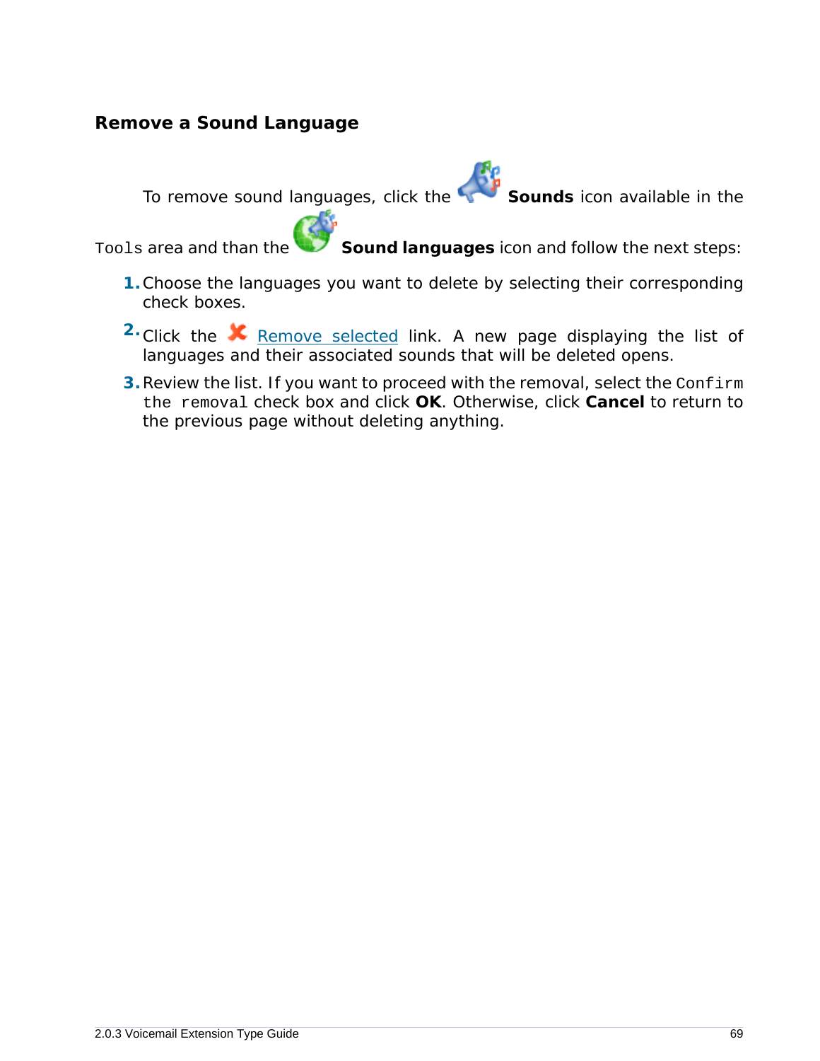### Remove a Sound Language

To remove sound languages, click the **Sounds** icon available in the `Tools` area and than the **Sound languages** icon and follow the next steps:

1. Choose the languages you want to delete by selecting their corresponding check boxes.
2. Click the Remove selected link. A new page displaying the list of languages and their associated sounds that will be deleted opens.
3. Review the list. If you want to proceed with the removal, select the `Confirm the removal` check box and click **OK**. Otherwise, click **Cancel** to return to the previous page without deleting anything.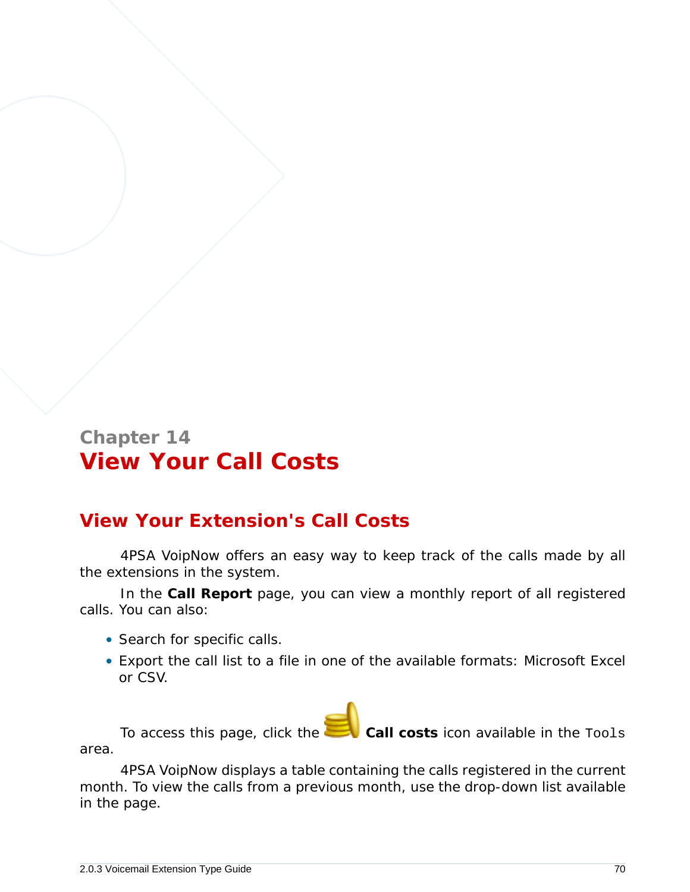Chapter 14

# View Your Call Costs

## View Your Extension's Call Costs

4PSA VoipNow offers an easy way to keep track of the calls made by all the extensions in the system.

In the **Call Report** page, you can view a monthly report of all registered calls. You can also:

- Search for specific calls.
- Export the call list to a file in one of the available formats: Microsoft Excel or CSV.

To access this page, click the **Call costs** icon available in the `Tools` area.

4PSA VoipNow displays a table containing the calls registered in the current month. To view the calls from a previous month, use the drop-down list available in the page.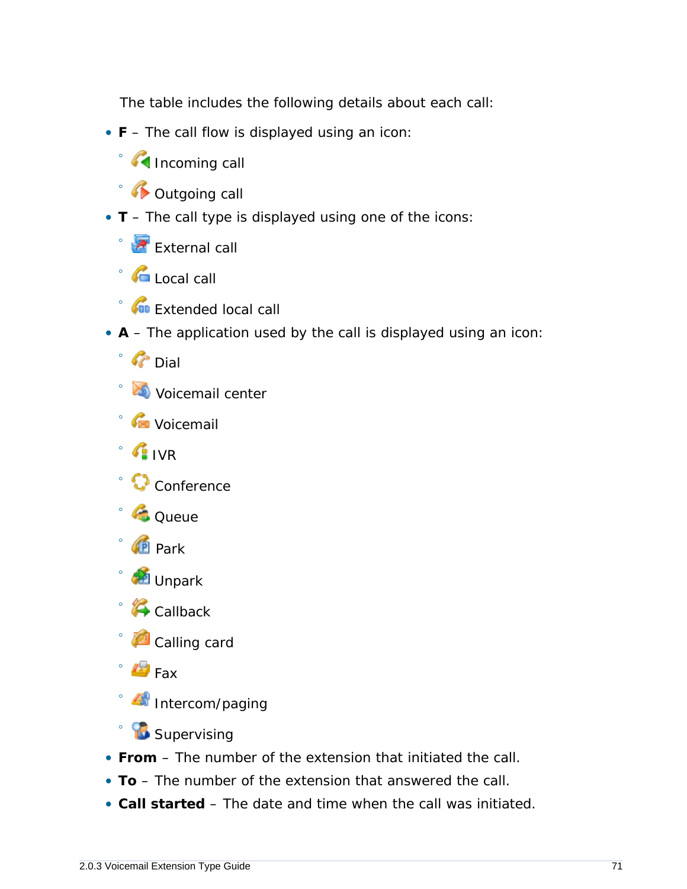The table includes the following details about each call:

- **F** – The call flow is displayed using an icon:
  - Incoming call
  - Outgoing call
- **T** – The call type is displayed using one of the icons:
  - External call
  - Local call
  - Extended local call
- **A** – The application used by the call is displayed using an icon:
  - Dial
  - Voicemail center
  - Voicemail
  - IVR
  - Conference
  - Queue
  - Park
  - Unpark
  - Callback
  - Calling card
  - Fax
  - Intercom/paging
  - Supervising
- **From** – The number of the extension that initiated the call.
- **To** – The number of the extension that answered the call.
- **Call started** – The date and time when the call was initiated.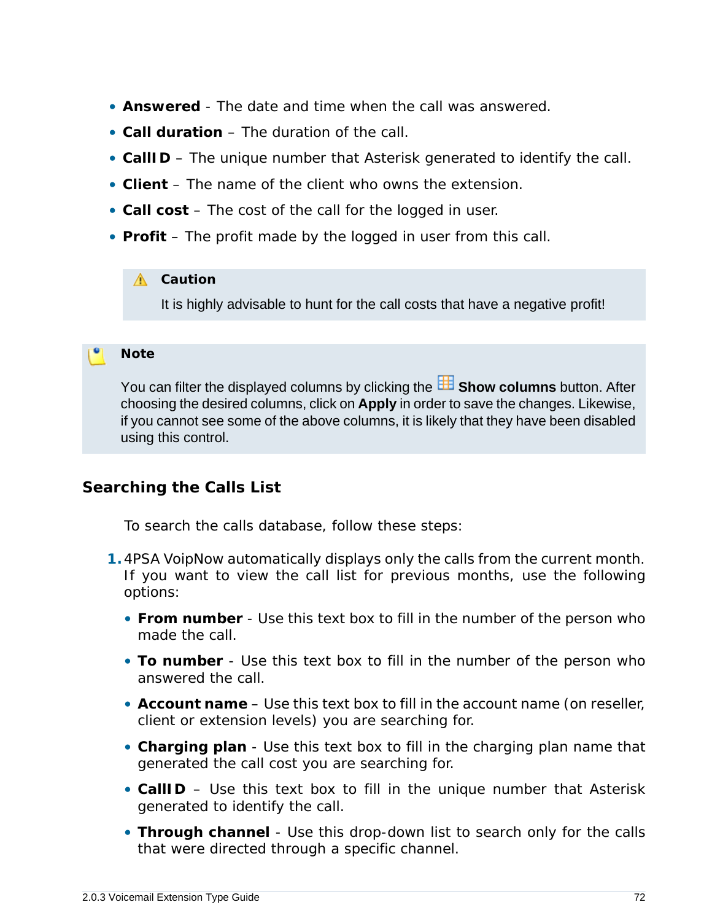- **Answered** - The date and time when the call was answered.
- **Call duration** – The duration of the call.
- **CallID** – The unique number that Asterisk generated to identify the call.
- **Client** – The name of the client who owns the extension.
- **Call cost** – The cost of the call for the logged in user.
- **Profit** – The profit made by the logged in user from this call.

> **Caution**
>
> It is highly advisable to hunt for the call costs that have a negative profit!

> **Note**
>
> You can filter the displayed columns by clicking the **Show columns** button. After choosing the desired columns, click on **Apply** in order to save the changes. Likewise, if you cannot see some of the above columns, it is likely that they have been disabled using this control.

## Searching the Calls List

To search the calls database, follow these steps:

1. 4PSA VoipNow automatically displays only the calls from the current month. If you want to view the call list for previous months, use the following options:
   - **From number** - Use this text box to fill in the number of the person who made the call.
   - **To number** - Use this text box to fill in the number of the person who answered the call.
   - **Account name** – Use this text box to fill in the account name (on reseller, client or extension levels) you are searching for.
   - **Charging plan** - Use this text box to fill in the charging plan name that generated the call cost you are searching for.
   - **CallID** – Use this text box to fill in the unique number that Asterisk generated to identify the call.
   - **Through channel** - Use this drop-down list to search only for the calls that were directed through a specific channel.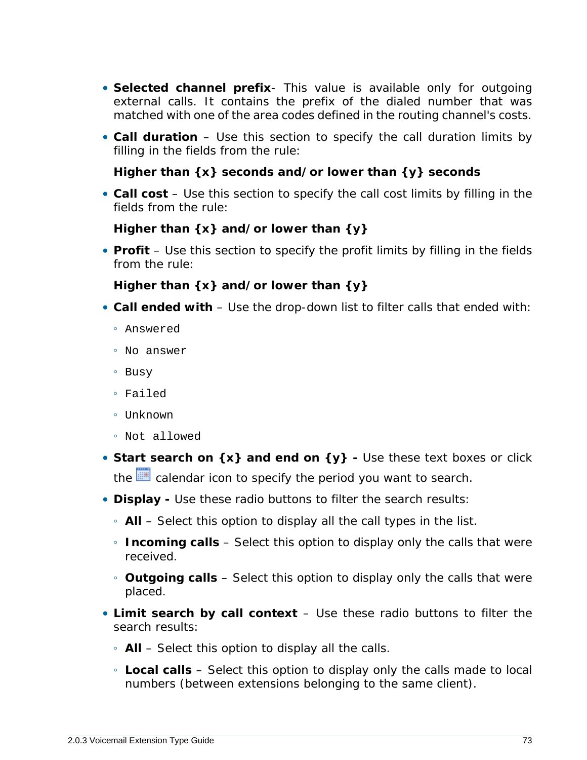- **Selected channel prefix**- This value is available only for outgoing external calls. It contains the prefix of the dialed number that was matched with one of the area codes defined in the routing channel's costs.
- **Call duration** – Use this section to specify the call duration limits by filling in the fields from the rule:

  **Higher than {x} seconds and/or lower than {y} seconds**

- **Call cost** – Use this section to specify the call cost limits by filling in the fields from the rule:

  **Higher than {x} and/or lower than {y}**

- **Profit** – Use this section to specify the profit limits by filling in the fields from the rule:

  **Higher than {x} and/or lower than {y}**

- **Call ended with** – Use the drop-down list to filter calls that ended with:
  - `Answered`
  - `No answer`
  - `Busy`
  - `Failed`
  - `Unknown`
  - `Not allowed`
- **Start search on {x} and end on {y} -** Use these text boxes or click the calendar icon to specify the period you want to search.
- **Display -** Use these radio buttons to filter the search results:
  - **All** – Select this option to display all the call types in the list.
  - **Incoming calls** – Select this option to display only the calls that were received.
  - **Outgoing calls** – Select this option to display only the calls that were placed.
- **Limit search by call context** – Use these radio buttons to filter the search results:
  - **All** – Select this option to display all the calls.
  - **Local calls** – Select this option to display only the calls made to local numbers (between extensions belonging to the same client).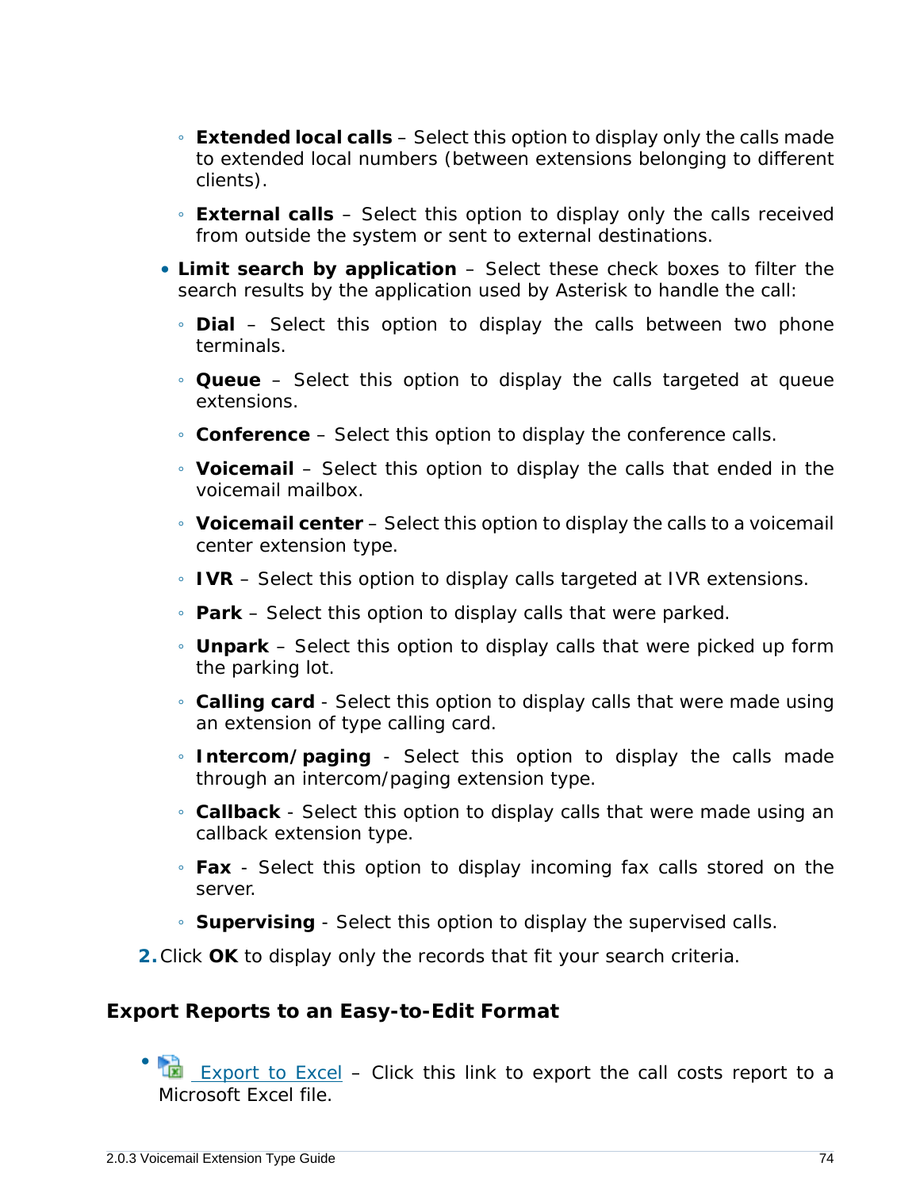- Extended local calls – Select this option to display only the calls made to extended local numbers (between extensions belonging to different clients).
  - **External calls** – Select this option to display only the calls received from outside the system or sent to external destinations.
- **Limit search by application** – Select these check boxes to filter the search results by the application used by Asterisk to handle the call:
  - **Dial** – Select this option to display the calls between two phone terminals.
  - **Queue** – Select this option to display the calls targeted at queue extensions.
  - **Conference** – Select this option to display the conference calls.
  - **Voicemail** – Select this option to display the calls that ended in the voicemail mailbox.
  - **Voicemail center** – Select this option to display the calls to a voicemail center extension type.
  - **IVR** – Select this option to display calls targeted at IVR extensions.
  - **Park** – Select this option to display calls that were parked.
  - **Unpark** – Select this option to display calls that were picked up form the parking lot.
  - **Calling card** - Select this option to display calls that were made using an extension of type calling card.
  - **Intercom/paging** - Select this option to display the calls made through an intercom/paging extension type.
  - **Callback** - Select this option to display calls that were made using an callback extension type.
  - **Fax** - Select this option to display incoming fax calls stored on the server.
  - **Supervising** - Select this option to display the supervised calls.

2. Click **OK** to display only the records that fit your search criteria.

### Export Reports to an Easy-to-Edit Format

- Export to Excel – Click this link to export the call costs report to a Microsoft Excel file.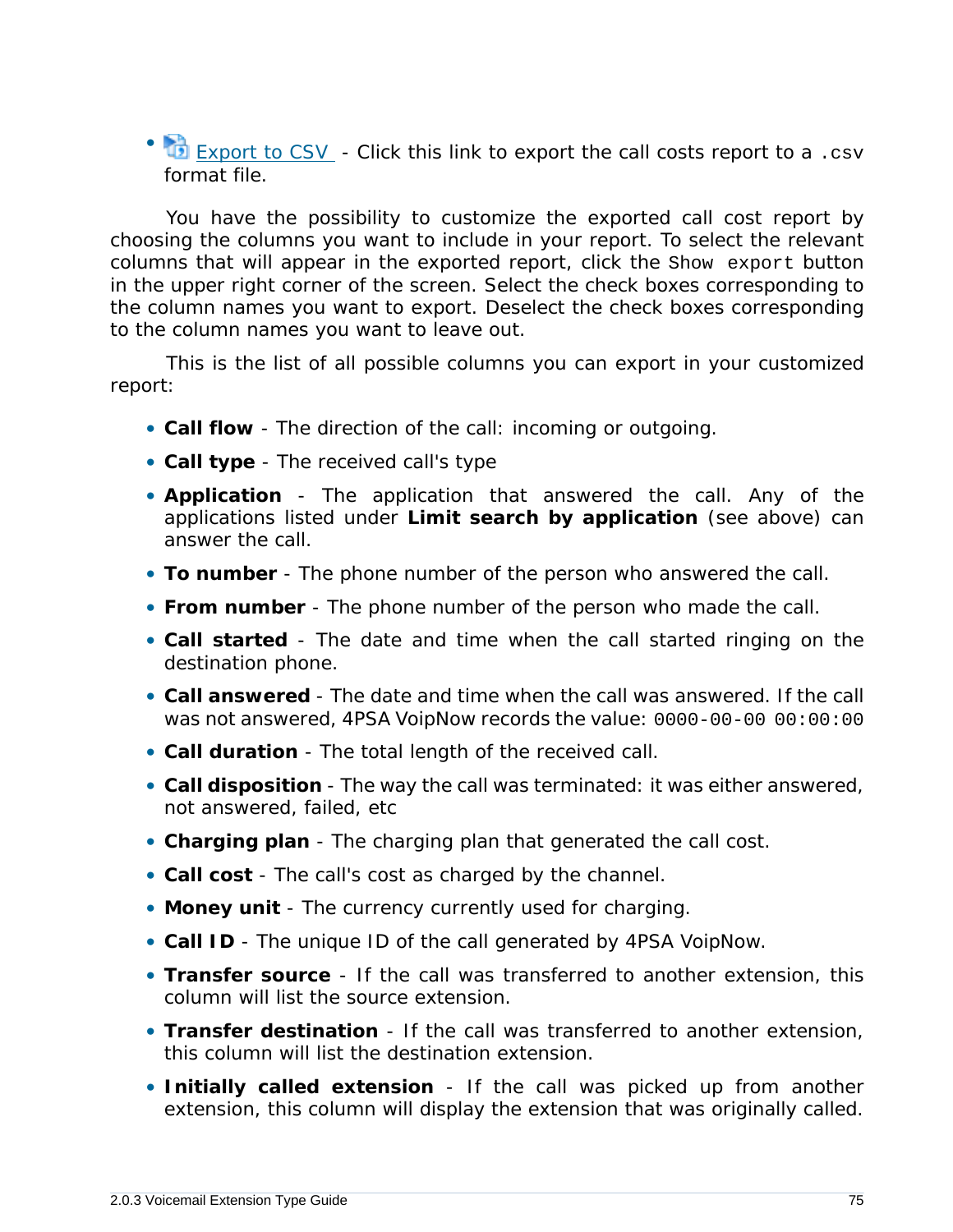- Export to CSV - Click this link to export the call costs report to a `.csv` format file.

You have the possibility to customize the exported call cost report by choosing the columns you want to include in your report. To select the relevant columns that will appear in the exported report, click the `Show export` button in the upper right corner of the screen. Select the check boxes corresponding to the column names you want to export. Deselect the check boxes corresponding to the column names you want to leave out.

This is the list of all possible columns you can export in your customized report:

- **Call flow** - The direction of the call: incoming or outgoing.
- **Call type** - The received call's type
- **Application** - The application that answered the call. Any of the applications listed under **Limit search by application** (see above) can answer the call.
- **To number** - The phone number of the person who answered the call.
- **From number** - The phone number of the person who made the call.
- **Call started** - The date and time when the call started ringing on the destination phone.
- **Call answered** - The date and time when the call was answered. If the call was not answered, 4PSA VoipNow records the value: `0000-00-00 00:00:00`
- **Call duration** - The total length of the received call.
- **Call disposition** - The way the call was terminated: it was either answered, not answered, failed, etc
- **Charging plan** - The charging plan that generated the call cost.
- **Call cost** - The call's cost as charged by the channel.
- **Money unit** - The currency currently used for charging.
- **Call ID** - The unique ID of the call generated by 4PSA VoipNow.
- **Transfer source** - If the call was transferred to another extension, this column will list the source extension.
- **Transfer destination** - If the call was transferred to another extension, this column will list the destination extension.
- **Initially called extension** - If the call was picked up from another extension, this column will display the extension that was originally called.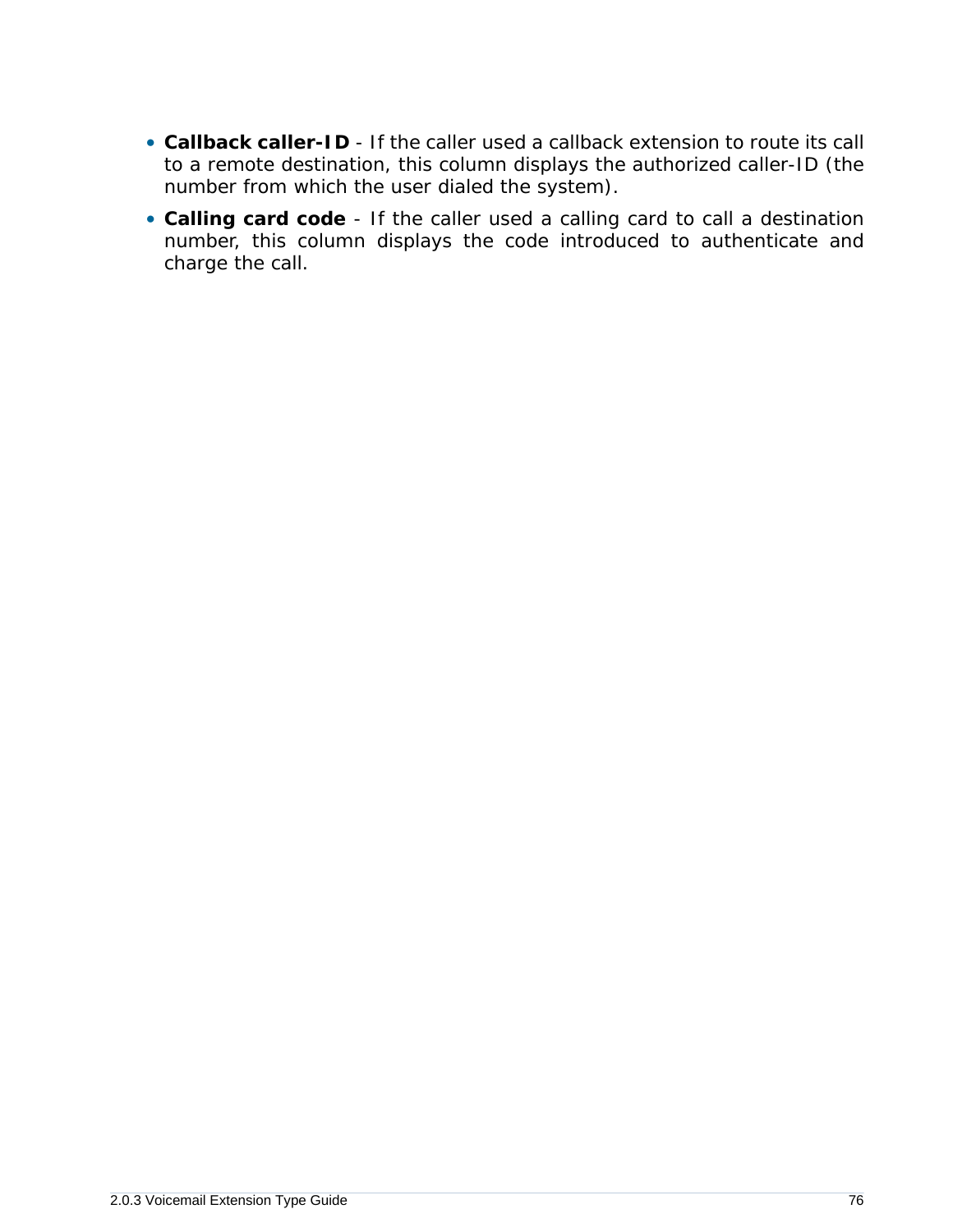- **Callback caller-ID** - If the caller used a callback extension to route its call to a remote destination, this column displays the authorized caller-ID (the number from which the user dialed the system).
- **Calling card code** - If the caller used a calling card to call a destination number, this column displays the code introduced to authenticate and charge the call.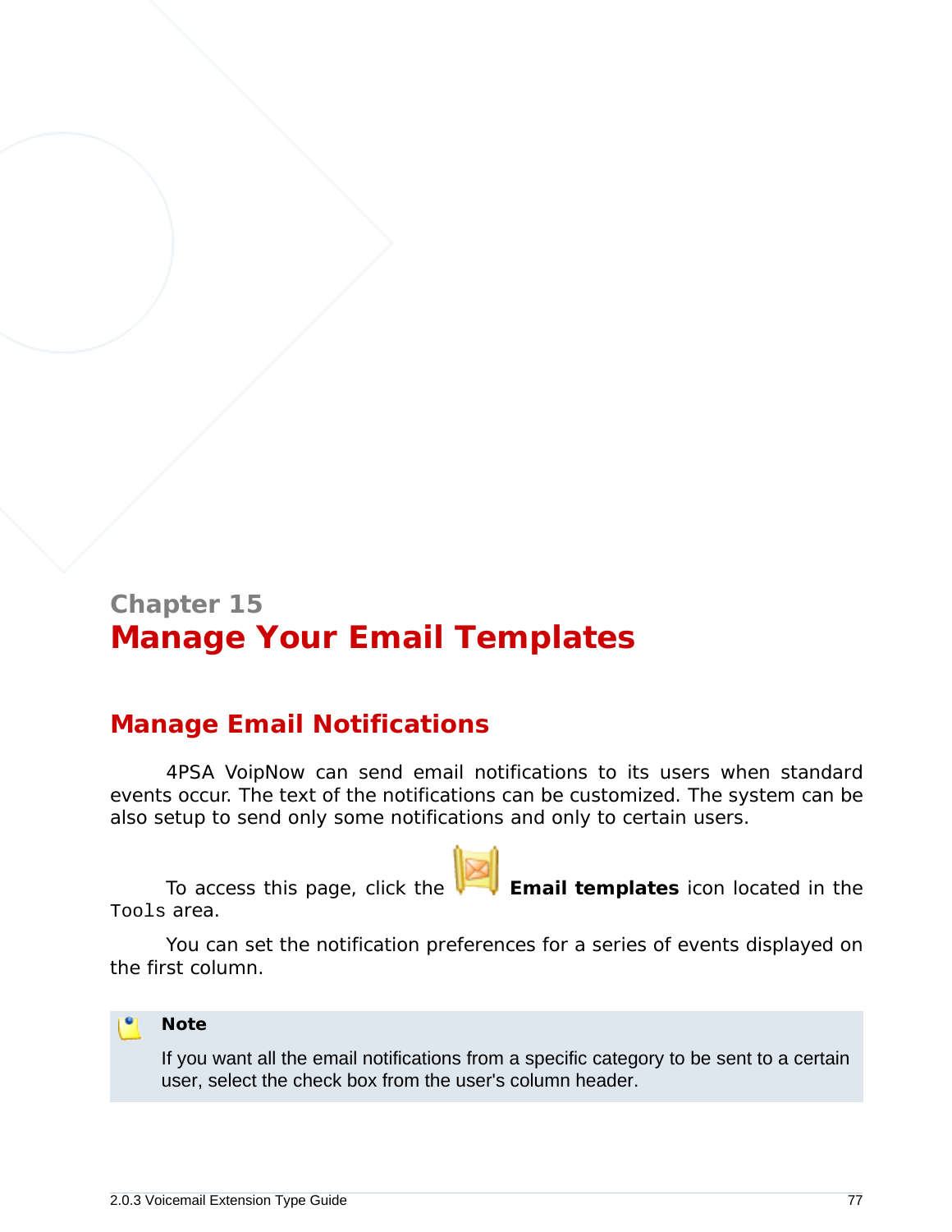Chapter 15

# Manage Your Email Templates

## Manage Email Notifications

4PSA VoipNow can send email notifications to its users when standard events occur. The text of the notifications can be customized. The system can be also setup to send only some notifications and only to certain users.

To access this page, click the **Email templates** icon located in the `Tools` area.

You can set the notification preferences for a series of events displayed on the first column.

> **Note**
>
> If you want all the email notifications from a specific category to be sent to a certain user, select the check box from the user's column header.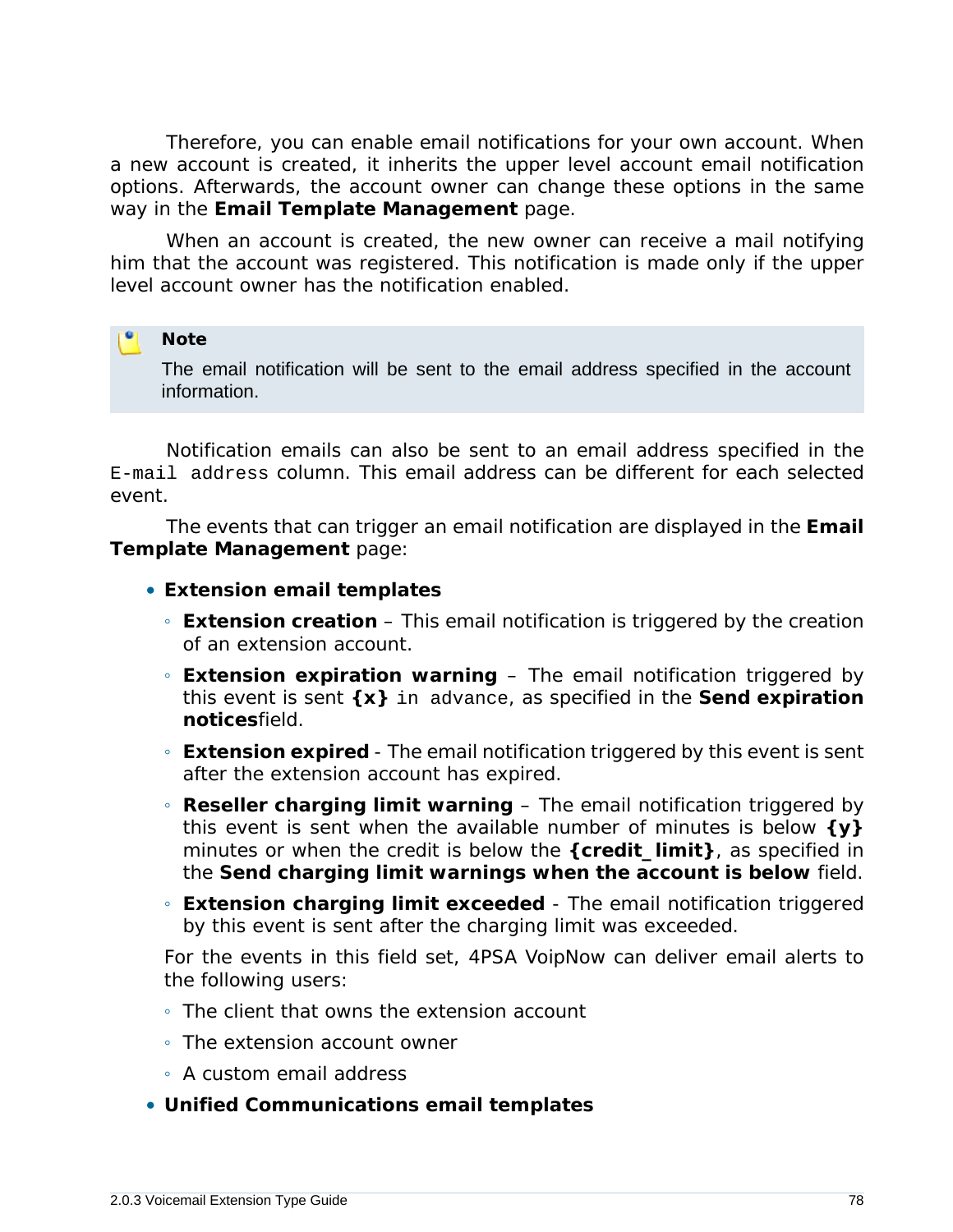Therefore, you can enable email notifications for your own account. When a new account is created, it inherits the upper level account email notification options. Afterwards, the account owner can change these options in the same way in the **Email Template Management** page.

When an account is created, the new owner can receive a mail notifying him that the account was registered. This notification is made only if the upper level account owner has the notification enabled.

> **Note**
>
> The email notification will be sent to the email address specified in the account information.

Notification emails can also be sent to an email address specified in the `E-mail address` column. This email address can be different for each selected event.

The events that can trigger an email notification are displayed in the **Email Template Management** page:

- **Extension email templates**
  - **Extension creation** – This email notification is triggered by the creation of an extension account.
  - **Extension expiration warning** – The email notification triggered by this event is sent **{x}** `in advance`, as specified in the **Send expiration notices**field.
  - **Extension expired** - The email notification triggered by this event is sent after the extension account has expired.
  - **Reseller charging limit warning** – The email notification triggered by this event is sent when the available number of minutes is below **{y}** minutes or when the credit is below the **{credit_limit}**, as specified in the **Send charging limit warnings when the account is below** field.
  - **Extension charging limit exceeded** - The email notification triggered by this event is sent after the charging limit was exceeded.

  For the events in this field set, 4PSA VoipNow can deliver email alerts to the following users:

  - The client that owns the extension account
  - The extension account owner
  - A custom email address
- **Unified Communications email templates**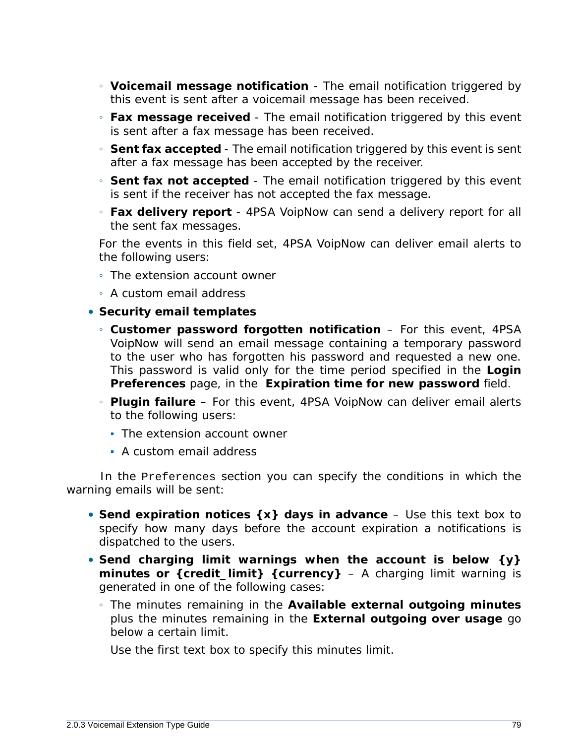- **Voicemail message notification** - The email notification triggered by this event is sent after a voicemail message has been received.
    - **Fax message received** - The email notification triggered by this event is sent after a fax message has been received.
    - **Sent fax accepted** - The email notification triggered by this event is sent after a fax message has been accepted by the receiver.
    - **Sent fax not accepted** - The email notification triggered by this event is sent if the receiver has not accepted the fax message.
    - **Fax delivery report** - 4PSA VoipNow can send a delivery report for all the sent fax messages.

  For the events in this field set, 4PSA VoipNow can deliver email alerts to the following users:

    - The extension account owner
    - A custom email address

- **Security email templates**
    - **Customer password forgotten notification** – For this event, 4PSA VoipNow will send an email message containing a temporary password to the user who has forgotten his password and requested a new one. This password is valid only for the time period specified in the **Login Preferences** page, in the **Expiration time for new password** field.
    - **Plugin failure** – For this event, 4PSA VoipNow can deliver email alerts to the following users:
        - The extension account owner
        - A custom email address

In the `Preferences` section you can specify the conditions in which the warning emails will be sent:

- **Send expiration notices {x} days in advance** – Use this text box to specify how many days before the account expiration a notifications is dispatched to the users.
- **Send charging limit warnings when the account is below {y} minutes or {credit_limit} {currency}** – A charging limit warning is generated in one of the following cases:
    - The minutes remaining in the **Available external outgoing minutes** plus the minutes remaining in the **External outgoing over usage** go below a certain limit.

      Use the first text box to specify this minutes limit.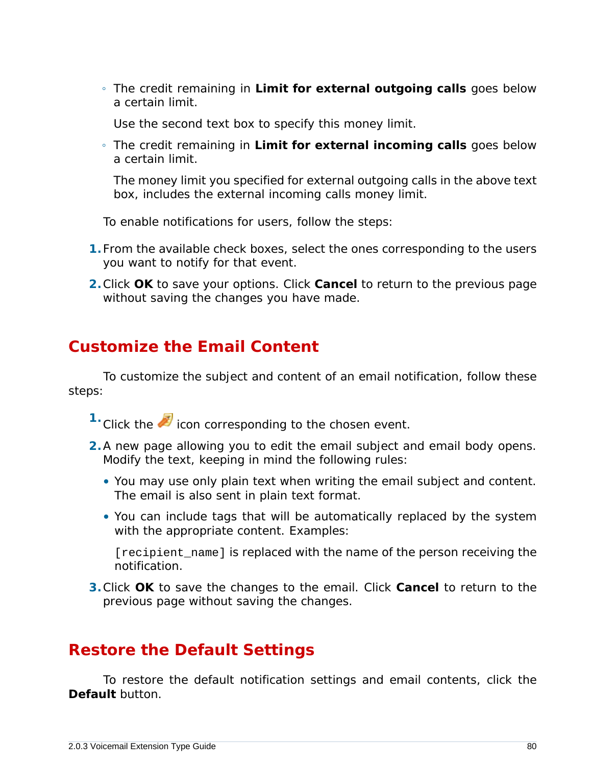- The credit remaining in **Limit for external outgoing calls** goes below a certain limit.

  Use the second text box to specify this money limit.

- The credit remaining in **Limit for external incoming calls** goes below a certain limit.

  The money limit you specified for external outgoing calls in the above text box, includes the external incoming calls money limit.

To enable notifications for users, follow the steps:

1. From the available check boxes, select the ones corresponding to the users you want to notify for that event.
2. Click **OK** to save your options. Click **Cancel** to return to the previous page without saving the changes you have made.

## Customize the Email Content

To customize the subject and content of an email notification, follow these steps:

1. Click the icon corresponding to the chosen event.
2. A new page allowing you to edit the email subject and email body opens. Modify the text, keeping in mind the following rules:
   - You may use only plain text when writing the email subject and content. The email is also sent in plain text format.
   - You can include tags that will be automatically replaced by the system with the appropriate content. Examples:

     `[recipient_name]` is replaced with the name of the person receiving the notification.
3. Click **OK** to save the changes to the email. Click **Cancel** to return to the previous page without saving the changes.

## Restore the Default Settings

To restore the default notification settings and email contents, click the **Default** button.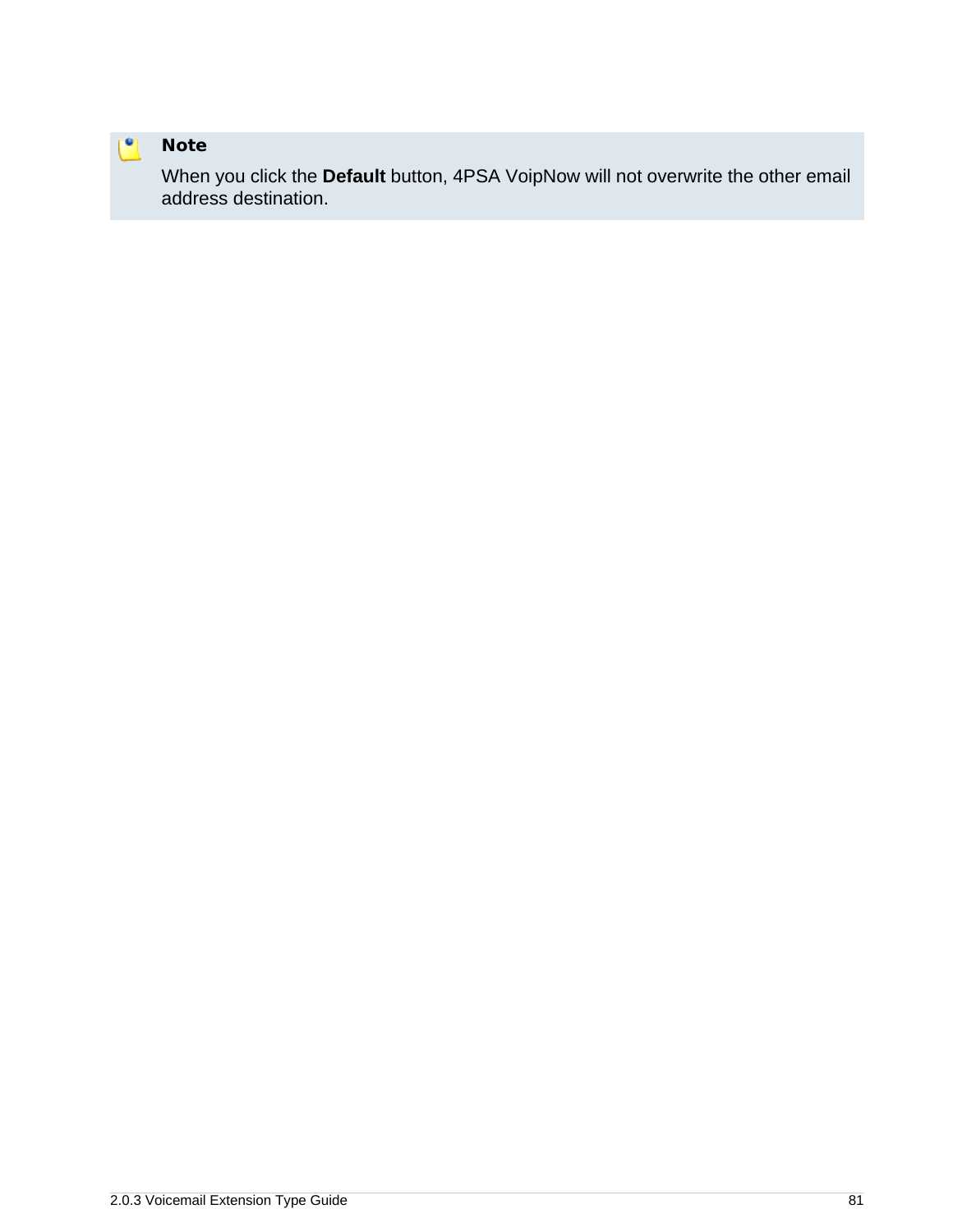**Note**

When you click the **Default** button, 4PSA VoipNow will not overwrite the other email address destination.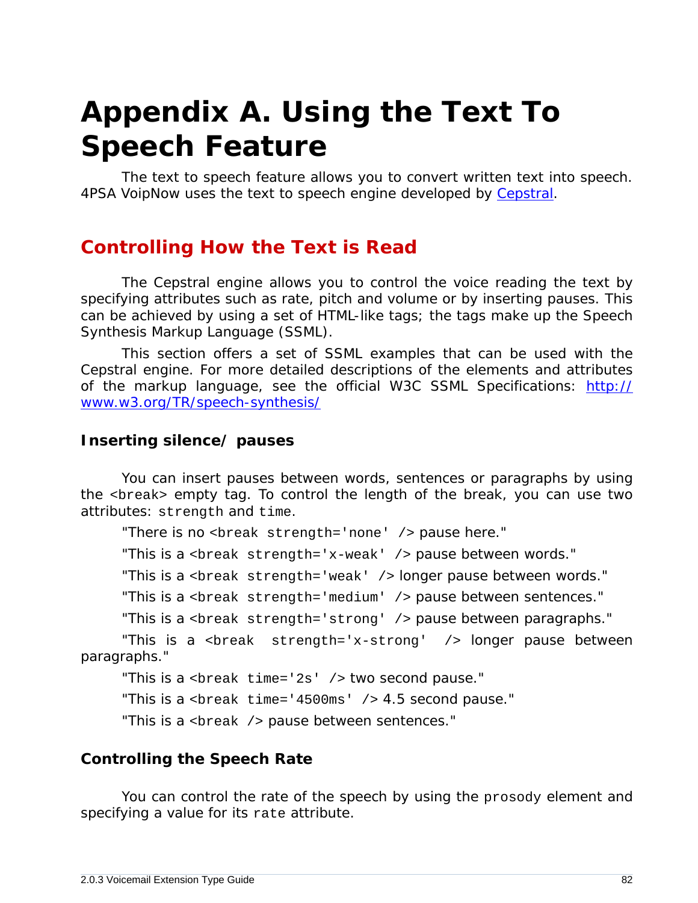# Appendix A. Using the Text To Speech Feature

The text to speech feature allows you to convert written text into speech. 4PSA VoipNow uses the text to speech engine developed by [Cepstral](#).

## Controlling How the Text is Read

The Cepstral engine allows you to control the voice reading the text by specifying attributes such as rate, pitch and volume or by inserting pauses. This can be achieved by using a set of HTML-like tags; the tags make up the Speech Synthesis Markup Language (SSML).

This section offers a set of SSML examples that can be used with the Cepstral engine. For more detailed descriptions of the elements and attributes of the markup language, see the official W3C SSML Specifications: [http://www.w3.org/TR/speech-synthesis/](http://www.w3.org/TR/speech-synthesis/)

### Inserting silence/ pauses

You can insert pauses between words, sentences or paragraphs by using the `<break>` empty tag. To control the length of the break, you can use two attributes: `strength` and `time`.

"There is no `<break strength='none' />` pause here."

"This is a `<break strength='x-weak' />` pause between words."

"This is a `<break strength='weak' />` longer pause between words."

"This is a `<break strength='medium' />` pause between sentences."

"This is a `<break strength='strong' />` pause between paragraphs."

"This is a `<break strength='x-strong' />` longer pause between paragraphs."

"This is a `<break time='2s' />` two second pause."

"This is a `<break time='4500ms' />` 4.5 second pause."

"This is a `<break />` pause between sentences."

### Controlling the Speech Rate

You can control the rate of the speech by using the `prosody` element and specifying a value for its `rate` attribute.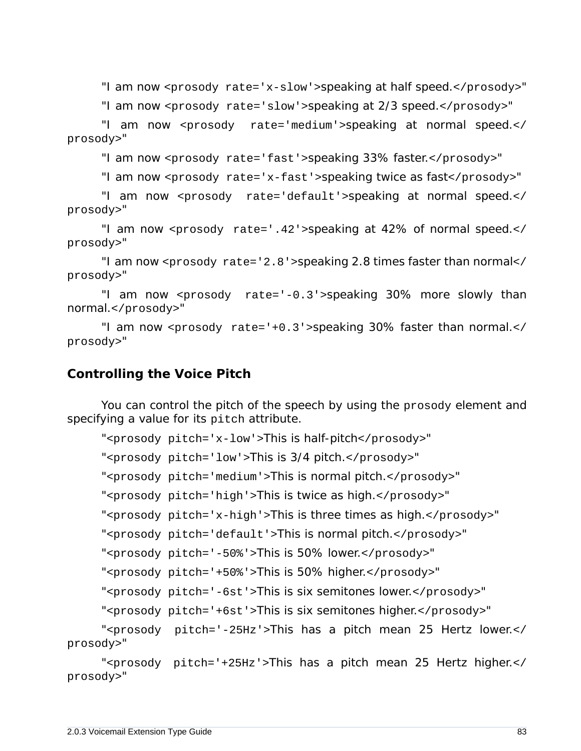"I am now `<prosody rate='x-slow'>`speaking at half speed.`</prosody>`"

"I am now `<prosody rate='slow'>`speaking at 2/3 speed.`</prosody>`"

"I am now `<prosody rate='medium'>`speaking at normal speed.`</prosody>`"

"I am now `<prosody rate='fast'>`speaking 33% faster.`</prosody>`"

"I am now `<prosody rate='x-fast'>`speaking twice as fast`</prosody>`"

"I am now `<prosody rate='default'>`speaking at normal speed.`</prosody>`"

"I am now `<prosody rate='.42'>`speaking at 42% of normal speed.`</prosody>`"

"I am now `<prosody rate='2.8'>`speaking 2.8 times faster than normal`</prosody>`"

"I am now `<prosody rate='-0.3'>`speaking 30% more slowly than normal.`</prosody>`"

"I am now `<prosody rate='+0.3'>`speaking 30% faster than normal.`</prosody>`"

## Controlling the Voice Pitch

You can control the pitch of the speech by using the `prosody` element and specifying a value for its `pitch` attribute.

"`<prosody pitch='x-low'>`This is half-pitch`</prosody>`"

"`<prosody pitch='low'>`This is 3/4 pitch.`</prosody>`"

"`<prosody pitch='medium'>`This is normal pitch.`</prosody>`"

"`<prosody pitch='high'>`This is twice as high.`</prosody>`"

"`<prosody pitch='x-high'>`This is three times as high.`</prosody>`"

"`<prosody pitch='default'>`This is normal pitch.`</prosody>`"

"`<prosody pitch='-50%'>`This is 50% lower.`</prosody>`"

"`<prosody pitch='+50%'>`This is 50% higher.`</prosody>`"

"`<prosody pitch='-6st'>`This is six semitones lower.`</prosody>`"

"`<prosody pitch='+6st'>`This is six semitones higher.`</prosody>`"

"`<prosody pitch='-25Hz'>`This has a pitch mean 25 Hertz lower.`</prosody>`"

"`<prosody pitch='+25Hz'>`This has a pitch mean 25 Hertz higher.`</prosody>`"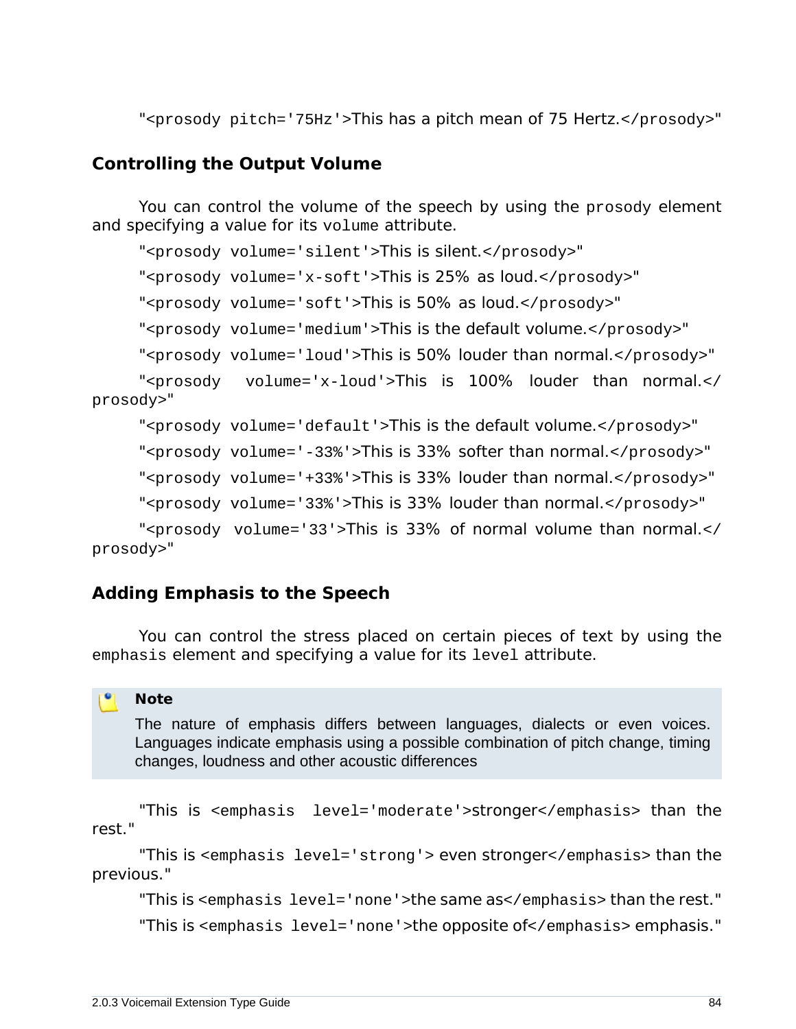"`<prosody pitch='75Hz'>`This has a pitch mean of 75 Hertz.`</prosody>`"

### Controlling the Output Volume

You can control the volume of the speech by using the `prosody` element and specifying a value for its `volume` attribute.

"`<prosody volume='silent'>`This is silent.`</prosody>`"

"`<prosody volume='x-soft'>`This is 25% as loud.`</prosody>`"

"`<prosody volume='soft'>`This is 50% as loud.`</prosody>`"

"`<prosody volume='medium'>`This is the default volume.`</prosody>`"

"`<prosody volume='loud'>`This is 50% louder than normal.`</prosody>`"

"`<prosody volume='x-loud'>`This is 100% louder than normal.`</prosody>`"

"`<prosody volume='default'>`This is the default volume.`</prosody>`"

"`<prosody volume='-33%'>`This is 33% softer than normal.`</prosody>`"

"`<prosody volume='+33%'>`This is 33% louder than normal.`</prosody>`"

"`<prosody volume='33%'>`This is 33% louder than normal.`</prosody>`"

"`<prosody volume='33'>`This is 33% of normal volume than normal.`</prosody>`"

### Adding Emphasis to the Speech

You can control the stress placed on certain pieces of text by using the `emphasis` element and specifying a value for its `level` attribute.

> **Note**
>
> The nature of emphasis differs between languages, dialects or even voices. Languages indicate emphasis using a possible combination of pitch change, timing changes, loudness and other acoustic differences

"This is `<emphasis level='moderate'>`stronger`</emphasis>` than the rest."

"This is `<emphasis level='strong'>` even stronger`</emphasis>` than the previous."

"This is `<emphasis level='none'>`the same as`</emphasis>` than the rest."

"This is `<emphasis level='none'>`the opposite of`</emphasis>` emphasis."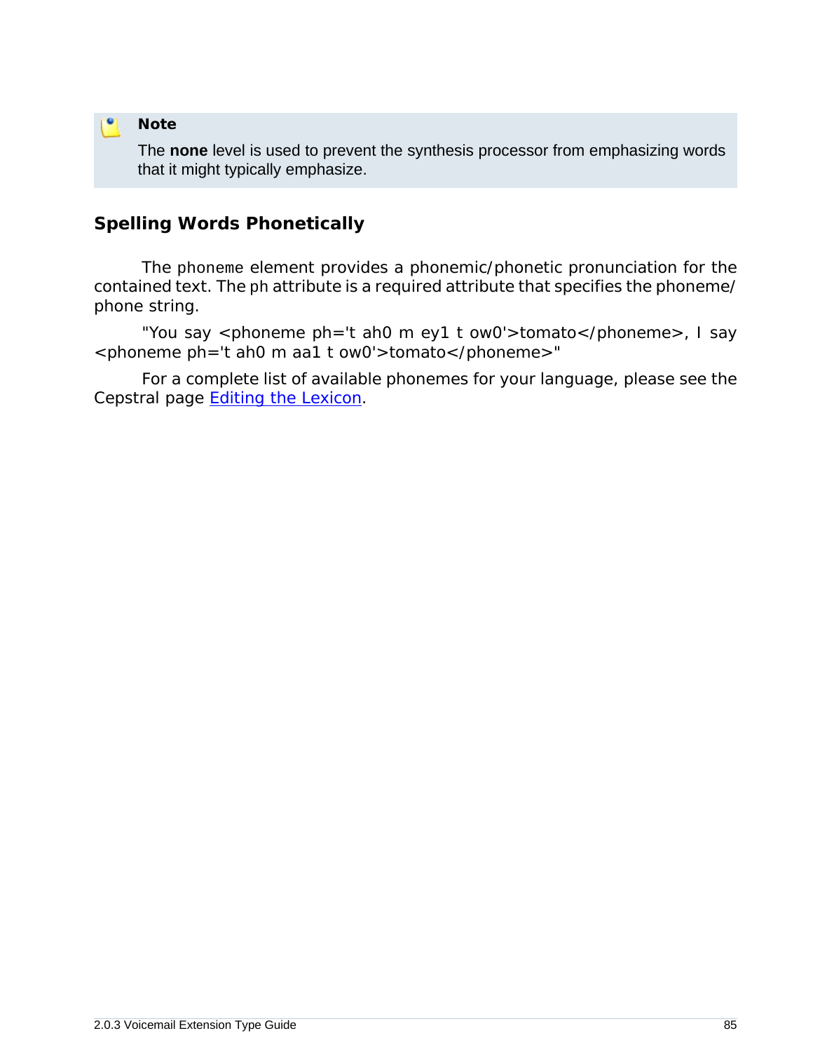> **Note**
>
> The **none** level is used to prevent the synthesis processor from emphasizing words that it might typically emphasize.

### Spelling Words Phonetically

The `phoneme` element provides a phonemic/phonetic pronunciation for the contained text. The `ph` attribute is a required attribute that specifies the phoneme/phone string.

"You say <phoneme ph='t ah0 m ey1 t ow0'>tomato</phoneme>, I say <phoneme ph='t ah0 m aa1 t ow0'>tomato</phoneme>"

For a complete list of available phonemes for your language, please see the Cepstral page [Editing the Lexicon].